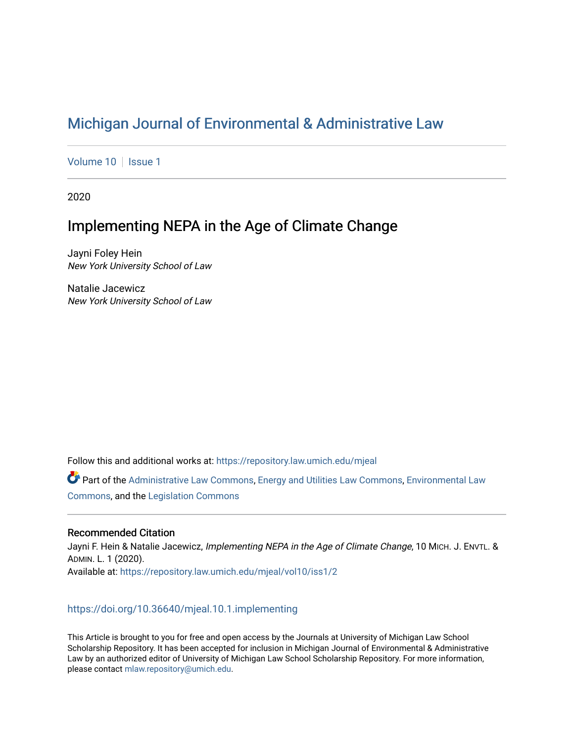# Michigan Journal of Environmental & Administrative Law

Volume 10 | Issue 1

2020

## Implementing NEPA in the Age of Climate Change

Jayni Foley Hein
*New York University School of Law*

Natalie Jacewicz
*New York University School of Law*

Follow this and additional works at: https://repository.law.umich.edu/mjeal

Part of the Administrative Law Commons, Energy and Utilities Law Commons, Environmental Law Commons, and the Legislation Commons

### Recommended Citation

Jayni F. Hein & Natalie Jacewicz, *Implementing NEPA in the Age of Climate Change*, 10 MICH. J. ENVTL. & ADMIN. L. 1 (2020).
Available at: https://repository.law.umich.edu/mjeal/vol10/iss1/2

https://doi.org/10.36640/mjeal.10.1.implementing

This Article is brought to you for free and open access by the Journals at University of Michigan Law School Scholarship Repository. It has been accepted for inclusion in Michigan Journal of Environmental & Administrative Law by an authorized editor of University of Michigan Law School Scholarship Repository. For more information, please contact mlaw.repository@umich.edu.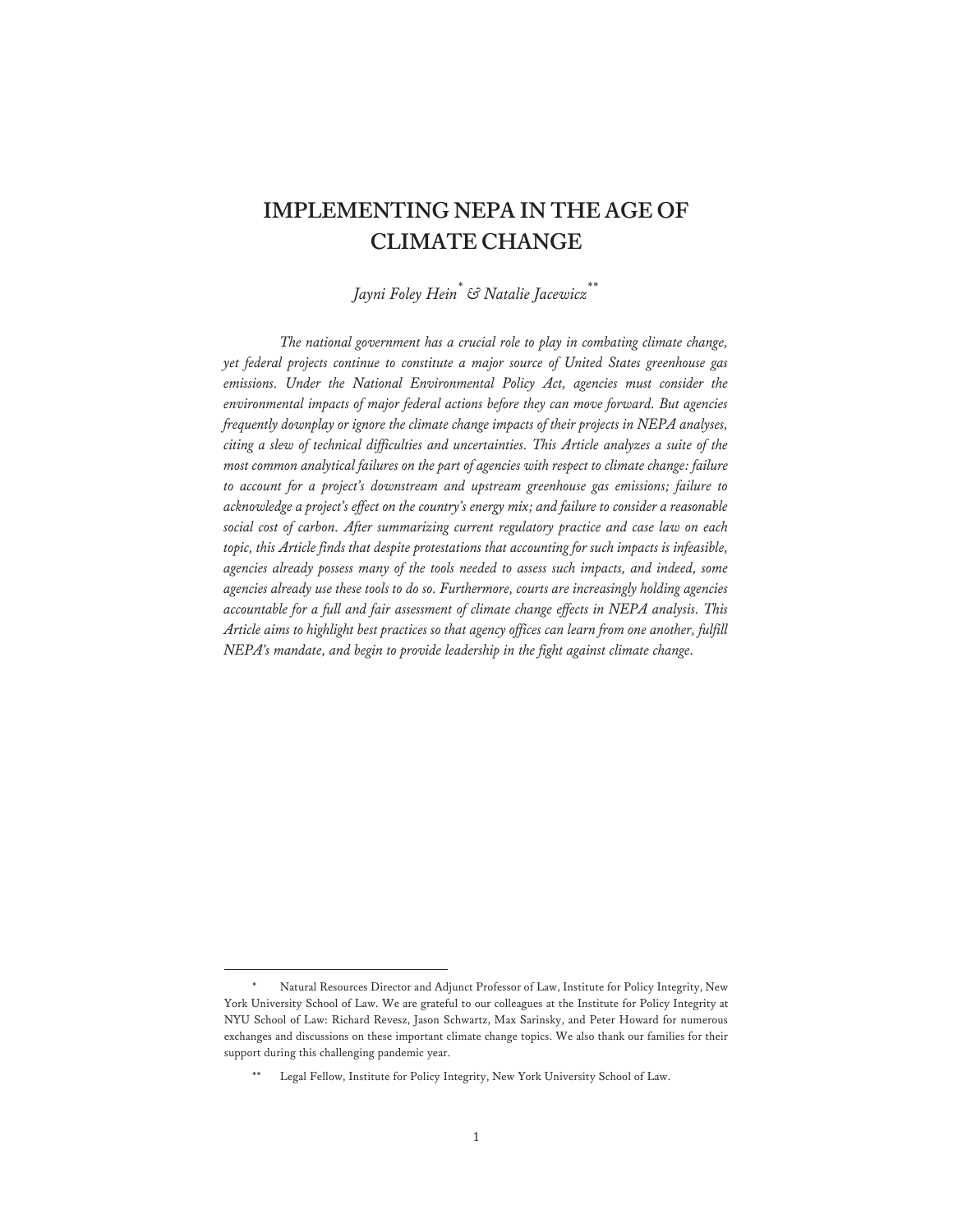# IMPLEMENTING NEPA IN THE AGE OF CLIMATE CHANGE

*Jayni Foley Hein*[*] *& Natalie Jacewicz*[**]

*The national government has a crucial role to play in combating climate change, yet federal projects continue to constitute a major source of United States greenhouse gas emissions. Under the National Environmental Policy Act, agencies must consider the environmental impacts of major federal actions before they can move forward. But agencies frequently downplay or ignore the climate change impacts of their projects in NEPA analyses, citing a slew of technical difficulties and uncertainties. This Article analyzes a suite of the most common analytical failures on the part of agencies with respect to climate change: failure to account for a project's downstream and upstream greenhouse gas emissions; failure to acknowledge a project's effect on the country's energy mix; and failure to consider a reasonable social cost of carbon. After summarizing current regulatory practice and case law on each topic, this Article finds that despite protestations that accounting for such impacts is infeasible, agencies already possess many of the tools needed to assess such impacts, and indeed, some agencies already use these tools to do so. Furthermore, courts are increasingly holding agencies accountable for a full and fair assessment of climate change effects in NEPA analysis. This Article aims to highlight best practices so that agency offices can learn from one another, fulfill NEPA's mandate, and begin to provide leadership in the fight against climate change.*

---

[*] Natural Resources Director and Adjunct Professor of Law, Institute for Policy Integrity, New York University School of Law. We are grateful to our colleagues at the Institute for Policy Integrity at NYU School of Law: Richard Revesz, Jason Schwartz, Max Sarinsky, and Peter Howard for numerous exchanges and discussions on these important climate change topics. We also thank our families for their support during this challenging pandemic year.

[**] Legal Fellow, Institute for Policy Integrity, New York University School of Law.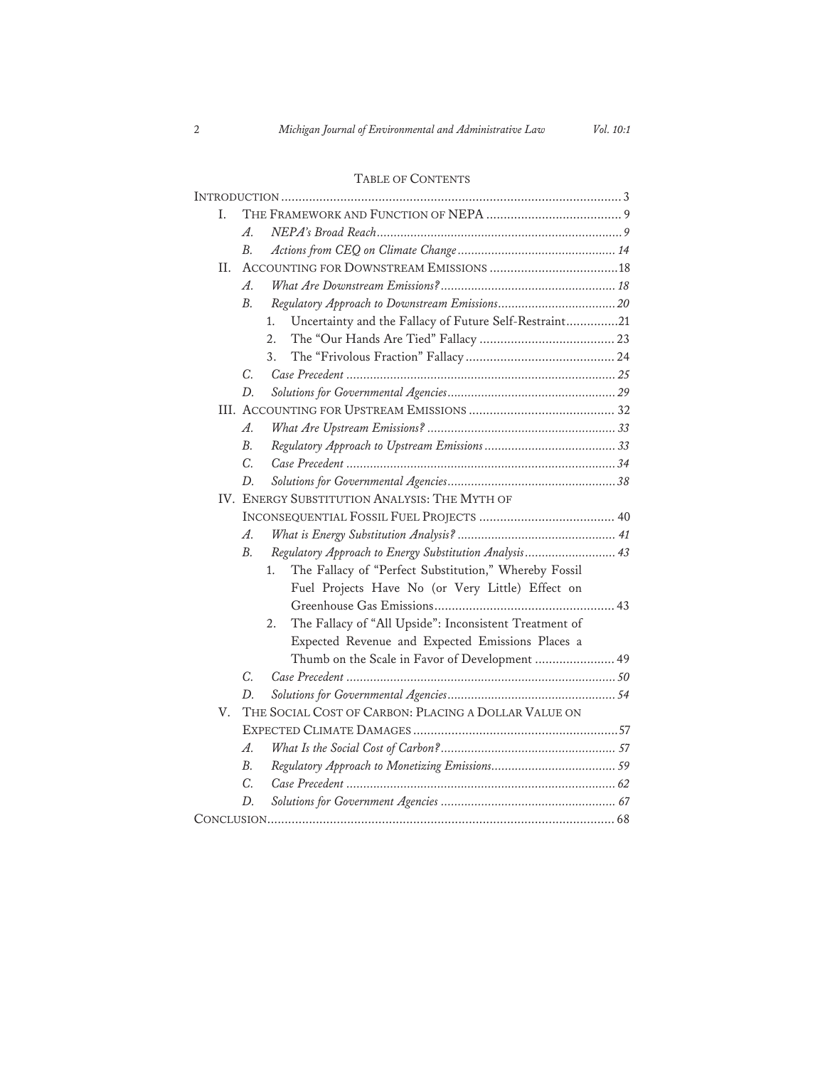## Table of Contents

Introduction ............ 3

I. The Framework and Function of NEPA ............ 9
   - *A. NEPA's Broad Reach* ............ 9
   - *B. Actions from CEQ on Climate Change* ............ 14

II. Accounting for Downstream Emissions ............ 18
   - *A. What Are Downstream Emissions?* ............ 18
   - *B. Regulatory Approach to Downstream Emissions* ............ 20
     1. Uncertainty and the Fallacy of Future Self-Restraint ............ 21
     2. The "Our Hands Are Tied" Fallacy ............ 23
     3. The "Frivolous Fraction" Fallacy ............ 24
   - *C. Case Precedent* ............ 25
   - *D. Solutions for Governmental Agencies* ............ 29

III. Accounting for Upstream Emissions ............ 32
   - *A. What Are Upstream Emissions?* ............ 33
   - *B. Regulatory Approach to Upstream Emissions* ............ 33
   - *C. Case Precedent* ............ 34
   - *D. Solutions for Governmental Agencies* ............ 38

IV. Energy Substitution Analysis: The Myth of Inconsequential Fossil Fuel Projects ............ 40
   - *A. What is Energy Substitution Analysis?* ............ 41
   - *B. Regulatory Approach to Energy Substitution Analysis* ............ 43
     1. The Fallacy of "Perfect Substitution," Whereby Fossil Fuel Projects Have No (or Very Little) Effect on Greenhouse Gas Emissions ............ 43
     2. The Fallacy of "All Upside": Inconsistent Treatment of Expected Revenue and Expected Emissions Places a Thumb on the Scale in Favor of Development ............ 49
   - *C. Case Precedent* ............ 50
   - *D. Solutions for Governmental Agencies* ............ 54

V. The Social Cost of Carbon: Placing a Dollar Value on Expected Climate Damages ............ 57
   - *A. What Is the Social Cost of Carbon?* ............ 57
   - *B. Regulatory Approach to Monetizing Emissions* ............ 59
   - *C. Case Precedent* ............ 62
   - *D. Solutions for Government Agencies* ............ 67

Conclusion ............ 68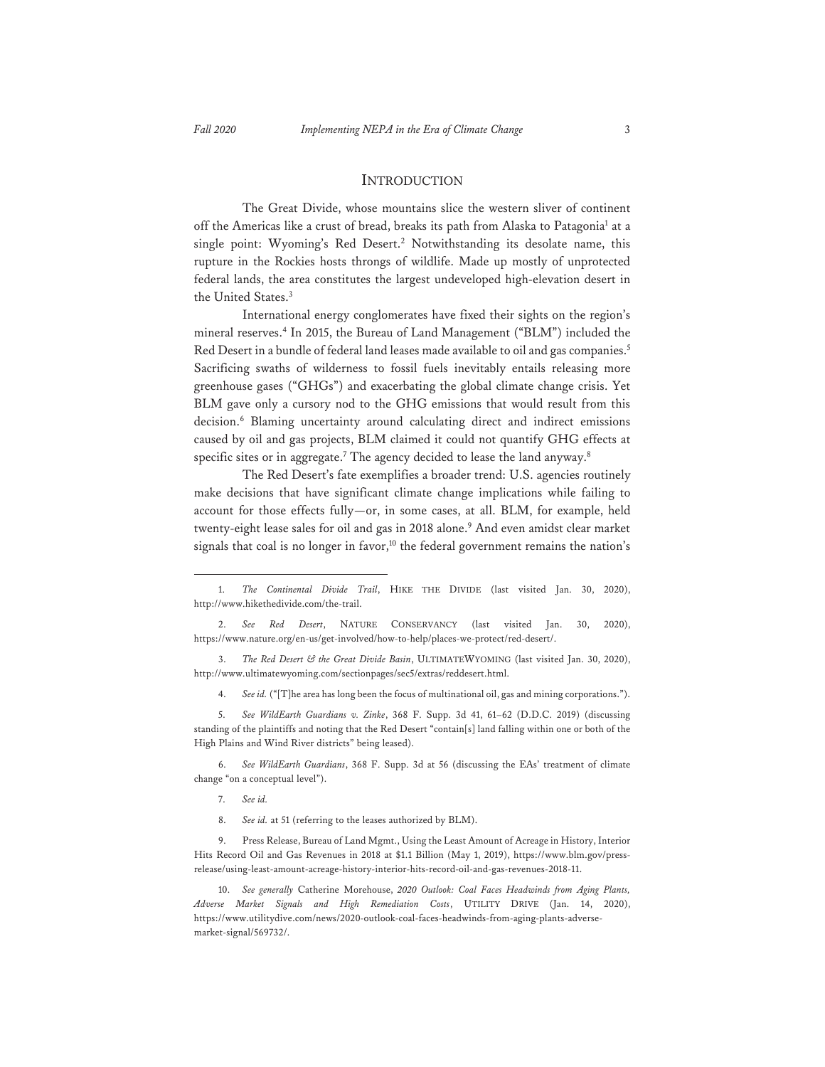# INTRODUCTION

The Great Divide, whose mountains slice the western sliver of continent off the Americas like a crust of bread, breaks its path from Alaska to Patagonia[1] at a single point: Wyoming's Red Desert.[2] Notwithstanding its desolate name, this rupture in the Rockies hosts throngs of wildlife. Made up mostly of unprotected federal lands, the area constitutes the largest undeveloped high-elevation desert in the United States.[3]

International energy conglomerates have fixed their sights on the region's mineral reserves.[4] In 2015, the Bureau of Land Management ("BLM") included the Red Desert in a bundle of federal land leases made available to oil and gas companies.[5] Sacrificing swaths of wilderness to fossil fuels inevitably entails releasing more greenhouse gases ("GHGs") and exacerbating the global climate change crisis. Yet BLM gave only a cursory nod to the GHG emissions that would result from this decision.[6] Blaming uncertainty around calculating direct and indirect emissions caused by oil and gas projects, BLM claimed it could not quantify GHG effects at specific sites or in aggregate.[7] The agency decided to lease the land anyway.[8]

The Red Desert's fate exemplifies a broader trend: U.S. agencies routinely make decisions that have significant climate change implications while failing to account for those effects fully—or, in some cases, at all. BLM, for example, held twenty-eight lease sales for oil and gas in 2018 alone.[9] And even amidst clear market signals that coal is no longer in favor,[10] the federal government remains the nation's

---

1. *The Continental Divide Trail*, HIKE THE DIVIDE (last visited Jan. 30, 2020), http://www.hikethedivide.com/the-trail.

2. *See Red Desert*, NATURE CONSERVANCY (last visited Jan. 30, 2020), https://www.nature.org/en-us/get-involved/how-to-help/places-we-protect/red-desert/.

3. *The Red Desert & the Great Divide Basin*, ULTIMATEWYOMING (last visited Jan. 30, 2020), http://www.ultimatewyoming.com/sectionpages/sec5/extras/reddesert.html.

4. *See id.* ("[T]he area has long been the focus of multinational oil, gas and mining corporations.").

5. *See WildEarth Guardians v. Zinke*, 368 F. Supp. 3d 41, 61–62 (D.D.C. 2019) (discussing standing of the plaintiffs and noting that the Red Desert "contain[s] land falling within one or both of the High Plains and Wind River districts" being leased).

6. *See WildEarth Guardians*, 368 F. Supp. 3d at 56 (discussing the EAs' treatment of climate change "on a conceptual level").

7. *See id.*

8. *See id.* at 51 (referring to the leases authorized by BLM).

9. Press Release, Bureau of Land Mgmt., Using the Least Amount of Acreage in History, Interior Hits Record Oil and Gas Revenues in 2018 at $1.1 Billion (May 1, 2019), https://www.blm.gov/press-release/using-least-amount-acreage-history-interior-hits-record-oil-and-gas-revenues-2018-11.

10. *See generally* Catherine Morehouse, *2020 Outlook: Coal Faces Headwinds from Aging Plants, Adverse Market Signals and High Remediation Costs*, UTILITY DRIVE (Jan. 14, 2020), https://www.utilitydive.com/news/2020-outlook-coal-faces-headwinds-from-aging-plants-adverse-market-signal/569732/.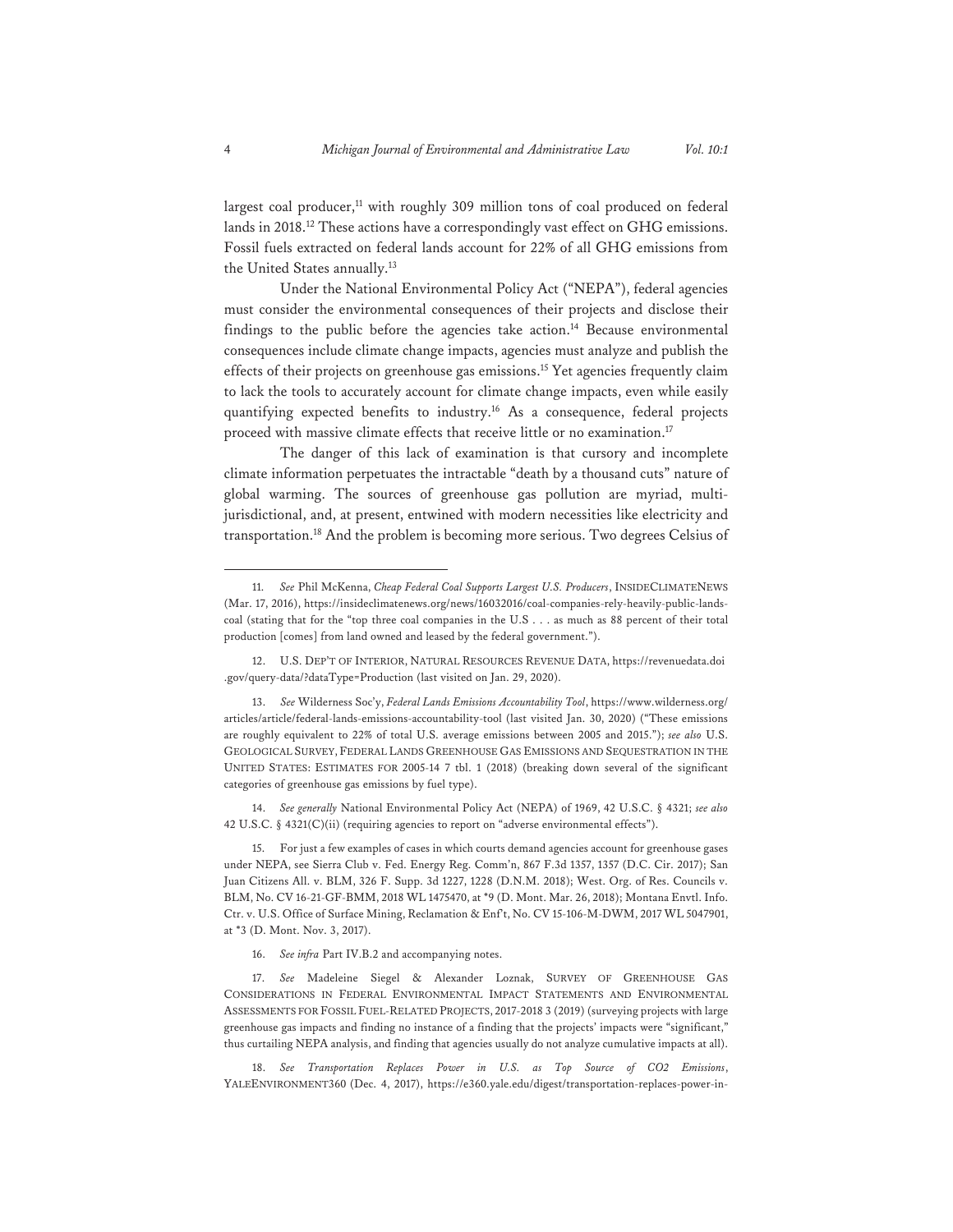largest coal producer,[11] with roughly 309 million tons of coal produced on federal lands in 2018.[12] These actions have a correspondingly vast effect on GHG emissions. Fossil fuels extracted on federal lands account for 22% of all GHG emissions from the United States annually.[13]

Under the National Environmental Policy Act ("NEPA"), federal agencies must consider the environmental consequences of their projects and disclose their findings to the public before the agencies take action.[14] Because environmental consequences include climate change impacts, agencies must analyze and publish the effects of their projects on greenhouse gas emissions.[15] Yet agencies frequently claim to lack the tools to accurately account for climate change impacts, even while easily quantifying expected benefits to industry.[16] As a consequence, federal projects proceed with massive climate effects that receive little or no examination.[17]

The danger of this lack of examination is that cursory and incomplete climate information perpetuates the intractable "death by a thousand cuts" nature of global warming. The sources of greenhouse gas pollution are myriad, multi-jurisdictional, and, at present, entwined with modern necessities like electricity and transportation.[18] And the problem is becoming more serious. Two degrees Celsius of

---

11. *See* Phil McKenna, *Cheap Federal Coal Supports Largest U.S. Producers*, INSIDECLIMATENEWS (Mar. 17, 2016), https://insideclimatenews.org/news/16032016/coal-companies-rely-heavily-public-lands-coal (stating that for the "top three coal companies in the U.S . . . as much as 88 percent of their total production [comes] from land owned and leased by the federal government.").

12. U.S. DEP'T OF INTERIOR, NATURAL RESOURCES REVENUE DATA, https://revenuedata.doi.gov/query-data/?dataType=Production (last visited on Jan. 29, 2020).

13. *See* Wilderness Soc'y, *Federal Lands Emissions Accountability Tool*, https://www.wilderness.org/articles/article/federal-lands-emissions-accountability-tool (last visited Jan. 30, 2020) ("These emissions are roughly equivalent to 22% of total U.S. average emissions between 2005 and 2015."); *see also* U.S. GEOLOGICAL SURVEY, FEDERAL LANDS GREENHOUSE GAS EMISSIONS AND SEQUESTRATION IN THE UNITED STATES: ESTIMATES FOR 2005-14 7 tbl. 1 (2018) (breaking down several of the significant categories of greenhouse gas emissions by fuel type).

14. *See generally* National Environmental Policy Act (NEPA) of 1969, 42 U.S.C. § 4321; *see also* 42 U.S.C. § 4321(C)(ii) (requiring agencies to report on "adverse environmental effects").

15. For just a few examples of cases in which courts demand agencies account for greenhouse gases under NEPA, see Sierra Club v. Fed. Energy Reg. Comm'n, 867 F.3d 1357, 1357 (D.C. Cir. 2017); San Juan Citizens All. v. BLM, 326 F. Supp. 3d 1227, 1228 (D.N.M. 2018); West. Org. of Res. Councils v. BLM, No. CV 16-21-GF-BMM, 2018 WL 1475470, at *9 (D. Mont. Mar. 26, 2018); Montana Envtl. Info. Ctr. v. U.S. Office of Surface Mining, Reclamation & Enf't, No. CV 15-106-M-DWM, 2017 WL 5047901, at *3 (D. Mont. Nov. 3, 2017).

16. *See infra* Part IV.B.2 and accompanying notes.

17. *See* Madeleine Siegel & Alexander Loznak, SURVEY OF GREENHOUSE GAS CONSIDERATIONS IN FEDERAL ENVIRONMENTAL IMPACT STATEMENTS AND ENVIRONMENTAL ASSESSMENTS FOR FOSSIL FUEL-RELATED PROJECTS, 2017-2018 3 (2019) (surveying projects with large greenhouse gas impacts and finding no instance of a finding that the projects' impacts were "significant," thus curtailing NEPA analysis, and finding that agencies usually do not analyze cumulative impacts at all).

18. *See Transportation Replaces Power in U.S. as Top Source of CO2 Emissions*, YALEENVIRONMENT360 (Dec. 4, 2017), https://e360.yale.edu/digest/transportation-replaces-power-in-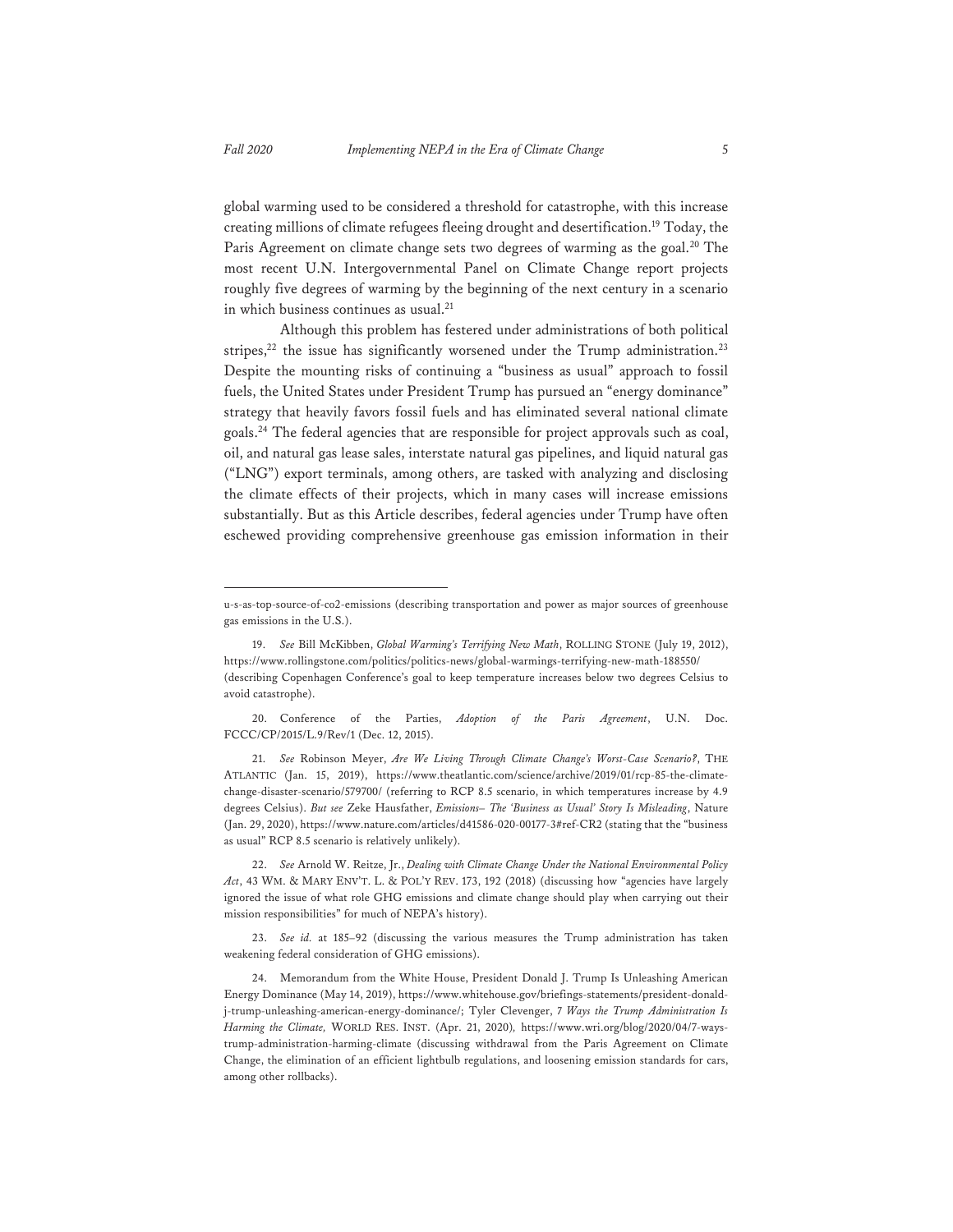global warming used to be considered a threshold for catastrophe, with this increase creating millions of climate refugees fleeing drought and desertification.[19] Today, the Paris Agreement on climate change sets two degrees of warming as the goal.[20] The most recent U.N. Intergovernmental Panel on Climate Change report projects roughly five degrees of warming by the beginning of the next century in a scenario in which business continues as usual.[21]

Although this problem has festered under administrations of both political stripes,[22] the issue has significantly worsened under the Trump administration.[23] Despite the mounting risks of continuing a "business as usual" approach to fossil fuels, the United States under President Trump has pursued an "energy dominance" strategy that heavily favors fossil fuels and has eliminated several national climate goals.[24] The federal agencies that are responsible for project approvals such as coal, oil, and natural gas lease sales, interstate natural gas pipelines, and liquid natural gas ("LNG") export terminals, among others, are tasked with analyzing and disclosing the climate effects of their projects, which in many cases will increase emissions substantially. But as this Article describes, federal agencies under Trump have often eschewed providing comprehensive greenhouse gas emission information in their

---

u-s-as-top-source-of-co2-emissions (describing transportation and power as major sources of greenhouse gas emissions in the U.S.).

19. *See* Bill McKibben, *Global Warming's Terrifying New Math*, ROLLING STONE (July 19, 2012), https://www.rollingstone.com/politics/politics-news/global-warmings-terrifying-new-math-188550/ (describing Copenhagen Conference's goal to keep temperature increases below two degrees Celsius to avoid catastrophe).

20. Conference of the Parties, *Adoption of the Paris Agreement*, U.N. Doc. FCCC/CP/2015/L.9/Rev/1 (Dec. 12, 2015).

21. *See* Robinson Meyer, *Are We Living Through Climate Change's Worst-Case Scenario?*, THE ATLANTIC (Jan. 15, 2019), https://www.theatlantic.com/science/archive/2019/01/rcp-85-the-climate-change-disaster-scenario/579700/ (referring to RCP 8.5 scenario, in which temperatures increase by 4.9 degrees Celsius). *But see* Zeke Hausfather, *Emissions– The 'Business as Usual' Story Is Misleading*, Nature (Jan. 29, 2020), https://www.nature.com/articles/d41586-020-00177-3#ref-CR2 (stating that the "business as usual" RCP 8.5 scenario is relatively unlikely).

22. *See* Arnold W. Reitze, Jr., *Dealing with Climate Change Under the National Environmental Policy Act*, 43 WM. & MARY ENV'T. L. & POL'Y REV. 173, 192 (2018) (discussing how "agencies have largely ignored the issue of what role GHG emissions and climate change should play when carrying out their mission responsibilities" for much of NEPA's history).

23. *See id.* at 185–92 (discussing the various measures the Trump administration has taken weakening federal consideration of GHG emissions).

24. Memorandum from the White House, President Donald J. Trump Is Unleashing American Energy Dominance (May 14, 2019), https://www.whitehouse.gov/briefings-statements/president-donald-j-trump-unleashing-american-energy-dominance/; Tyler Clevenger, *7 Ways the Trump Administration Is Harming the Climate,* WORLD RES. INST. (Apr. 21, 2020), https://www.wri.org/blog/2020/04/7-ways-trump-administration-harming-climate (discussing withdrawal from the Paris Agreement on Climate Change, the elimination of an efficient lightbulb regulations, and loosening emission standards for cars, among other rollbacks).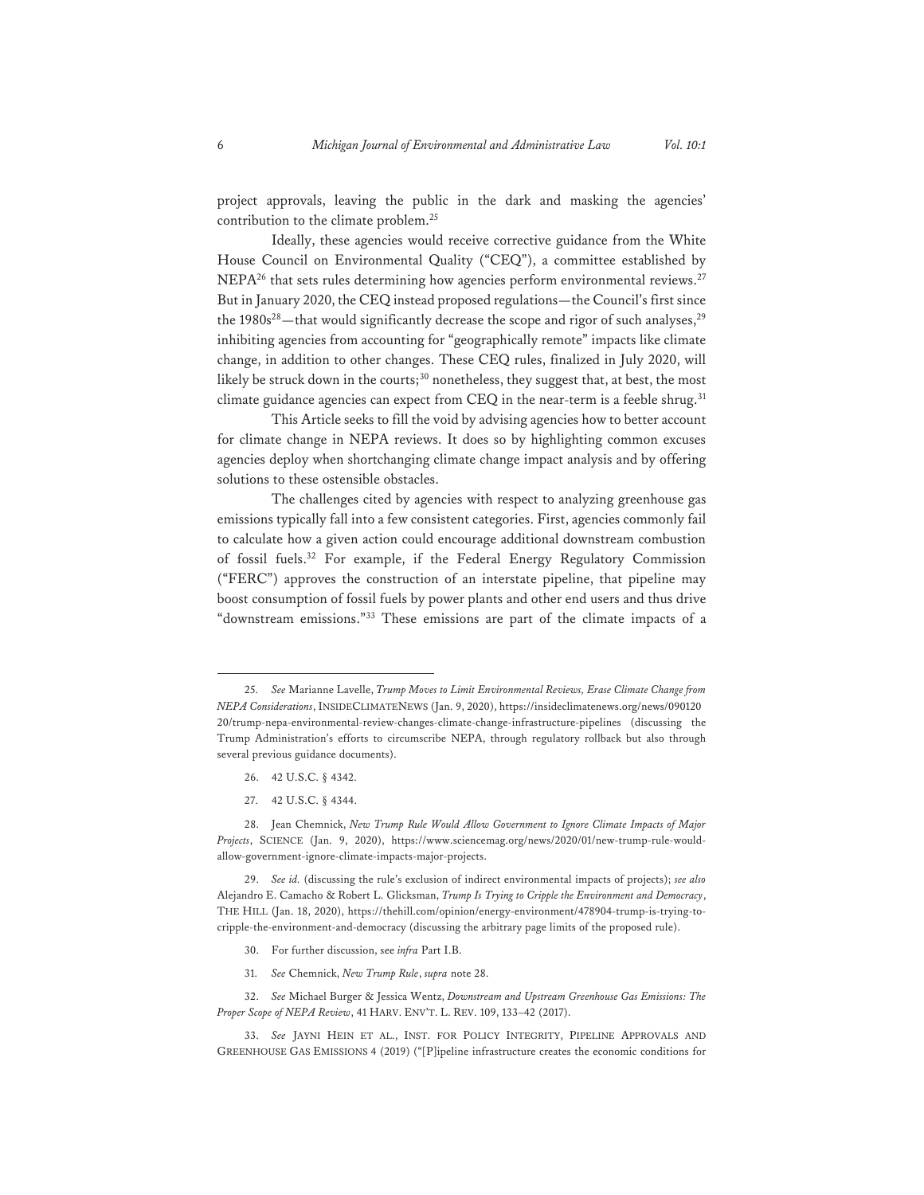project approvals, leaving the public in the dark and masking the agencies' contribution to the climate problem.[25]

Ideally, these agencies would receive corrective guidance from the White House Council on Environmental Quality ("CEQ"), a committee established by NEPA[26] that sets rules determining how agencies perform environmental reviews.[27] But in January 2020, the CEQ instead proposed regulations—the Council's first since the 1980s[28]—that would significantly decrease the scope and rigor of such analyses,[29] inhibiting agencies from accounting for "geographically remote" impacts like climate change, in addition to other changes. These CEQ rules, finalized in July 2020, will likely be struck down in the courts;[30] nonetheless, they suggest that, at best, the most climate guidance agencies can expect from CEQ in the near-term is a feeble shrug.[31]

This Article seeks to fill the void by advising agencies how to better account for climate change in NEPA reviews. It does so by highlighting common excuses agencies deploy when shortchanging climate change impact analysis and by offering solutions to these ostensible obstacles.

The challenges cited by agencies with respect to analyzing greenhouse gas emissions typically fall into a few consistent categories. First, agencies commonly fail to calculate how a given action could encourage additional downstream combustion of fossil fuels.[32] For example, if the Federal Energy Regulatory Commission ("FERC") approves the construction of an interstate pipeline, that pipeline may boost consumption of fossil fuels by power plants and other end users and thus drive "downstream emissions."[33] These emissions are part of the climate impacts of a

---

25. *See* Marianne Lavelle, *Trump Moves to Limit Environmental Reviews, Erase Climate Change from NEPA Considerations*, INSIDECLIMATENEWS (Jan. 9, 2020), https://insideclimatenews.org/news/09012020/trump-nepa-environmental-review-changes-climate-change-infrastructure-pipelines (discussing the Trump Administration's efforts to circumscribe NEPA, through regulatory rollback but also through several previous guidance documents).

26. 42 U.S.C. § 4342.

27. 42 U.S.C. § 4344.

28. Jean Chemnick, *New Trump Rule Would Allow Government to Ignore Climate Impacts of Major Projects*, SCIENCE (Jan. 9, 2020), https://www.sciencemag.org/news/2020/01/new-trump-rule-would-allow-government-ignore-climate-impacts-major-projects.

29. *See id.* (discussing the rule's exclusion of indirect environmental impacts of projects); *see also* Alejandro E. Camacho & Robert L. Glicksman, *Trump Is Trying to Cripple the Environment and Democracy*, THE HILL (Jan. 18, 2020), https://thehill.com/opinion/energy-environment/478904-trump-is-trying-to-cripple-the-environment-and-democracy (discussing the arbitrary page limits of the proposed rule).

30. For further discussion, see *infra* Part I.B.

31. *See* Chemnick, *New Trump Rule*, *supra* note 28.

32. *See* Michael Burger & Jessica Wentz, *Downstream and Upstream Greenhouse Gas Emissions: The Proper Scope of NEPA Review*, 41 HARV. ENV'T. L. REV. 109, 133–42 (2017).

33. *See* JAYNI HEIN ET AL., INST. FOR POLICY INTEGRITY, PIPELINE APPROVALS AND GREENHOUSE GAS EMISSIONS 4 (2019) ("[P]ipeline infrastructure creates the economic conditions for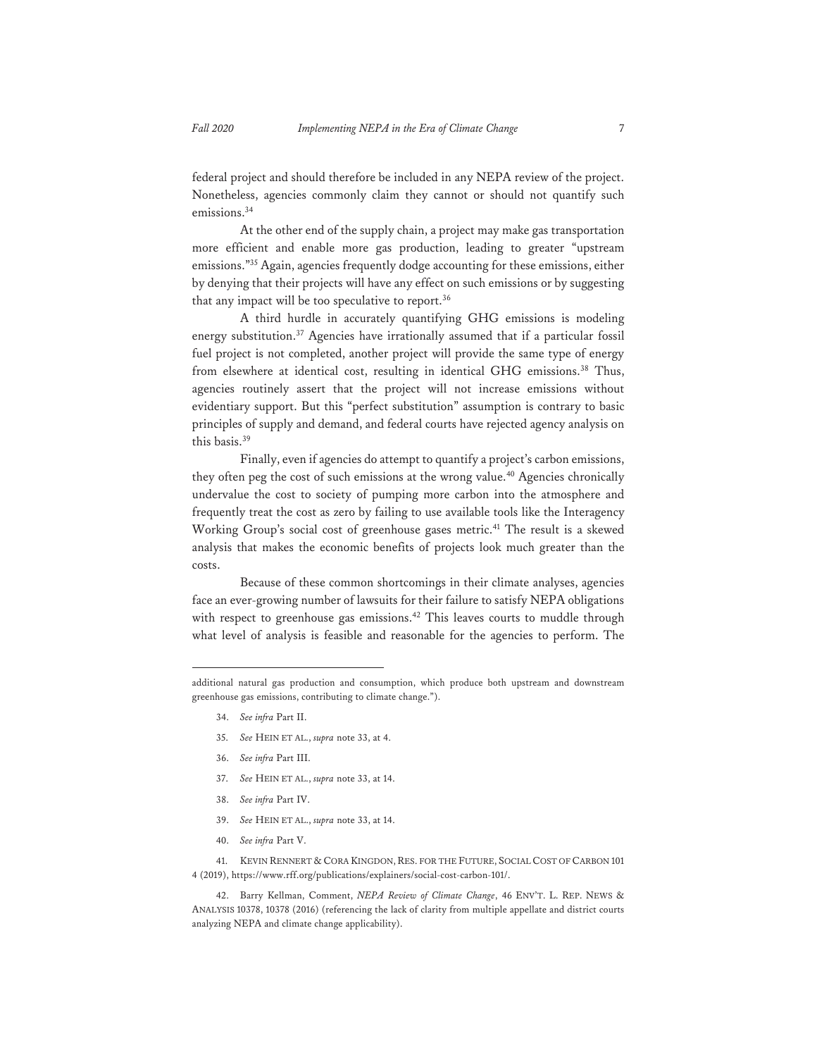federal project and should therefore be included in any NEPA review of the project. Nonetheless, agencies commonly claim they cannot or should not quantify such emissions.[34]

At the other end of the supply chain, a project may make gas transportation more efficient and enable more gas production, leading to greater "upstream emissions."[35] Again, agencies frequently dodge accounting for these emissions, either by denying that their projects will have any effect on such emissions or by suggesting that any impact will be too speculative to report.[36]

A third hurdle in accurately quantifying GHG emissions is modeling energy substitution.[37] Agencies have irrationally assumed that if a particular fossil fuel project is not completed, another project will provide the same type of energy from elsewhere at identical cost, resulting in identical GHG emissions.[38] Thus, agencies routinely assert that the project will not increase emissions without evidentiary support. But this "perfect substitution" assumption is contrary to basic principles of supply and demand, and federal courts have rejected agency analysis on this basis.[39]

Finally, even if agencies do attempt to quantify a project's carbon emissions, they often peg the cost of such emissions at the wrong value.[40] Agencies chronically undervalue the cost to society of pumping more carbon into the atmosphere and frequently treat the cost as zero by failing to use available tools like the Interagency Working Group's social cost of greenhouse gases metric.[41] The result is a skewed analysis that makes the economic benefits of projects look much greater than the costs.

Because of these common shortcomings in their climate analyses, agencies face an ever-growing number of lawsuits for their failure to satisfy NEPA obligations with respect to greenhouse gas emissions.[42] This leaves courts to muddle through what level of analysis is feasible and reasonable for the agencies to perform. The

---

additional natural gas production and consumption, which produce both upstream and downstream greenhouse gas emissions, contributing to climate change.").

34. *See infra* Part II.

35. *See* HEIN ET AL., *supra* note 33, at 4.

36. *See infra* Part III.

37. *See* HEIN ET AL., *supra* note 33, at 14.

38. *See infra* Part IV.

39. *See* HEIN ET AL., *supra* note 33, at 14.

40. *See infra* Part V.

41. KEVIN RENNERT & CORA KINGDON, RES. FOR THE FUTURE, SOCIAL COST OF CARBON 101 4 (2019), https://www.rff.org/publications/explainers/social-cost-carbon-101/.

42. Barry Kellman, Comment, *NEPA Review of Climate Change*, 46 ENV'T. L. REP. NEWS & ANALYSIS 10378, 10378 (2016) (referencing the lack of clarity from multiple appellate and district courts analyzing NEPA and climate change applicability).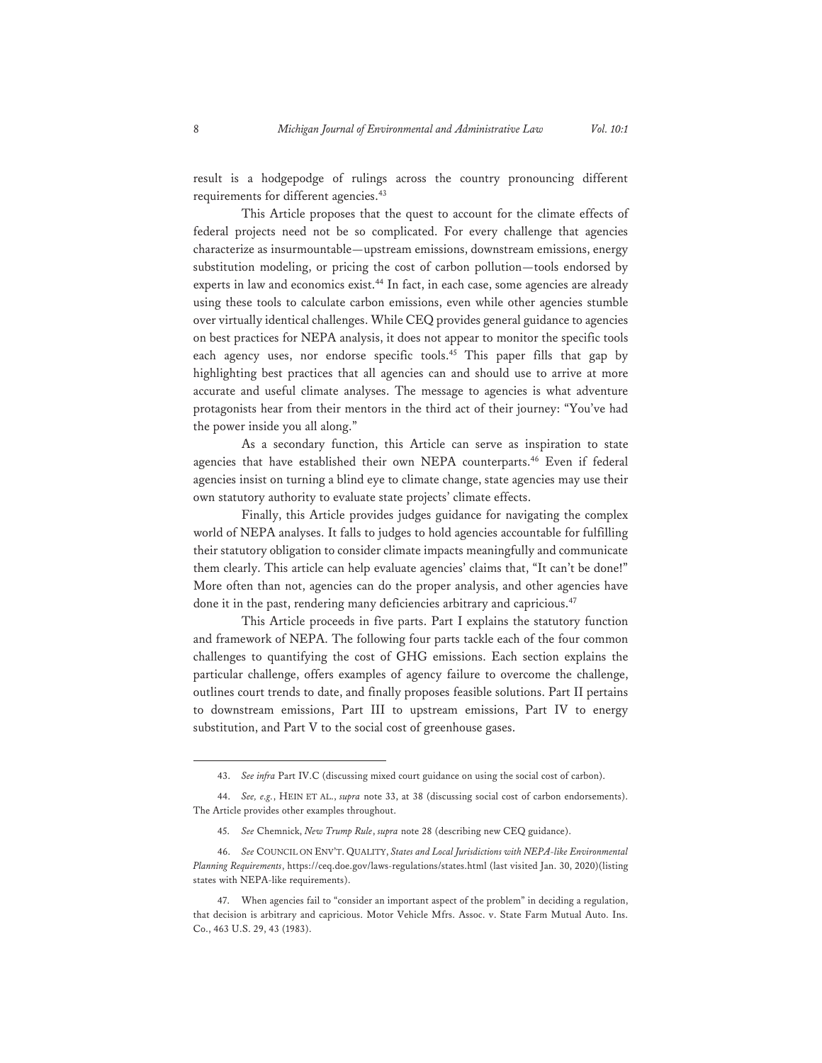result is a hodgepodge of rulings across the country pronouncing different requirements for different agencies.[43]

This Article proposes that the quest to account for the climate effects of federal projects need not be so complicated. For every challenge that agencies characterize as insurmountable—upstream emissions, downstream emissions, energy substitution modeling, or pricing the cost of carbon pollution—tools endorsed by experts in law and economics exist.[44] In fact, in each case, some agencies are already using these tools to calculate carbon emissions, even while other agencies stumble over virtually identical challenges. While CEQ provides general guidance to agencies on best practices for NEPA analysis, it does not appear to monitor the specific tools each agency uses, nor endorse specific tools.[45] This paper fills that gap by highlighting best practices that all agencies can and should use to arrive at more accurate and useful climate analyses. The message to agencies is what adventure protagonists hear from their mentors in the third act of their journey: "You've had the power inside you all along."

As a secondary function, this Article can serve as inspiration to state agencies that have established their own NEPA counterparts.[46] Even if federal agencies insist on turning a blind eye to climate change, state agencies may use their own statutory authority to evaluate state projects' climate effects.

Finally, this Article provides judges guidance for navigating the complex world of NEPA analyses. It falls to judges to hold agencies accountable for fulfilling their statutory obligation to consider climate impacts meaningfully and communicate them clearly. This article can help evaluate agencies' claims that, "It can't be done!" More often than not, agencies can do the proper analysis, and other agencies have done it in the past, rendering many deficiencies arbitrary and capricious.[47]

This Article proceeds in five parts. Part I explains the statutory function and framework of NEPA. The following four parts tackle each of the four common challenges to quantifying the cost of GHG emissions. Each section explains the particular challenge, offers examples of agency failure to overcome the challenge, outlines court trends to date, and finally proposes feasible solutions. Part II pertains to downstream emissions, Part III to upstream emissions, Part IV to energy substitution, and Part V to the social cost of greenhouse gases.

---

43. *See infra* Part IV.C (discussing mixed court guidance on using the social cost of carbon).

44. *See, e.g.*, HEIN ET AL., *supra* note 33, at 38 (discussing social cost of carbon endorsements). The Article provides other examples throughout.

45. *See* Chemnick, *New Trump Rule*, *supra* note 28 (describing new CEQ guidance).

46. *See* COUNCIL ON ENV'T. QUALITY, *States and Local Jurisdictions with NEPA-like Environmental Planning Requirements*, https://ceq.doe.gov/laws-regulations/states.html (last visited Jan. 30, 2020)(listing states with NEPA-like requirements).

47. When agencies fail to "consider an important aspect of the problem" in deciding a regulation, that decision is arbitrary and capricious. Motor Vehicle Mfrs. Assoc. v. State Farm Mutual Auto. Ins. Co., 463 U.S. 29, 43 (1983).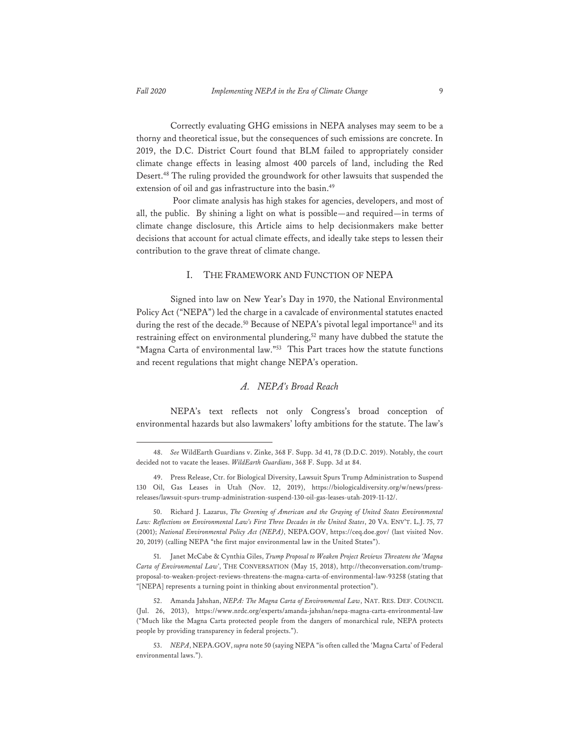Correctly evaluating GHG emissions in NEPA analyses may seem to be a thorny and theoretical issue, but the consequences of such emissions are concrete. In 2019, the D.C. District Court found that BLM failed to appropriately consider climate change effects in leasing almost 400 parcels of land, including the Red Desert.[48] The ruling provided the groundwork for other lawsuits that suspended the extension of oil and gas infrastructure into the basin.[49]

Poor climate analysis has high stakes for agencies, developers, and most of all, the public. By shining a light on what is possible—and required—in terms of climate change disclosure, this Article aims to help decisionmakers make better decisions that account for actual climate effects, and ideally take steps to lessen their contribution to the grave threat of climate change.

## I. THE FRAMEWORK AND FUNCTION OF NEPA

Signed into law on New Year's Day in 1970, the National Environmental Policy Act ("NEPA") led the charge in a cavalcade of environmental statutes enacted during the rest of the decade.[50] Because of NEPA's pivotal legal importance[51] and its restraining effect on environmental plundering,[52] many have dubbed the statute the "Magna Carta of environmental law."[53] This Part traces how the statute functions and recent regulations that might change NEPA's operation.

### *A. NEPA's Broad Reach*

NEPA's text reflects not only Congress's broad conception of environmental hazards but also lawmakers' lofty ambitions for the statute. The law's

---

48. *See* WildEarth Guardians v. Zinke, 368 F. Supp. 3d 41, 78 (D.D.C. 2019). Notably, the court decided not to vacate the leases. *WildEarth Guardians*, 368 F. Supp. 3d at 84.

49. Press Release, Ctr. for Biological Diversity, Lawsuit Spurs Trump Administration to Suspend 130 Oil, Gas Leases in Utah (Nov. 12, 2019), https://biologicaldiversity.org/w/news/press-releases/lawsuit-spurs-trump-administration-suspend-130-oil-gas-leases-utah-2019-11-12/.

50. Richard J. Lazarus, *The Greening of American and the Graying of United States Environmental Law: Reflections on Environmental Law's First Three Decades in the United States*, 20 VA. ENV'T. L.J. 75, 77 (2001); *National Environmental Policy Act (NEPA)*, NEPA.GOV, https://ceq.doe.gov/ (last visited Nov. 20, 2019) (calling NEPA "the first major environmental law in the United States").

51. Janet McCabe & Cynthia Giles, *Trump Proposal to Weaken Project Reviews Threatens the 'Magna Carta of Environmental Law'*, THE CONVERSATION (May 15, 2018), http://theconversation.com/trump-proposal-to-weaken-project-reviews-threatens-the-magna-carta-of-environmental-law-93258 (stating that "[NEPA] represents a turning point in thinking about environmental protection").

52. Amanda Jahshan, *NEPA: The Magna Carta of Environmental Law*, NAT. RES. DEF. COUNCIL (Jul. 26, 2013), https://www.nrdc.org/experts/amanda-jahshan/nepa-magna-carta-environmental-law ("Much like the Magna Carta protected people from the dangers of monarchical rule, NEPA protects people by providing transparency in federal projects.").

53. *NEPA*, NEPA.GOV, *supra* note 50 (saying NEPA "is often called the 'Magna Carta' of Federal environmental laws.").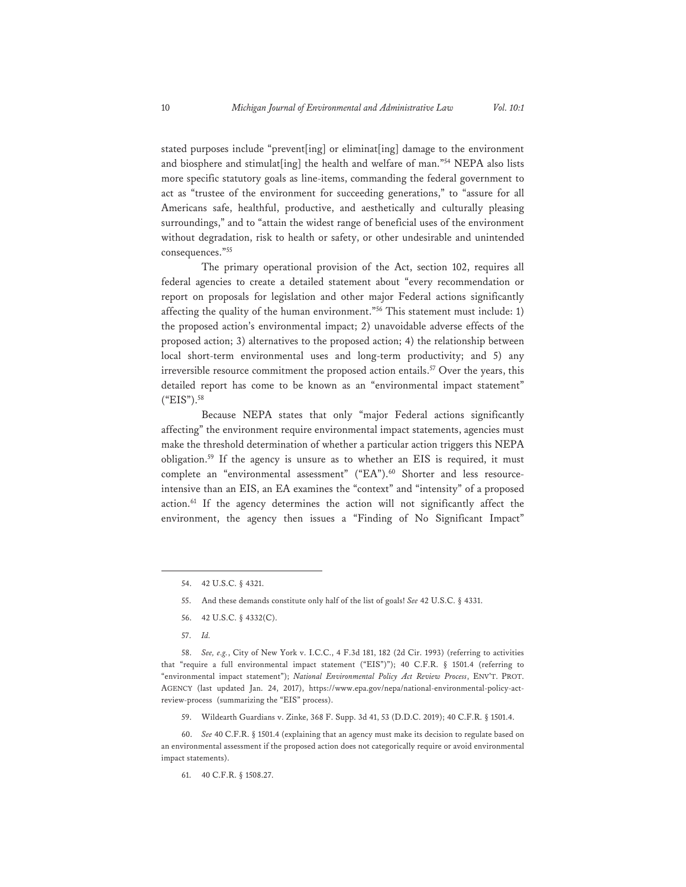stated purposes include "prevent[ing] or eliminat[ing] damage to the environment and biosphere and stimulat[ing] the health and welfare of man."[54] NEPA also lists more specific statutory goals as line-items, commanding the federal government to act as "trustee of the environment for succeeding generations," to "assure for all Americans safe, healthful, productive, and aesthetically and culturally pleasing surroundings," and to "attain the widest range of beneficial uses of the environment without degradation, risk to health or safety, or other undesirable and unintended consequences."[55]

The primary operational provision of the Act, section 102, requires all federal agencies to create a detailed statement about "every recommendation or report on proposals for legislation and other major Federal actions significantly affecting the quality of the human environment."[56] This statement must include: 1) the proposed action's environmental impact; 2) unavoidable adverse effects of the proposed action; 3) alternatives to the proposed action; 4) the relationship between local short-term environmental uses and long-term productivity; and 5) any irreversible resource commitment the proposed action entails.[57] Over the years, this detailed report has come to be known as an "environmental impact statement" ("EIS").[58]

Because NEPA states that only "major Federal actions significantly affecting" the environment require environmental impact statements, agencies must make the threshold determination of whether a particular action triggers this NEPA obligation.[59] If the agency is unsure as to whether an EIS is required, it must complete an "environmental assessment" ("EA").[60] Shorter and less resource-intensive than an EIS, an EA examines the "context" and "intensity" of a proposed action.[61] If the agency determines the action will not significantly affect the environment, the agency then issues a "Finding of No Significant Impact"

---

54. 42 U.S.C. § 4321.

55. And these demands constitute only half of the list of goals! *See* 42 U.S.C. § 4331.

56. 42 U.S.C. § 4332(C).

57. *Id.*

58. *See, e.g.*, City of New York v. I.C.C., 4 F.3d 181, 182 (2d Cir. 1993) (referring to activities that "require a full environmental impact statement ("EIS")"); 40 C.F.R. § 1501.4 (referring to "environmental impact statement"); *National Environmental Policy Act Review Process*, ENV'T. PROT. AGENCY (last updated Jan. 24, 2017), https://www.epa.gov/nepa/national-environmental-policy-act-review-process (summarizing the "EIS" process).

59. Wildearth Guardians v. Zinke, 368 F. Supp. 3d 41, 53 (D.D.C. 2019); 40 C.F.R. § 1501.4.

60. *See* 40 C.F.R. § 1501.4 (explaining that an agency must make its decision to regulate based on an environmental assessment if the proposed action does not categorically require or avoid environmental impact statements).

61. 40 C.F.R. § 1508.27.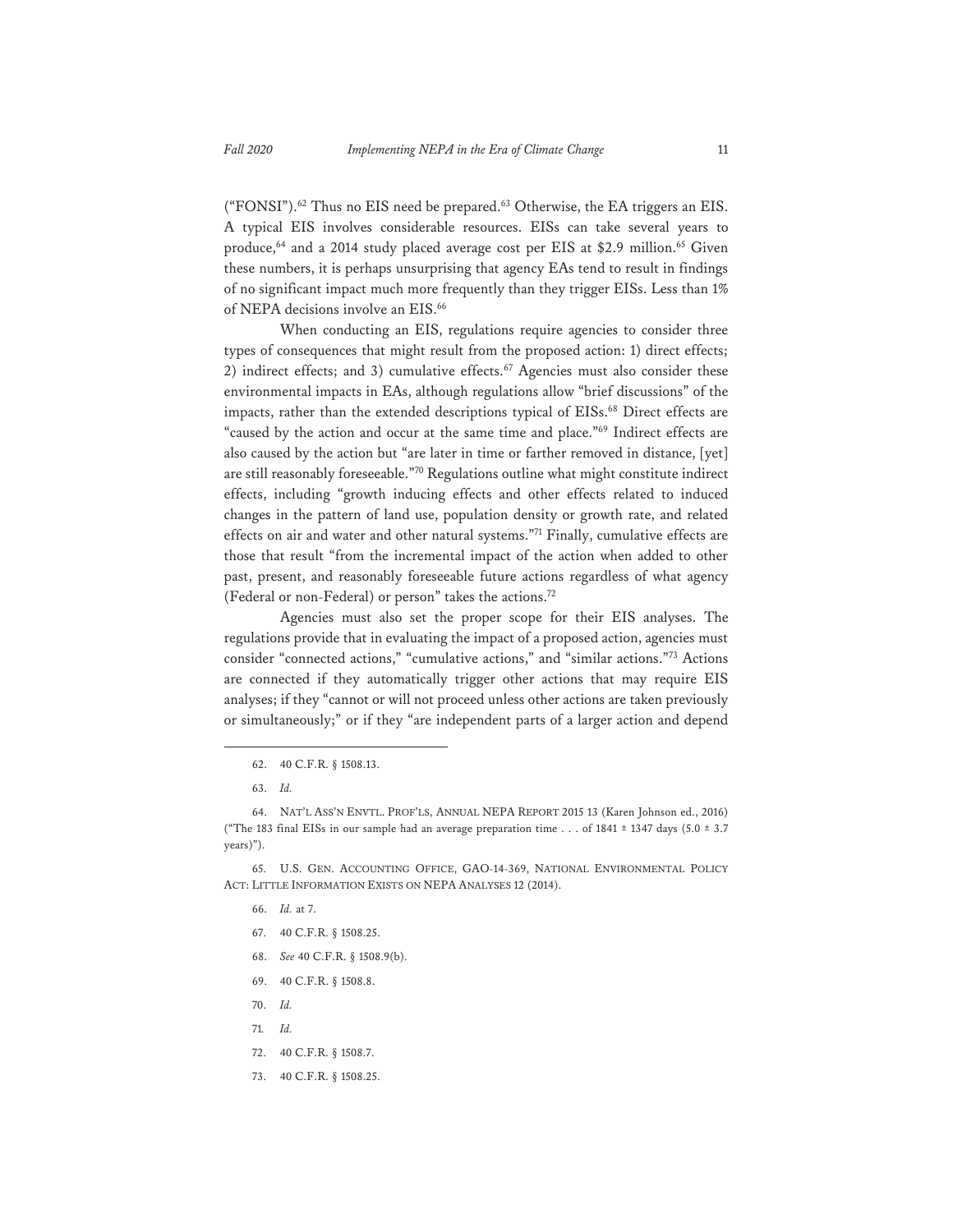("FONSI").[62] Thus no EIS need be prepared.[63] Otherwise, the EA triggers an EIS. A typical EIS involves considerable resources. EISs can take several years to produce,[64] and a 2014 study placed average cost per EIS at $2.9 million.[65] Given these numbers, it is perhaps unsurprising that agency EAs tend to result in findings of no significant impact much more frequently than they trigger EISs. Less than 1% of NEPA decisions involve an EIS.[66]

When conducting an EIS, regulations require agencies to consider three types of consequences that might result from the proposed action: 1) direct effects; 2) indirect effects; and 3) cumulative effects.[67] Agencies must also consider these environmental impacts in EAs, although regulations allow "brief discussions" of the impacts, rather than the extended descriptions typical of EISs.[68] Direct effects are "caused by the action and occur at the same time and place."[69] Indirect effects are also caused by the action but "are later in time or farther removed in distance, [yet] are still reasonably foreseeable."[70] Regulations outline what might constitute indirect effects, including "growth inducing effects and other effects related to induced changes in the pattern of land use, population density or growth rate, and related effects on air and water and other natural systems."[71] Finally, cumulative effects are those that result "from the incremental impact of the action when added to other past, present, and reasonably foreseeable future actions regardless of what agency (Federal or non-Federal) or person" takes the actions.[72]

Agencies must also set the proper scope for their EIS analyses. The regulations provide that in evaluating the impact of a proposed action, agencies must consider "connected actions," "cumulative actions," and "similar actions."[73] Actions are connected if they automatically trigger other actions that may require EIS analyses; if they "cannot or will not proceed unless other actions are taken previously or simultaneously;" or if they "are independent parts of a larger action and depend

---

62. 40 C.F.R. § 1508.13.

63. *Id.*

64. NAT'L ASS'N ENVTL. PROF'LS, ANNUAL NEPA REPORT 2015 13 (Karen Johnson ed., 2016) ("The 183 final EISs in our sample had an average preparation time . . . of 1841 ± 1347 days (5.0 ± 3.7 years)").

65. U.S. GEN. ACCOUNTING OFFICE, GAO-14-369, NATIONAL ENVIRONMENTAL POLICY ACT: LITTLE INFORMATION EXISTS ON NEPA ANALYSES 12 (2014).

66. *Id.* at 7.

67. 40 C.F.R. § 1508.25.

68. *See* 40 C.F.R. § 1508.9(b).

69. 40 C.F.R. § 1508.8.

70. *Id.*

71. *Id.*

72. 40 C.F.R. § 1508.7.

73. 40 C.F.R. § 1508.25.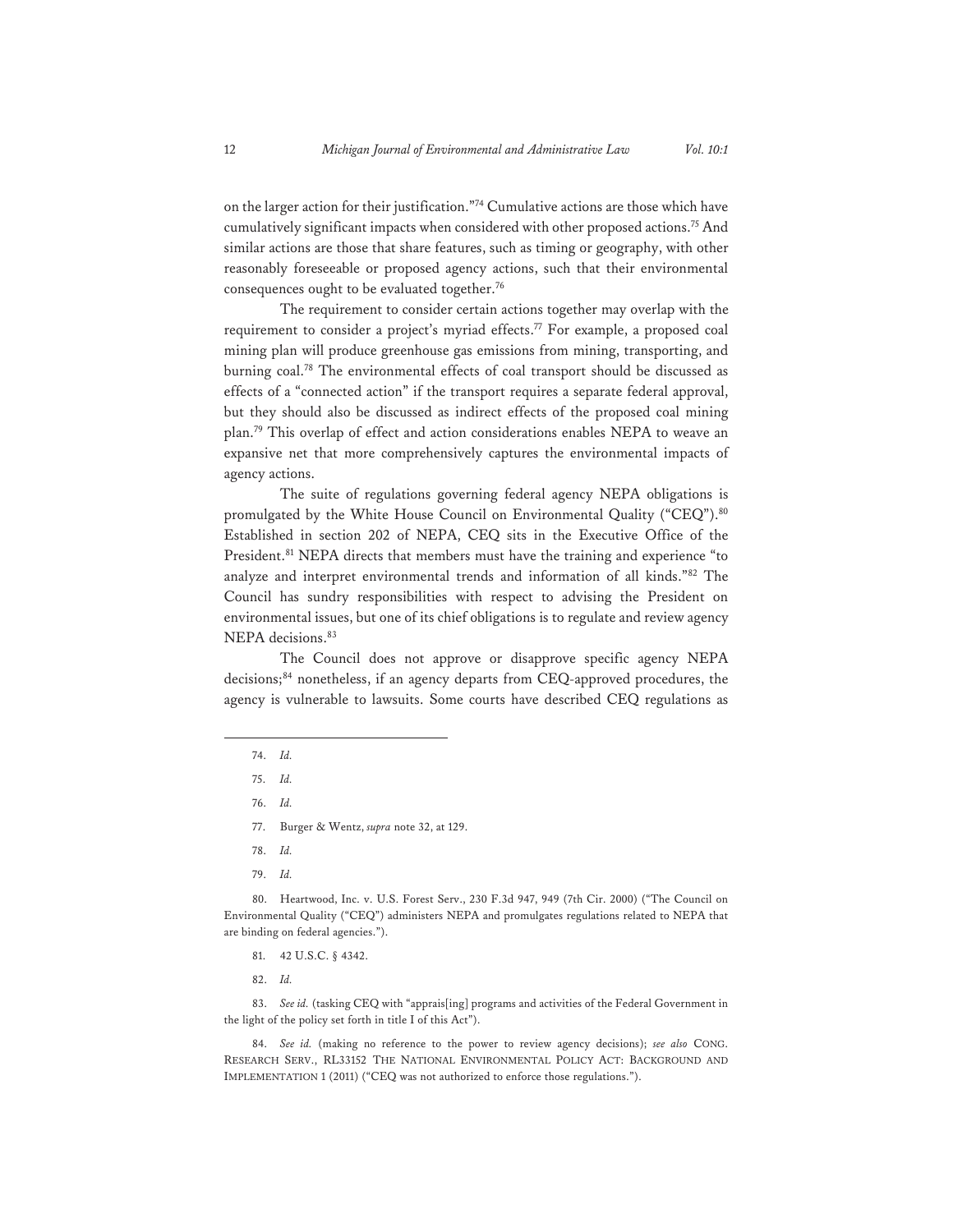on the larger action for their justification."[74] Cumulative actions are those which have cumulatively significant impacts when considered with other proposed actions.[75] And similar actions are those that share features, such as timing or geography, with other reasonably foreseeable or proposed agency actions, such that their environmental consequences ought to be evaluated together.[76]

The requirement to consider certain actions together may overlap with the requirement to consider a project's myriad effects.[77] For example, a proposed coal mining plan will produce greenhouse gas emissions from mining, transporting, and burning coal.[78] The environmental effects of coal transport should be discussed as effects of a "connected action" if the transport requires a separate federal approval, but they should also be discussed as indirect effects of the proposed coal mining plan.[79] This overlap of effect and action considerations enables NEPA to weave an expansive net that more comprehensively captures the environmental impacts of agency actions.

The suite of regulations governing federal agency NEPA obligations is promulgated by the White House Council on Environmental Quality ("CEQ").[80] Established in section 202 of NEPA, CEQ sits in the Executive Office of the President.[81] NEPA directs that members must have the training and experience "to analyze and interpret environmental trends and information of all kinds."[82] The Council has sundry responsibilities with respect to advising the President on environmental issues, but one of its chief obligations is to regulate and review agency NEPA decisions.[83]

The Council does not approve or disapprove specific agency NEPA decisions;[84] nonetheless, if an agency departs from CEQ-approved procedures, the agency is vulnerable to lawsuits. Some courts have described CEQ regulations as

---

74. *Id.*

75. *Id.*

76. *Id.*

77. Burger & Wentz, *supra* note 32, at 129.

78. *Id.*

79. *Id.*

80. Heartwood, Inc. v. U.S. Forest Serv., 230 F.3d 947, 949 (7th Cir. 2000) ("The Council on Environmental Quality ("CEQ") administers NEPA and promulgates regulations related to NEPA that are binding on federal agencies.").

81. 42 U.S.C. § 4342.

82. *Id.*

83. *See id.* (tasking CEQ with "apprais[ing] programs and activities of the Federal Government in the light of the policy set forth in title I of this Act").

84. *See id.* (making no reference to the power to review agency decisions); *see also* CONG. RESEARCH SERV., RL33152 THE NATIONAL ENVIRONMENTAL POLICY ACT: BACKGROUND AND IMPLEMENTATION 1 (2011) ("CEQ was not authorized to enforce those regulations.").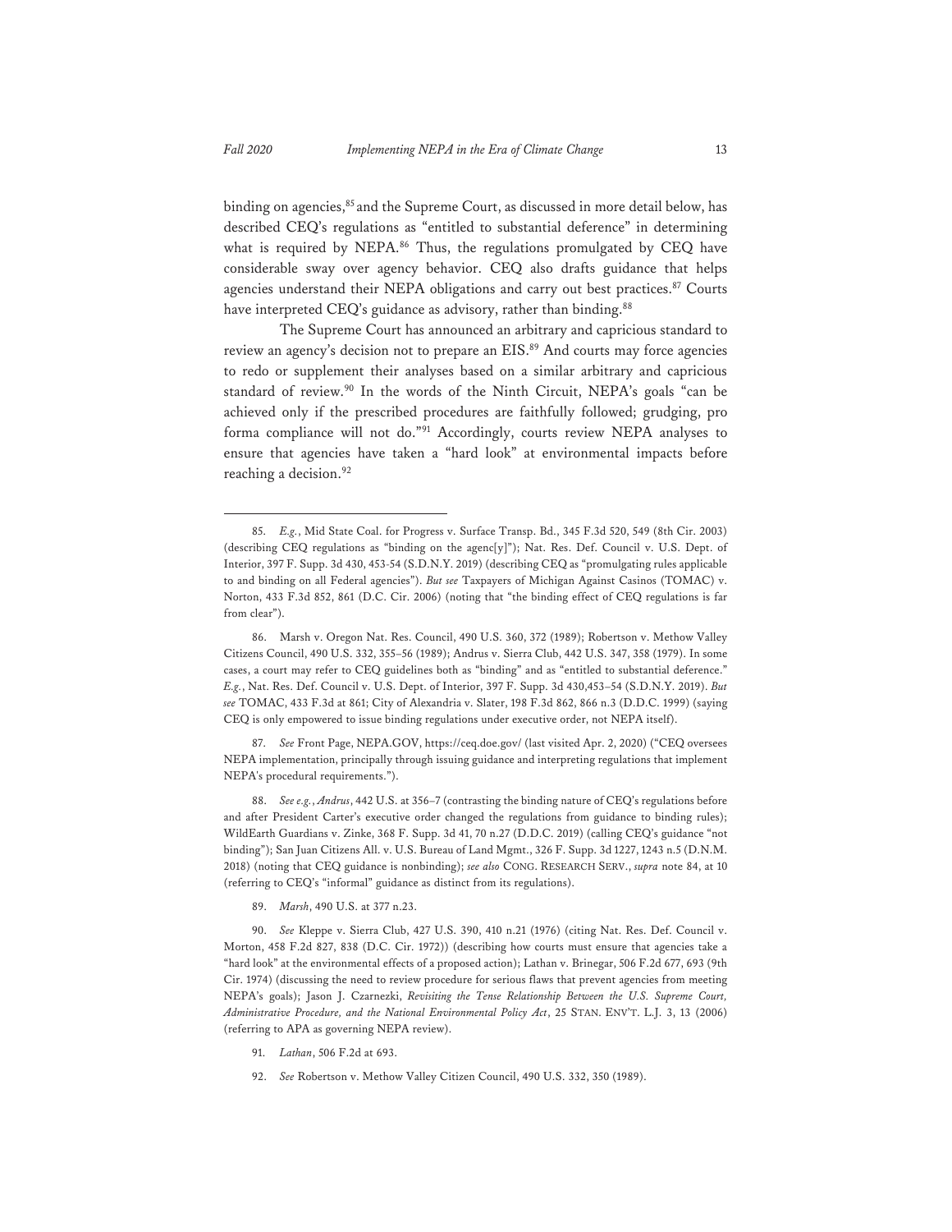binding on agencies,[85] and the Supreme Court, as discussed in more detail below, has described CEQ's regulations as "entitled to substantial deference" in determining what is required by NEPA.[86] Thus, the regulations promulgated by CEQ have considerable sway over agency behavior. CEQ also drafts guidance that helps agencies understand their NEPA obligations and carry out best practices.[87] Courts have interpreted CEQ's guidance as advisory, rather than binding.[88]

The Supreme Court has announced an arbitrary and capricious standard to review an agency's decision not to prepare an EIS.[89] And courts may force agencies to redo or supplement their analyses based on a similar arbitrary and capricious standard of review.[90] In the words of the Ninth Circuit, NEPA's goals "can be achieved only if the prescribed procedures are faithfully followed; grudging, pro forma compliance will not do."[91] Accordingly, courts review NEPA analyses to ensure that agencies have taken a "hard look" at environmental impacts before reaching a decision.[92]

---

85. *E.g.*, Mid State Coal. for Progress v. Surface Transp. Bd., 345 F.3d 520, 549 (8th Cir. 2003) (describing CEQ regulations as "binding on the agenc[y]"); Nat. Res. Def. Council v. U.S. Dept. of Interior, 397 F. Supp. 3d 430, 453-54 (S.D.N.Y. 2019) (describing CEQ as "promulgating rules applicable to and binding on all Federal agencies"). *But see* Taxpayers of Michigan Against Casinos (TOMAC) v. Norton, 433 F.3d 852, 861 (D.C. Cir. 2006) (noting that "the binding effect of CEQ regulations is far from clear").

86. Marsh v. Oregon Nat. Res. Council, 490 U.S. 360, 372 (1989); Robertson v. Methow Valley Citizens Council, 490 U.S. 332, 355–56 (1989); Andrus v. Sierra Club, 442 U.S. 347, 358 (1979). In some cases, a court may refer to CEQ guidelines both as "binding" and as "entitled to substantial deference." *E.g.*, Nat. Res. Def. Council v. U.S. Dept. of Interior, 397 F. Supp. 3d 430,453–54 (S.D.N.Y. 2019). *But see* TOMAC, 433 F.3d at 861; City of Alexandria v. Slater, 198 F.3d 862, 866 n.3 (D.D.C. 1999) (saying CEQ is only empowered to issue binding regulations under executive order, not NEPA itself).

87. *See* Front Page, NEPA.GOV, https://ceq.doe.gov/ (last visited Apr. 2, 2020) ("CEQ oversees NEPA implementation, principally through issuing guidance and interpreting regulations that implement NEPA's procedural requirements.").

88. *See e.g.*, *Andrus*, 442 U.S. at 356–7 (contrasting the binding nature of CEQ's regulations before and after President Carter's executive order changed the regulations from guidance to binding rules); WildEarth Guardians v. Zinke, 368 F. Supp. 3d 41, 70 n.27 (D.D.C. 2019) (calling CEQ's guidance "not binding"); San Juan Citizens All. v. U.S. Bureau of Land Mgmt., 326 F. Supp. 3d 1227, 1243 n.5 (D.N.M. 2018) (noting that CEQ guidance is nonbinding); *see also* CONG. RESEARCH SERV., *supra* note 84, at 10 (referring to CEQ's "informal" guidance as distinct from its regulations).

89. *Marsh*, 490 U.S. at 377 n.23.

90. *See* Kleppe v. Sierra Club, 427 U.S. 390, 410 n.21 (1976) (citing Nat. Res. Def. Council v. Morton, 458 F.2d 827, 838 (D.C. Cir. 1972)) (describing how courts must ensure that agencies take a "hard look" at the environmental effects of a proposed action); Lathan v. Brinegar, 506 F.2d 677, 693 (9th Cir. 1974) (discussing the need to review procedure for serious flaws that prevent agencies from meeting NEPA's goals); Jason J. Czarnezki, *Revisiting the Tense Relationship Between the U.S. Supreme Court, Administrative Procedure, and the National Environmental Policy Act*, 25 STAN. ENV'T. L.J. 3, 13 (2006) (referring to APA as governing NEPA review).

91. *Lathan*, 506 F.2d at 693.

92. *See* Robertson v. Methow Valley Citizen Council, 490 U.S. 332, 350 (1989).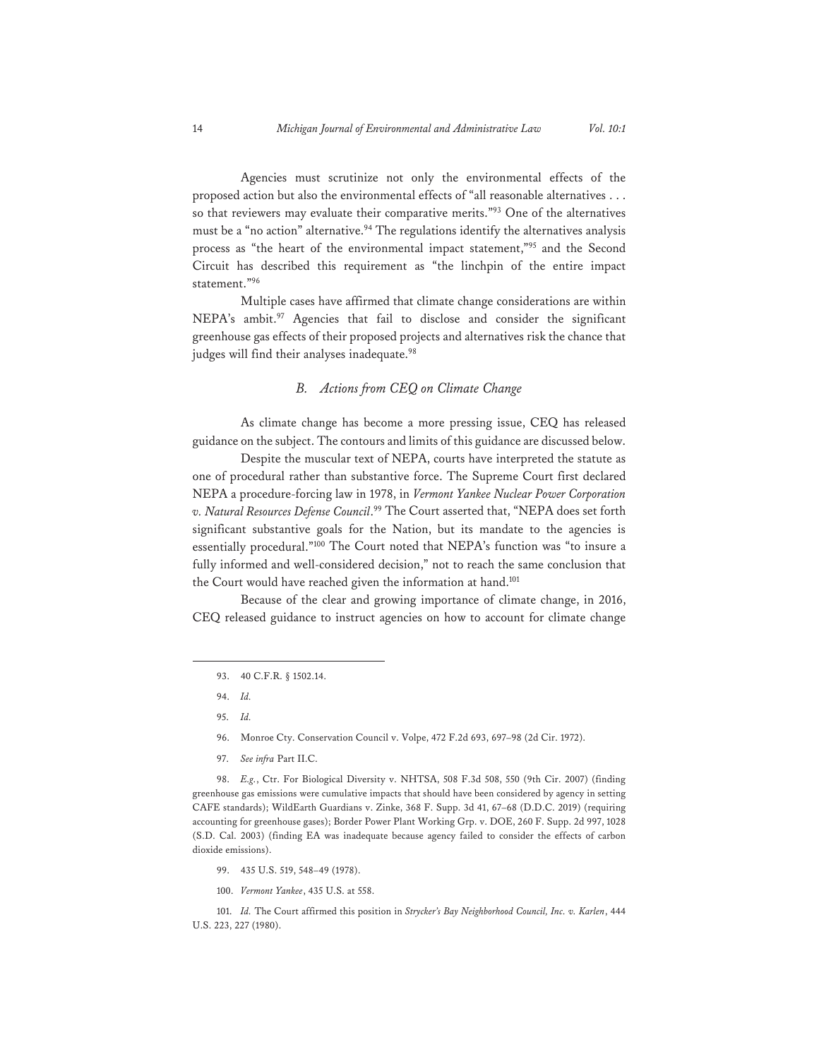Agencies must scrutinize not only the environmental effects of the proposed action but also the environmental effects of "all reasonable alternatives . . . so that reviewers may evaluate their comparative merits."[93] One of the alternatives must be a "no action" alternative.[94] The regulations identify the alternatives analysis process as "the heart of the environmental impact statement,"[95] and the Second Circuit has described this requirement as "the linchpin of the entire impact statement."[96]

Multiple cases have affirmed that climate change considerations are within NEPA's ambit.[97] Agencies that fail to disclose and consider the significant greenhouse gas effects of their proposed projects and alternatives risk the chance that judges will find their analyses inadequate.[98]

### *B. Actions from CEQ on Climate Change*

As climate change has become a more pressing issue, CEQ has released guidance on the subject. The contours and limits of this guidance are discussed below.

Despite the muscular text of NEPA, courts have interpreted the statute as one of procedural rather than substantive force. The Supreme Court first declared NEPA a procedure-forcing law in 1978, in *Vermont Yankee Nuclear Power Corporation v. Natural Resources Defense Council*.[99] The Court asserted that, "NEPA does set forth significant substantive goals for the Nation, but its mandate to the agencies is essentially procedural."[100] The Court noted that NEPA's function was "to insure a fully informed and well-considered decision," not to reach the same conclusion that the Court would have reached given the information at hand.[101]

Because of the clear and growing importance of climate change, in 2016, CEQ released guidance to instruct agencies on how to account for climate change

---

93. 40 C.F.R. § 1502.14.

94. *Id.*

95. *Id.*

96. Monroe Cty. Conservation Council v. Volpe, 472 F.2d 693, 697–98 (2d Cir. 1972).

97. *See infra* Part II.C.

98. *E.g.*, Ctr. For Biological Diversity v. NHTSA, 508 F.3d 508, 550 (9th Cir. 2007) (finding greenhouse gas emissions were cumulative impacts that should have been considered by agency in setting CAFE standards); WildEarth Guardians v. Zinke, 368 F. Supp. 3d 41, 67–68 (D.D.C. 2019) (requiring accounting for greenhouse gases); Border Power Plant Working Grp. v. DOE, 260 F. Supp. 2d 997, 1028 (S.D. Cal. 2003) (finding EA was inadequate because agency failed to consider the effects of carbon dioxide emissions).

99. 435 U.S. 519, 548–49 (1978).

100. *Vermont Yankee*, 435 U.S. at 558.

101. *Id.* The Court affirmed this position in *Strycker's Bay Neighborhood Council, Inc. v. Karlen*, 444 U.S. 223, 227 (1980).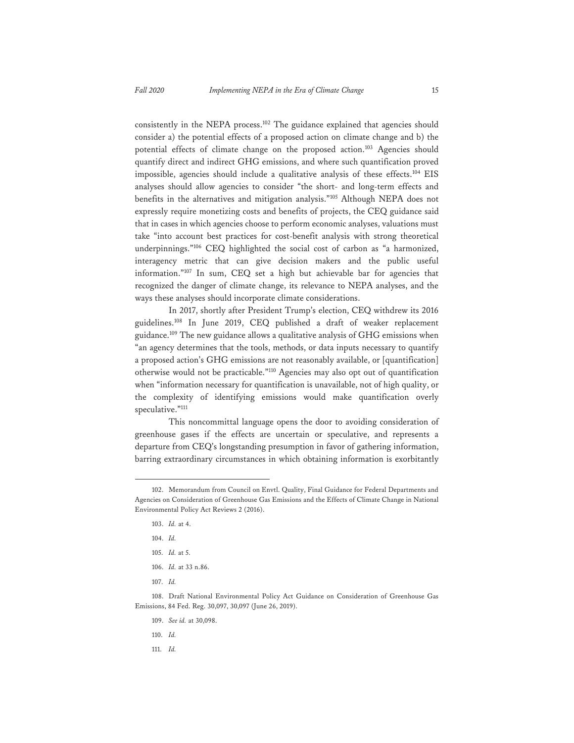consistently in the NEPA process.[102] The guidance explained that agencies should consider a) the potential effects of a proposed action on climate change and b) the potential effects of climate change on the proposed action.[103] Agencies should quantify direct and indirect GHG emissions, and where such quantification proved impossible, agencies should include a qualitative analysis of these effects.[104] EIS analyses should allow agencies to consider "the short- and long-term effects and benefits in the alternatives and mitigation analysis."[105] Although NEPA does not expressly require monetizing costs and benefits of projects, the CEQ guidance said that in cases in which agencies choose to perform economic analyses, valuations must take "into account best practices for cost-benefit analysis with strong theoretical underpinnings."[106] CEQ highlighted the social cost of carbon as "a harmonized, interagency metric that can give decision makers and the public useful information."[107] In sum, CEQ set a high but achievable bar for agencies that recognized the danger of climate change, its relevance to NEPA analyses, and the ways these analyses should incorporate climate considerations.

In 2017, shortly after President Trump's election, CEQ withdrew its 2016 guidelines.[108] In June 2019, CEQ published a draft of weaker replacement guidance.[109] The new guidance allows a qualitative analysis of GHG emissions when "an agency determines that the tools, methods, or data inputs necessary to quantify a proposed action's GHG emissions are not reasonably available, or [quantification] otherwise would not be practicable."[110] Agencies may also opt out of quantification when "information necessary for quantification is unavailable, not of high quality, or the complexity of identifying emissions would make quantification overly speculative."[111]

This noncommittal language opens the door to avoiding consideration of greenhouse gases if the effects are uncertain or speculative, and represents a departure from CEQ's longstanding presumption in favor of gathering information, barring extraordinary circumstances in which obtaining information is exorbitantly

---

102. Memorandum from Council on Envtl. Quality, Final Guidance for Federal Departments and Agencies on Consideration of Greenhouse Gas Emissions and the Effects of Climate Change in National Environmental Policy Act Reviews 2 (2016).

103. *Id.* at 4.

104. *Id.*

105. *Id.* at 5.

106. *Id.* at 33 n.86.

107. *Id.*

108. Draft National Environmental Policy Act Guidance on Consideration of Greenhouse Gas Emissions, 84 Fed. Reg. 30,097, 30,097 (June 26, 2019).

109. *See id.* at 30,098.

110. *Id.*

111. *Id.*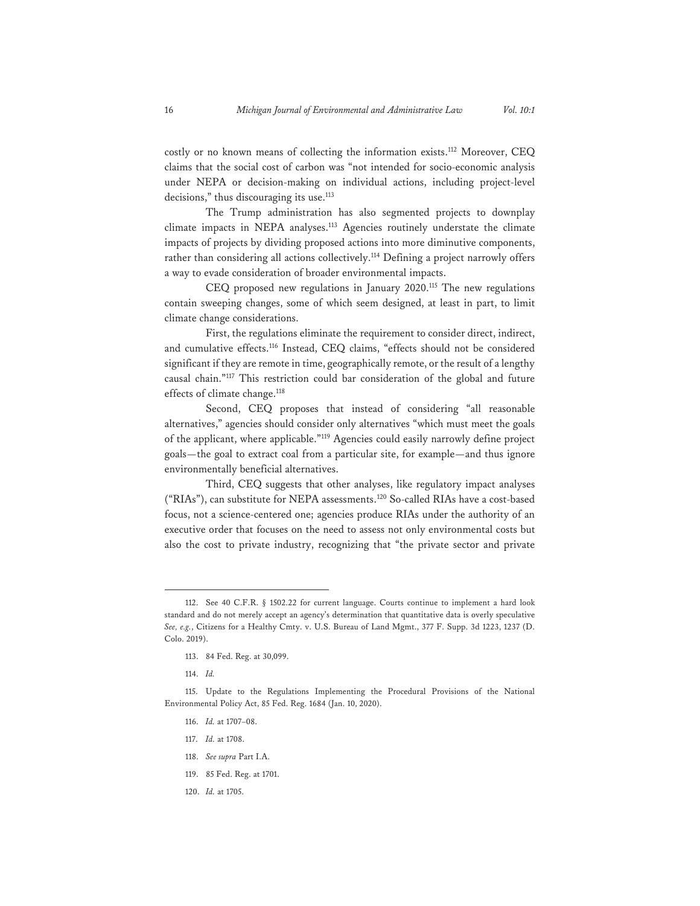costly or no known means of collecting the information exists.[112] Moreover, CEQ claims that the social cost of carbon was "not intended for socio-economic analysis under NEPA or decision-making on individual actions, including project-level decisions," thus discouraging its use.[113]

The Trump administration has also segmented projects to downplay climate impacts in NEPA analyses.[113] Agencies routinely understate the climate impacts of projects by dividing proposed actions into more diminutive components, rather than considering all actions collectively.[114] Defining a project narrowly offers a way to evade consideration of broader environmental impacts.

CEQ proposed new regulations in January 2020.[115] The new regulations contain sweeping changes, some of which seem designed, at least in part, to limit climate change considerations.

First, the regulations eliminate the requirement to consider direct, indirect, and cumulative effects.[116] Instead, CEQ claims, "effects should not be considered significant if they are remote in time, geographically remote, or the result of a lengthy causal chain."[117] This restriction could bar consideration of the global and future effects of climate change.[118]

Second, CEQ proposes that instead of considering "all reasonable alternatives," agencies should consider only alternatives "which must meet the goals of the applicant, where applicable."[119] Agencies could easily narrowly define project goals—the goal to extract coal from a particular site, for example—and thus ignore environmentally beneficial alternatives.

Third, CEQ suggests that other analyses, like regulatory impact analyses ("RIAs"), can substitute for NEPA assessments.[120] So-called RIAs have a cost-based focus, not a science-centered one; agencies produce RIAs under the authority of an executive order that focuses on the need to assess not only environmental costs but also the cost to private industry, recognizing that "the private sector and private

---

112. See 40 C.F.R. § 1502.22 for current language. Courts continue to implement a hard look standard and do not merely accept an agency's determination that quantitative data is overly speculative *See, e.g.*, Citizens for a Healthy Cmty. v. U.S. Bureau of Land Mgmt., 377 F. Supp. 3d 1223, 1237 (D. Colo. 2019).

113. 84 Fed. Reg. at 30,099.

114. *Id.*

115. Update to the Regulations Implementing the Procedural Provisions of the National Environmental Policy Act, 85 Fed. Reg. 1684 (Jan. 10, 2020).

116. *Id.* at 1707–08.

117. *Id.* at 1708.

118. *See supra* Part I.A.

119. 85 Fed. Reg. at 1701.

120. *Id.* at 1705.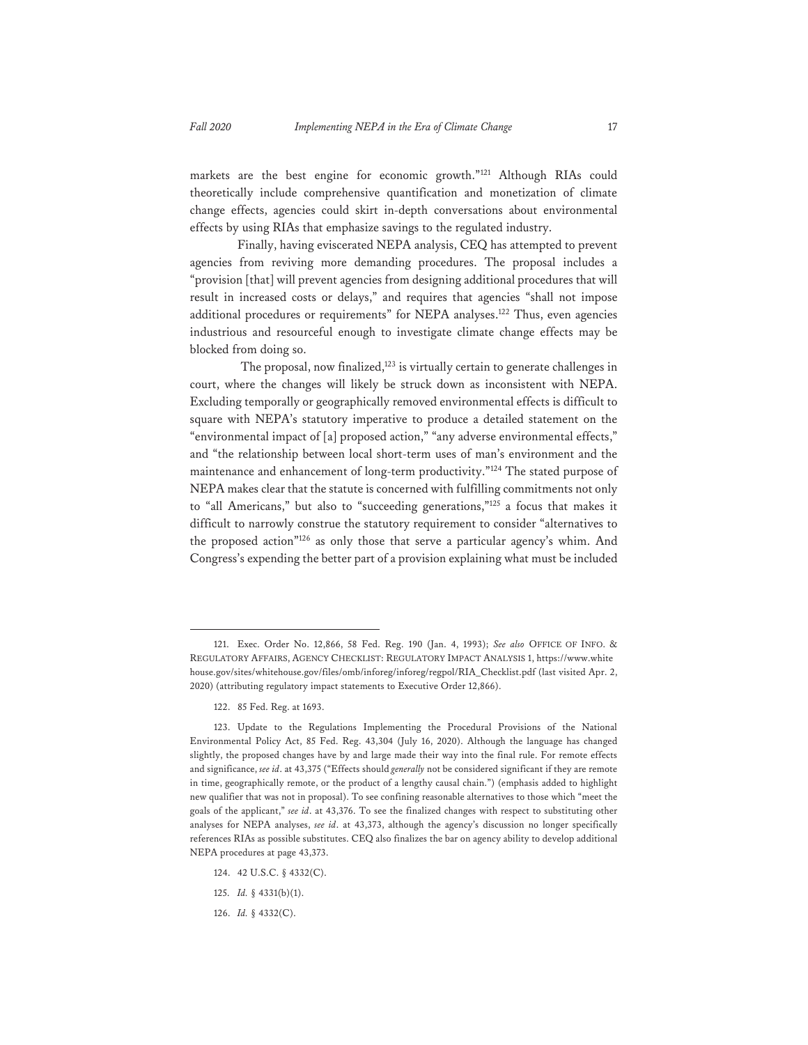markets are the best engine for economic growth."[121] Although RIAs could theoretically include comprehensive quantification and monetization of climate change effects, agencies could skirt in-depth conversations about environmental effects by using RIAs that emphasize savings to the regulated industry.

Finally, having eviscerated NEPA analysis, CEQ has attempted to prevent agencies from reviving more demanding procedures. The proposal includes a "provision [that] will prevent agencies from designing additional procedures that will result in increased costs or delays," and requires that agencies "shall not impose additional procedures or requirements" for NEPA analyses.[122] Thus, even agencies industrious and resourceful enough to investigate climate change effects may be blocked from doing so.

The proposal, now finalized,[123] is virtually certain to generate challenges in court, where the changes will likely be struck down as inconsistent with NEPA. Excluding temporally or geographically removed environmental effects is difficult to square with NEPA's statutory imperative to produce a detailed statement on the "environmental impact of [a] proposed action," "any adverse environmental effects," and "the relationship between local short-term uses of man's environment and the maintenance and enhancement of long-term productivity."[124] The stated purpose of NEPA makes clear that the statute is concerned with fulfilling commitments not only to "all Americans," but also to "succeeding generations,"[125] a focus that makes it difficult to narrowly construe the statutory requirement to consider "alternatives to the proposed action"[126] as only those that serve a particular agency's whim. And Congress's expending the better part of a provision explaining what must be included

---

121. Exec. Order No. 12,866, 58 Fed. Reg. 190 (Jan. 4, 1993); *See also* OFFICE OF INFO. & REGULATORY AFFAIRS, AGENCY CHECKLIST: REGULATORY IMPACT ANALYSIS 1, https://www.whitehouse.gov/sites/whitehouse.gov/files/omb/inforeg/inforeg/regpol/RIA_Checklist.pdf (last visited Apr. 2, 2020) (attributing regulatory impact statements to Executive Order 12,866).

122. 85 Fed. Reg. at 1693.

123. Update to the Regulations Implementing the Procedural Provisions of the National Environmental Policy Act, 85 Fed. Reg. 43,304 (July 16, 2020). Although the language has changed slightly, the proposed changes have by and large made their way into the final rule. For remote effects and significance, *see id*. at 43,375 ("Effects should *generally* not be considered significant if they are remote in time, geographically remote, or the product of a lengthy causal chain.") (emphasis added to highlight new qualifier that was not in proposal). To see confining reasonable alternatives to those which "meet the goals of the applicant," *see id*. at 43,376. To see the finalized changes with respect to substituting other analyses for NEPA analyses, *see id*. at 43,373, although the agency's discussion no longer specifically references RIAs as possible substitutes. CEQ also finalizes the bar on agency ability to develop additional NEPA procedures at page 43,373.

124. 42 U.S.C. § 4332(C).

125. *Id.* § 4331(b)(1).

126. *Id.* § 4332(C).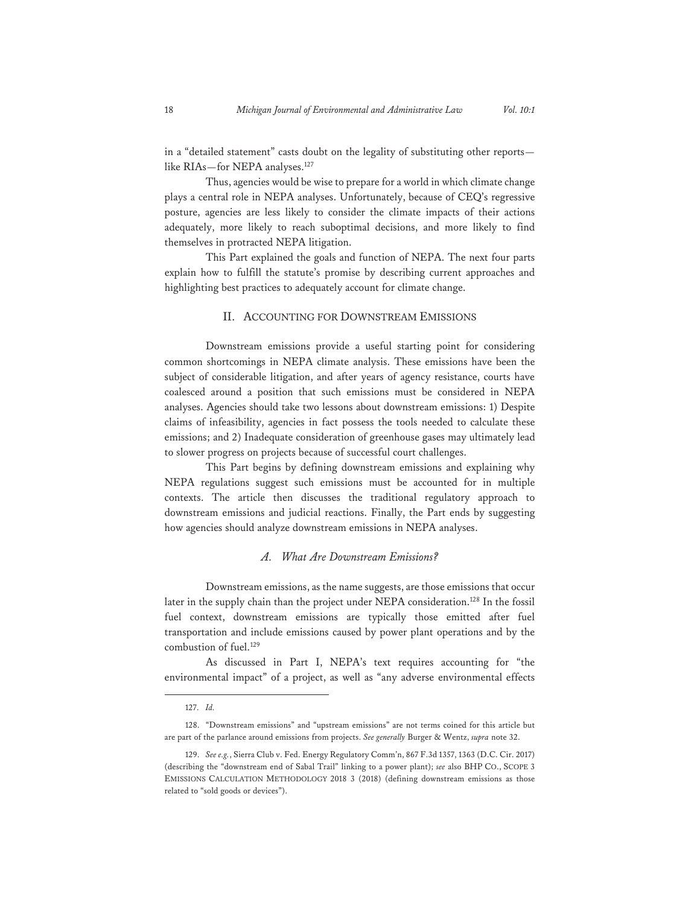in a "detailed statement" casts doubt on the legality of substituting other reports—like RIAs—for NEPA analyses.[127]

Thus, agencies would be wise to prepare for a world in which climate change plays a central role in NEPA analyses. Unfortunately, because of CEQ's regressive posture, agencies are less likely to consider the climate impacts of their actions adequately, more likely to reach suboptimal decisions, and more likely to find themselves in protracted NEPA litigation.

This Part explained the goals and function of NEPA. The next four parts explain how to fulfill the statute's promise by describing current approaches and highlighting best practices to adequately account for climate change.

## II. ACCOUNTING FOR DOWNSTREAM EMISSIONS

Downstream emissions provide a useful starting point for considering common shortcomings in NEPA climate analysis. These emissions have been the subject of considerable litigation, and after years of agency resistance, courts have coalesced around a position that such emissions must be considered in NEPA analyses. Agencies should take two lessons about downstream emissions: 1) Despite claims of infeasibility, agencies in fact possess the tools needed to calculate these emissions; and 2) Inadequate consideration of greenhouse gases may ultimately lead to slower progress on projects because of successful court challenges.

This Part begins by defining downstream emissions and explaining why NEPA regulations suggest such emissions must be accounted for in multiple contexts. The article then discusses the traditional regulatory approach to downstream emissions and judicial reactions. Finally, the Part ends by suggesting how agencies should analyze downstream emissions in NEPA analyses.

### *A. What Are Downstream Emissions?*

Downstream emissions, as the name suggests, are those emissions that occur later in the supply chain than the project under NEPA consideration.[128] In the fossil fuel context, downstream emissions are typically those emitted after fuel transportation and include emissions caused by power plant operations and by the combustion of fuel.[129]

As discussed in Part I, NEPA's text requires accounting for "the environmental impact" of a project, as well as "any adverse environmental effects

---

127. *Id.*

128. "Downstream emissions" and "upstream emissions" are not terms coined for this article but are part of the parlance around emissions from projects. *See generally* Burger & Wentz, *supra* note 32.

129. *See e.g.*, Sierra Club v. Fed. Energy Regulatory Comm'n, 867 F.3d 1357, 1363 (D.C. Cir. 2017) (describing the "downstream end of Sabal Trail" linking to a power plant); *see* also BHP CO., SCOPE 3 EMISSIONS CALCULATION METHODOLOGY 2018 3 (2018) (defining downstream emissions as those related to "sold goods or devices").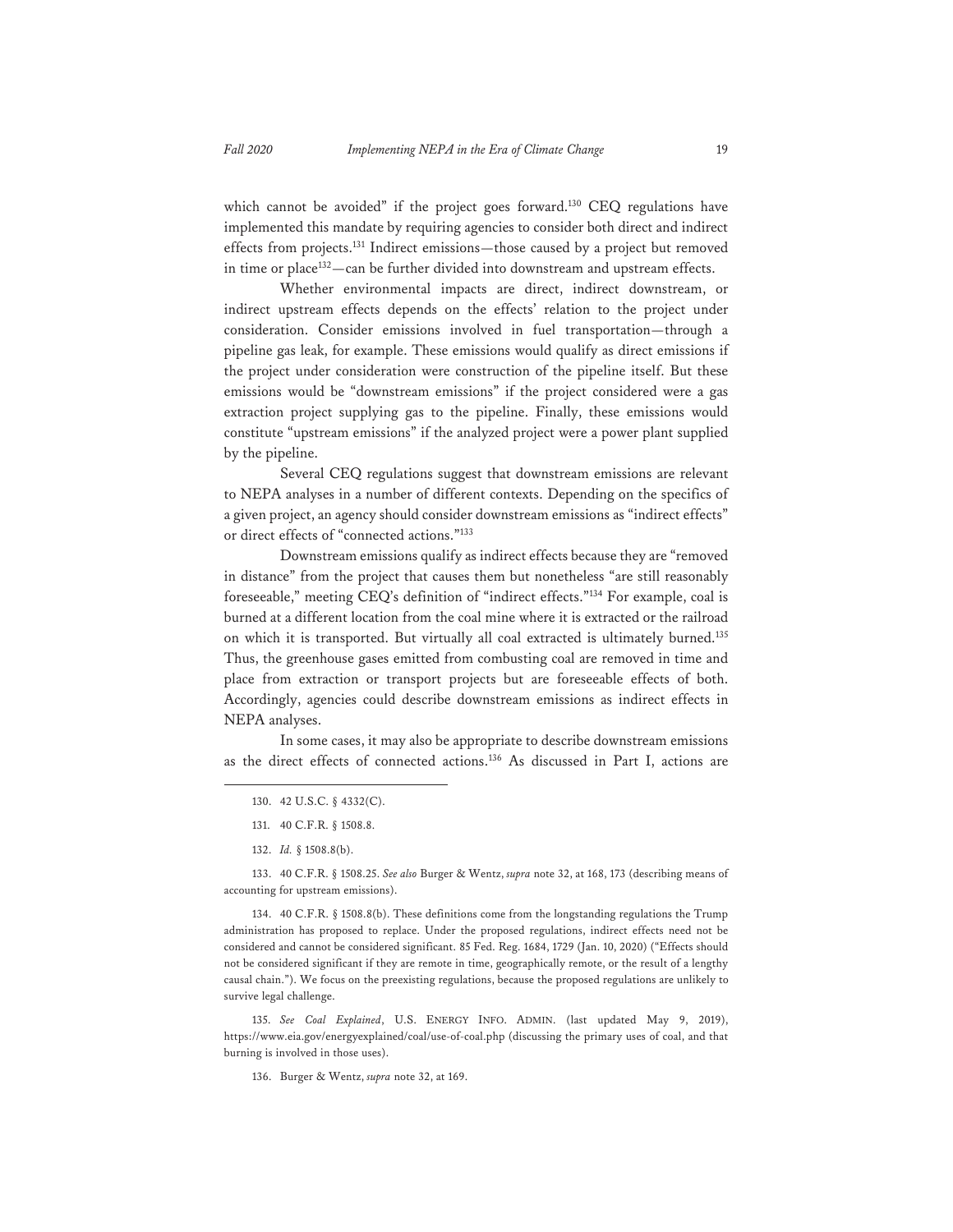which cannot be avoided" if the project goes forward.[130] CEQ regulations have implemented this mandate by requiring agencies to consider both direct and indirect effects from projects.[131] Indirect emissions—those caused by a project but removed in time or place[132]—can be further divided into downstream and upstream effects.

Whether environmental impacts are direct, indirect downstream, or indirect upstream effects depends on the effects' relation to the project under consideration. Consider emissions involved in fuel transportation—through a pipeline gas leak, for example. These emissions would qualify as direct emissions if the project under consideration were construction of the pipeline itself. But these emissions would be "downstream emissions" if the project considered were a gas extraction project supplying gas to the pipeline. Finally, these emissions would constitute "upstream emissions" if the analyzed project were a power plant supplied by the pipeline.

Several CEQ regulations suggest that downstream emissions are relevant to NEPA analyses in a number of different contexts. Depending on the specifics of a given project, an agency should consider downstream emissions as "indirect effects" or direct effects of "connected actions."[133]

Downstream emissions qualify as indirect effects because they are "removed in distance" from the project that causes them but nonetheless "are still reasonably foreseeable," meeting CEQ's definition of "indirect effects."[134] For example, coal is burned at a different location from the coal mine where it is extracted or the railroad on which it is transported. But virtually all coal extracted is ultimately burned.[135] Thus, the greenhouse gases emitted from combusting coal are removed in time and place from extraction or transport projects but are foreseeable effects of both. Accordingly, agencies could describe downstream emissions as indirect effects in NEPA analyses.

In some cases, it may also be appropriate to describe downstream emissions as the direct effects of connected actions.[136] As discussed in Part I, actions are

---

130. 42 U.S.C. § 4332(C).

131. 40 C.F.R. § 1508.8.

132. *Id.* § 1508.8(b).

133. 40 C.F.R. § 1508.25. *See also* Burger & Wentz, *supra* note 32, at 168, 173 (describing means of accounting for upstream emissions).

134. 40 C.F.R. § 1508.8(b). These definitions come from the longstanding regulations the Trump administration has proposed to replace. Under the proposed regulations, indirect effects need not be considered and cannot be considered significant. 85 Fed. Reg. 1684, 1729 (Jan. 10, 2020) ("Effects should not be considered significant if they are remote in time, geographically remote, or the result of a lengthy causal chain."). We focus on the preexisting regulations, because the proposed regulations are unlikely to survive legal challenge.

135. *See Coal Explained*, U.S. ENERGY INFO. ADMIN. (last updated May 9, 2019), https://www.eia.gov/energyexplained/coal/use-of-coal.php (discussing the primary uses of coal, and that burning is involved in those uses).

136. Burger & Wentz, *supra* note 32, at 169.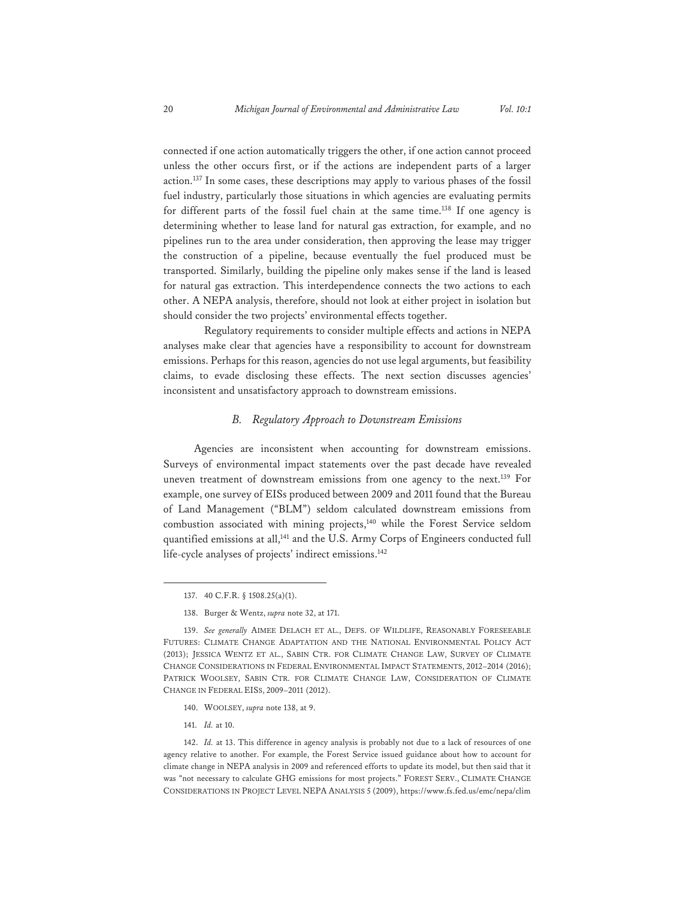connected if one action automatically triggers the other, if one action cannot proceed unless the other occurs first, or if the actions are independent parts of a larger action.[137] In some cases, these descriptions may apply to various phases of the fossil fuel industry, particularly those situations in which agencies are evaluating permits for different parts of the fossil fuel chain at the same time.[138] If one agency is determining whether to lease land for natural gas extraction, for example, and no pipelines run to the area under consideration, then approving the lease may trigger the construction of a pipeline, because eventually the fuel produced must be transported. Similarly, building the pipeline only makes sense if the land is leased for natural gas extraction. This interdependence connects the two actions to each other. A NEPA analysis, therefore, should not look at either project in isolation but should consider the two projects' environmental effects together.

Regulatory requirements to consider multiple effects and actions in NEPA analyses make clear that agencies have a responsibility to account for downstream emissions. Perhaps for this reason, agencies do not use legal arguments, but feasibility claims, to evade disclosing these effects. The next section discusses agencies' inconsistent and unsatisfactory approach to downstream emissions.

### *B. Regulatory Approach to Downstream Emissions*

Agencies are inconsistent when accounting for downstream emissions. Surveys of environmental impact statements over the past decade have revealed uneven treatment of downstream emissions from one agency to the next.[139] For example, one survey of EISs produced between 2009 and 2011 found that the Bureau of Land Management ("BLM") seldom calculated downstream emissions from combustion associated with mining projects,[140] while the Forest Service seldom quantified emissions at all,[141] and the U.S. Army Corps of Engineers conducted full life-cycle analyses of projects' indirect emissions.[142]

---

137. 40 C.F.R. § 1508.25(a)(1).

138. Burger & Wentz, *supra* note 32, at 171.

139. *See generally* AIMEE DELACH ET AL., DEFS. OF WILDLIFE, REASONABLY FORESEEABLE FUTURES: CLIMATE CHANGE ADAPTATION AND THE NATIONAL ENVIRONMENTAL POLICY ACT (2013); JESSICA WENTZ ET AL., SABIN CTR. FOR CLIMATE CHANGE LAW, SURVEY OF CLIMATE CHANGE CONSIDERATIONS IN FEDERAL ENVIRONMENTAL IMPACT STATEMENTS, 2012–2014 (2016); PATRICK WOOLSEY, SABIN CTR. FOR CLIMATE CHANGE LAW, CONSIDERATION OF CLIMATE CHANGE IN FEDERAL EISS, 2009–2011 (2012).

140. WOOLSEY, *supra* note 138, at 9.

141. *Id.* at 10.

142. *Id.* at 13. This difference in agency analysis is probably not due to a lack of resources of one agency relative to another. For example, the Forest Service issued guidance about how to account for climate change in NEPA analysis in 2009 and referenced efforts to update its model, but then said that it was "not necessary to calculate GHG emissions for most projects." FOREST SERV., CLIMATE CHANGE CONSIDERATIONS IN PROJECT LEVEL NEPA ANALYSIS 5 (2009), https://www.fs.fed.us/emc/nepa/clim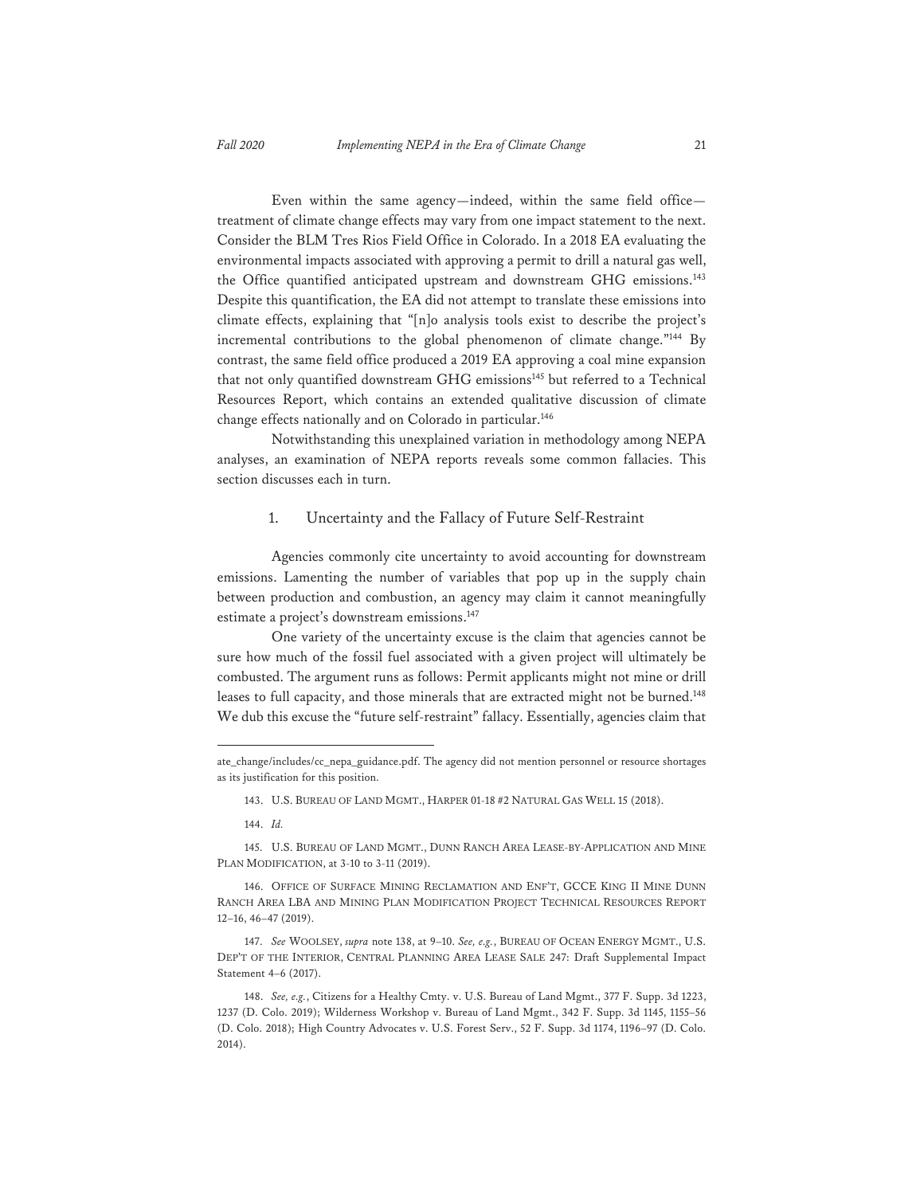Even within the same agency—indeed, within the same field office—treatment of climate change effects may vary from one impact statement to the next. Consider the BLM Tres Rios Field Office in Colorado. In a 2018 EA evaluating the environmental impacts associated with approving a permit to drill a natural gas well, the Office quantified anticipated upstream and downstream GHG emissions.[143] Despite this quantification, the EA did not attempt to translate these emissions into climate effects, explaining that "[n]o analysis tools exist to describe the project's incremental contributions to the global phenomenon of climate change."[144] By contrast, the same field office produced a 2019 EA approving a coal mine expansion that not only quantified downstream GHG emissions[145] but referred to a Technical Resources Report, which contains an extended qualitative discussion of climate change effects nationally and on Colorado in particular.[146]

Notwithstanding this unexplained variation in methodology among NEPA analyses, an examination of NEPA reports reveals some common fallacies. This section discusses each in turn.

### 1. Uncertainty and the Fallacy of Future Self-Restraint

Agencies commonly cite uncertainty to avoid accounting for downstream emissions. Lamenting the number of variables that pop up in the supply chain between production and combustion, an agency may claim it cannot meaningfully estimate a project's downstream emissions.[147]

One variety of the uncertainty excuse is the claim that agencies cannot be sure how much of the fossil fuel associated with a given project will ultimately be combusted. The argument runs as follows: Permit applicants might not mine or drill leases to full capacity, and those minerals that are extracted might not be burned.[148] We dub this excuse the "future self-restraint" fallacy. Essentially, agencies claim that

---

ate_change/includes/cc_nepa_guidance.pdf. The agency did not mention personnel or resource shortages as its justification for this position.

143. U.S. BUREAU OF LAND MGMT., HARPER 01-18 #2 NATURAL GAS WELL 15 (2018).

144. *Id.*

145. U.S. BUREAU OF LAND MGMT., DUNN RANCH AREA LEASE-BY-APPLICATION AND MINE PLAN MODIFICATION, at 3-10 to 3-11 (2019).

146. OFFICE OF SURFACE MINING RECLAMATION AND ENF'T, GCCE KING II MINE DUNN RANCH AREA LBA AND MINING PLAN MODIFICATION PROJECT TECHNICAL RESOURCES REPORT 12–16, 46–47 (2019).

147. *See* WOOLSEY, *supra* note 138, at 9–10. *See, e.g.*, BUREAU OF OCEAN ENERGY MGMT., U.S. DEP'T OF THE INTERIOR, CENTRAL PLANNING AREA LEASE SALE 247: Draft Supplemental Impact Statement 4–6 (2017).

148. *See, e.g.*, Citizens for a Healthy Cmty. v. U.S. Bureau of Land Mgmt., 377 F. Supp. 3d 1223, 1237 (D. Colo. 2019); Wilderness Workshop v. Bureau of Land Mgmt., 342 F. Supp. 3d 1145, 1155–56 (D. Colo. 2018); High Country Advocates v. U.S. Forest Serv., 52 F. Supp. 3d 1174, 1196–97 (D. Colo. 2014).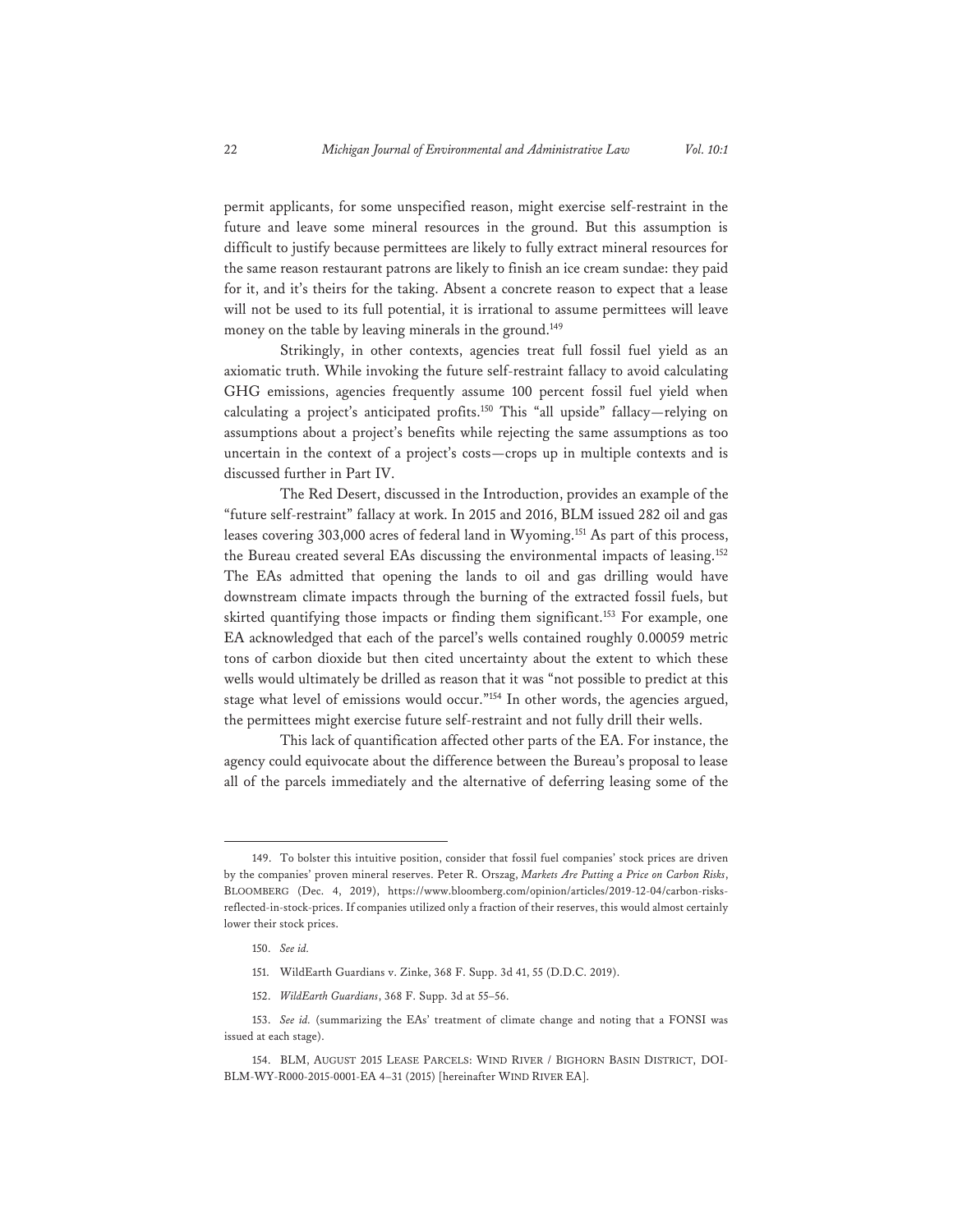permit applicants, for some unspecified reason, might exercise self-restraint in the future and leave some mineral resources in the ground. But this assumption is difficult to justify because permittees are likely to fully extract mineral resources for the same reason restaurant patrons are likely to finish an ice cream sundae: they paid for it, and it's theirs for the taking. Absent a concrete reason to expect that a lease will not be used to its full potential, it is irrational to assume permittees will leave money on the table by leaving minerals in the ground.[149]

Strikingly, in other contexts, agencies treat full fossil fuel yield as an axiomatic truth. While invoking the future self-restraint fallacy to avoid calculating GHG emissions, agencies frequently assume 100 percent fossil fuel yield when calculating a project's anticipated profits.[150] This "all upside" fallacy—relying on assumptions about a project's benefits while rejecting the same assumptions as too uncertain in the context of a project's costs—crops up in multiple contexts and is discussed further in Part IV.

The Red Desert, discussed in the Introduction, provides an example of the "future self-restraint" fallacy at work. In 2015 and 2016, BLM issued 282 oil and gas leases covering 303,000 acres of federal land in Wyoming.[151] As part of this process, the Bureau created several EAs discussing the environmental impacts of leasing.[152] The EAs admitted that opening the lands to oil and gas drilling would have downstream climate impacts through the burning of the extracted fossil fuels, but skirted quantifying those impacts or finding them significant.[153] For example, one EA acknowledged that each of the parcel's wells contained roughly 0.00059 metric tons of carbon dioxide but then cited uncertainty about the extent to which these wells would ultimately be drilled as reason that it was "not possible to predict at this stage what level of emissions would occur."[154] In other words, the agencies argued, the permittees might exercise future self-restraint and not fully drill their wells.

This lack of quantification affected other parts of the EA. For instance, the agency could equivocate about the difference between the Bureau's proposal to lease all of the parcels immediately and the alternative of deferring leasing some of the

---

149. To bolster this intuitive position, consider that fossil fuel companies' stock prices are driven by the companies' proven mineral reserves. Peter R. Orszag, *Markets Are Putting a Price on Carbon Risks*, BLOOMBERG (Dec. 4, 2019), https://www.bloomberg.com/opinion/articles/2019-12-04/carbon-risks-reflected-in-stock-prices. If companies utilized only a fraction of their reserves, this would almost certainly lower their stock prices.

150. *See id.*

151. WildEarth Guardians v. Zinke, 368 F. Supp. 3d 41, 55 (D.D.C. 2019).

152. *WildEarth Guardians*, 368 F. Supp. 3d at 55–56.

153. *See id.* (summarizing the EAs' treatment of climate change and noting that a FONSI was issued at each stage).

154. BLM, AUGUST 2015 LEASE PARCELS: WIND RIVER / BIGHORN BASIN DISTRICT, DOI-BLM-WY-R000-2015-0001-EA 4–31 (2015) [hereinafter WIND RIVER EA].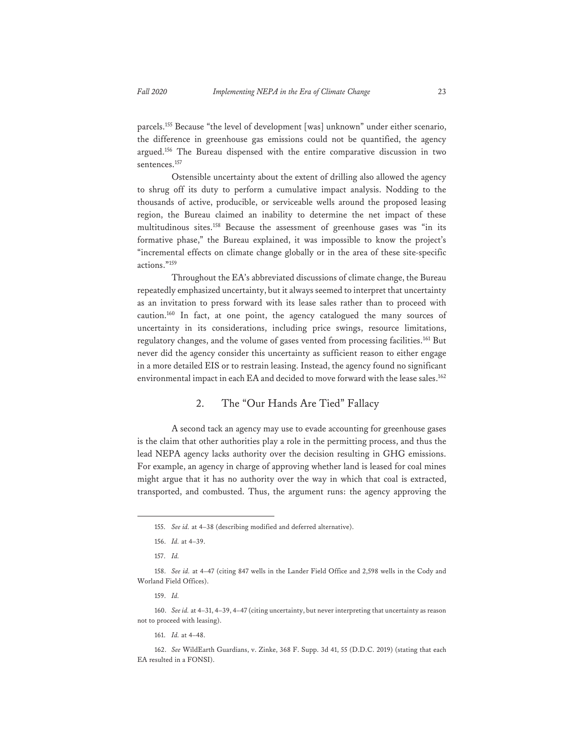parcels.[155] Because "the level of development [was] unknown" under either scenario, the difference in greenhouse gas emissions could not be quantified, the agency argued.[156] The Bureau dispensed with the entire comparative discussion in two sentences.[157]

Ostensible uncertainty about the extent of drilling also allowed the agency to shrug off its duty to perform a cumulative impact analysis. Nodding to the thousands of active, producible, or serviceable wells around the proposed leasing region, the Bureau claimed an inability to determine the net impact of these multitudinous sites.[158] Because the assessment of greenhouse gases was "in its formative phase," the Bureau explained, it was impossible to know the project's "incremental effects on climate change globally or in the area of these site-specific actions."[159]

Throughout the EA's abbreviated discussions of climate change, the Bureau repeatedly emphasized uncertainty, but it always seemed to interpret that uncertainty as an invitation to press forward with its lease sales rather than to proceed with caution.[160] In fact, at one point, the agency catalogued the many sources of uncertainty in its considerations, including price swings, resource limitations, regulatory changes, and the volume of gases vented from processing facilities.[161] But never did the agency consider this uncertainty as sufficient reason to either engage in a more detailed EIS or to restrain leasing. Instead, the agency found no significant environmental impact in each EA and decided to move forward with the lease sales.[162]

## 2. The "Our Hands Are Tied" Fallacy

A second tack an agency may use to evade accounting for greenhouse gases is the claim that other authorities play a role in the permitting process, and thus the lead NEPA agency lacks authority over the decision resulting in GHG emissions. For example, an agency in charge of approving whether land is leased for coal mines might argue that it has no authority over the way in which that coal is extracted, transported, and combusted. Thus, the argument runs: the agency approving the

---

155. *See id.* at 4–38 (describing modified and deferred alternative).

156. *Id.* at 4–39.

157. *Id.*

158. *See id.* at 4–47 (citing 847 wells in the Lander Field Office and 2,598 wells in the Cody and Worland Field Offices).

159. *Id.*

160. *See id.* at 4–31, 4–39, 4–47 (citing uncertainty, but never interpreting that uncertainty as reason not to proceed with leasing).

161. *Id.* at 4–48.

162. *See* WildEarth Guardians, v. Zinke, 368 F. Supp. 3d 41, 55 (D.D.C. 2019) (stating that each EA resulted in a FONSI).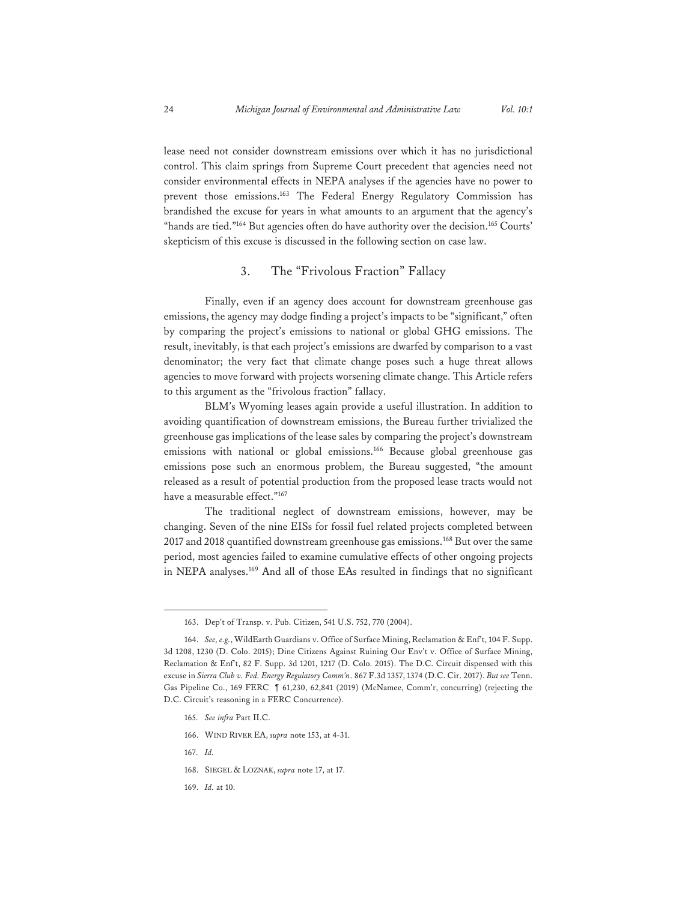lease need not consider downstream emissions over which it has no jurisdictional control. This claim springs from Supreme Court precedent that agencies need not consider environmental effects in NEPA analyses if the agencies have no power to prevent those emissions.[163] The Federal Energy Regulatory Commission has brandished the excuse for years in what amounts to an argument that the agency's "hands are tied."[164] But agencies often do have authority over the decision.[165] Courts' skepticism of this excuse is discussed in the following section on case law.

### 3. The "Frivolous Fraction" Fallacy

Finally, even if an agency does account for downstream greenhouse gas emissions, the agency may dodge finding a project's impacts to be "significant," often by comparing the project's emissions to national or global GHG emissions. The result, inevitably, is that each project's emissions are dwarfed by comparison to a vast denominator; the very fact that climate change poses such a huge threat allows agencies to move forward with projects worsening climate change. This Article refers to this argument as the "frivolous fraction" fallacy.

BLM's Wyoming leases again provide a useful illustration. In addition to avoiding quantification of downstream emissions, the Bureau further trivialized the greenhouse gas implications of the lease sales by comparing the project's downstream emissions with national or global emissions.[166] Because global greenhouse gas emissions pose such an enormous problem, the Bureau suggested, "the amount released as a result of potential production from the proposed lease tracts would not have a measurable effect."[167]

The traditional neglect of downstream emissions, however, may be changing. Seven of the nine EISs for fossil fuel related projects completed between 2017 and 2018 quantified downstream greenhouse gas emissions.[168] But over the same period, most agencies failed to examine cumulative effects of other ongoing projects in NEPA analyses.[169] And all of those EAs resulted in findings that no significant

---

163. Dep't of Transp. v. Pub. Citizen, 541 U.S. 752, 770 (2004).

164. *See, e.g.*, WildEarth Guardians v. Office of Surface Mining, Reclamation & Enf't, 104 F. Supp. 3d 1208, 1230 (D. Colo. 2015); Dine Citizens Against Ruining Our Env't v. Office of Surface Mining, Reclamation & Enf't, 82 F. Supp. 3d 1201, 1217 (D. Colo. 2015). The D.C. Circuit dispensed with this excuse in *Sierra Club v. Fed. Energy Regulatory Comm'n*. 867 F.3d 1357, 1374 (D.C. Cir. 2017). *But see* Tenn. Gas Pipeline Co., 169 FERC ¶ 61,230, 62,841 (2019) (McNamee, Comm'r, concurring) (rejecting the D.C. Circuit's reasoning in a FERC Concurrence).

165. *See infra* Part II.C.

166. WIND RIVER EA, *supra* note 153, at 4-31.

167. *Id.*

168. SIEGEL & LOZNAK, *supra* note 17, at 17.

169. *Id.* at 10.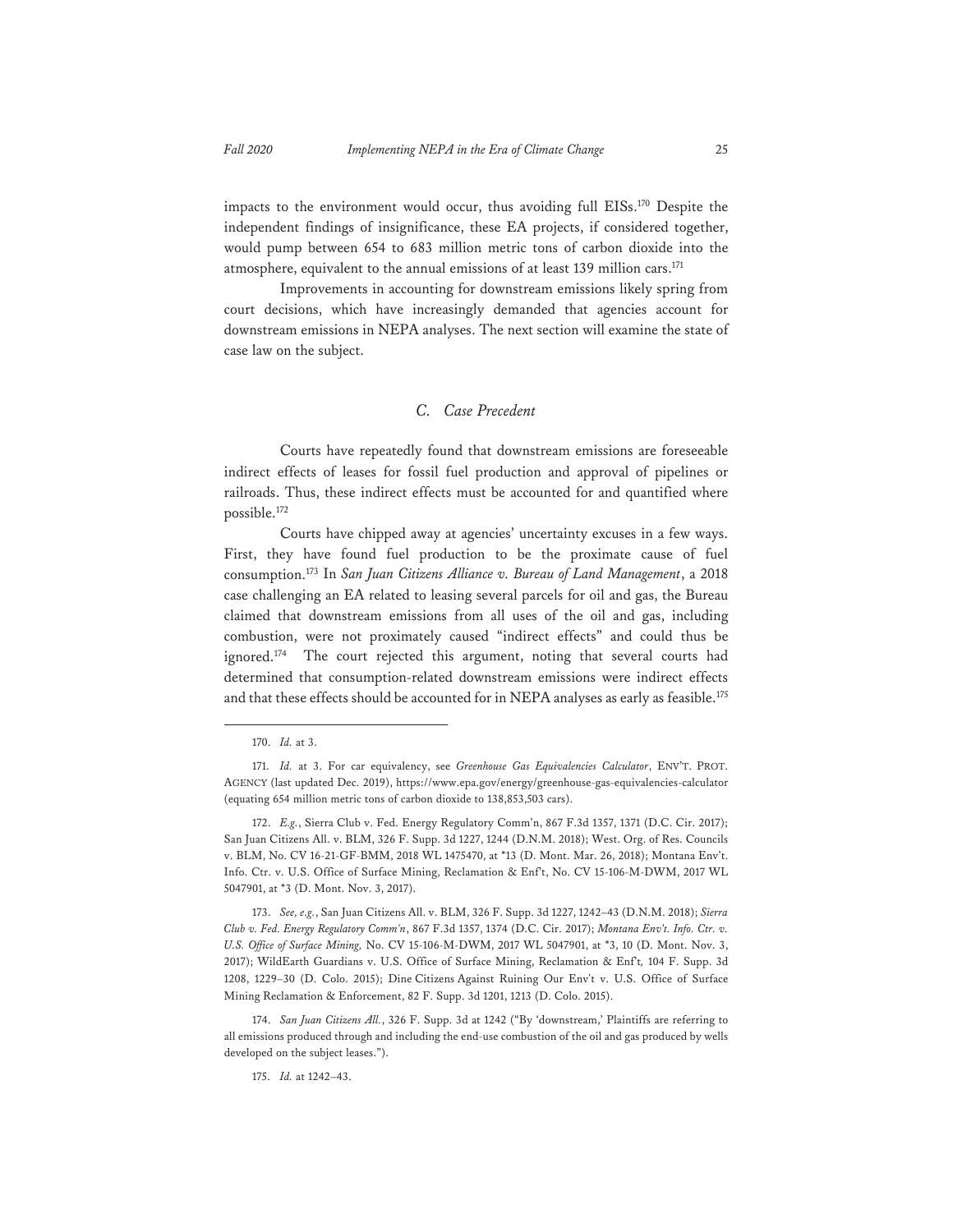impacts to the environment would occur, thus avoiding full EISs.[170] Despite the independent findings of insignificance, these EA projects, if considered together, would pump between 654 to 683 million metric tons of carbon dioxide into the atmosphere, equivalent to the annual emissions of at least 139 million cars.[171]

Improvements in accounting for downstream emissions likely spring from court decisions, which have increasingly demanded that agencies account for downstream emissions in NEPA analyses. The next section will examine the state of case law on the subject.

### *C. Case Precedent*

Courts have repeatedly found that downstream emissions are foreseeable indirect effects of leases for fossil fuel production and approval of pipelines or railroads. Thus, these indirect effects must be accounted for and quantified where possible.[172]

Courts have chipped away at agencies' uncertainty excuses in a few ways. First, they have found fuel production to be the proximate cause of fuel consumption.[173] In *San Juan Citizens Alliance v. Bureau of Land Management*, a 2018 case challenging an EA related to leasing several parcels for oil and gas, the Bureau claimed that downstream emissions from all uses of the oil and gas, including combustion, were not proximately caused "indirect effects" and could thus be ignored.[174] The court rejected this argument, noting that several courts had determined that consumption-related downstream emissions were indirect effects and that these effects should be accounted for in NEPA analyses as early as feasible.[175]

---

170. *Id.* at 3.

171. *Id.* at 3. For car equivalency, see *Greenhouse Gas Equivalencies Calculator*, ENV'T. PROT. AGENCY (last updated Dec. 2019), https://www.epa.gov/energy/greenhouse-gas-equivalencies-calculator (equating 654 million metric tons of carbon dioxide to 138,853,503 cars).

172. *E.g.*, Sierra Club v. Fed. Energy Regulatory Comm'n, 867 F.3d 1357, 1371 (D.C. Cir. 2017); San Juan Citizens All. v. BLM, 326 F. Supp. 3d 1227, 1244 (D.N.M. 2018); West. Org. of Res. Councils v. BLM, No. CV 16-21-GF-BMM, 2018 WL 1475470, at *13 (D. Mont. Mar. 26, 2018); Montana Env't. Info. Ctr. v. U.S. Office of Surface Mining, Reclamation & Enf't, No. CV 15-106-M-DWM, 2017 WL 5047901, at *3 (D. Mont. Nov. 3, 2017).

173. *See, e.g.*, San Juan Citizens All. v. BLM, 326 F. Supp. 3d 1227, 1242–43 (D.N.M. 2018); *Sierra Club v. Fed. Energy Regulatory Comm'n*, 867 F.3d 1357, 1374 (D.C. Cir. 2017); *Montana Env't. Info. Ctr. v. U.S. Office of Surface Mining,* No. CV 15-106-M-DWM, 2017 WL 5047901, at *3, 10 (D. Mont. Nov. 3, 2017); WildEarth Guardians v. U.S. Office of Surface Mining, Reclamation & Enf't*,* 104 F. Supp. 3d 1208, 1229–30 (D. Colo. 2015); Dine Citizens Against Ruining Our Env't v. U.S. Office of Surface Mining Reclamation & Enforcement, 82 F. Supp. 3d 1201, 1213 (D. Colo. 2015).

174. *San Juan Citizens All.*, 326 F. Supp. 3d at 1242 ("By 'downstream,' Plaintiffs are referring to all emissions produced through and including the end-use combustion of the oil and gas produced by wells developed on the subject leases.").

175. *Id.* at 1242–43.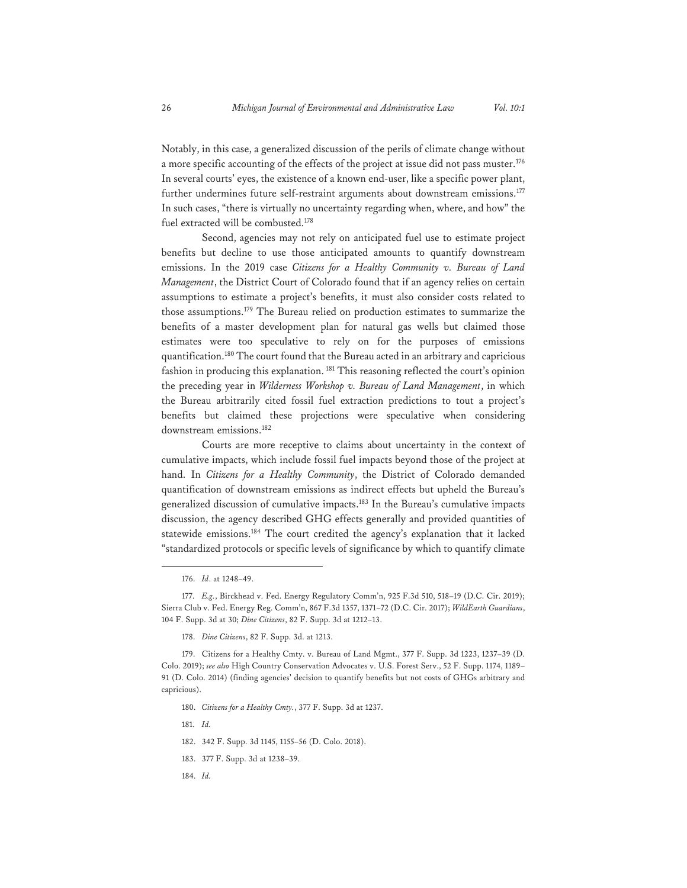Notably, in this case, a generalized discussion of the perils of climate change without a more specific accounting of the effects of the project at issue did not pass muster.[176] In several courts' eyes, the existence of a known end-user, like a specific power plant, further undermines future self-restraint arguments about downstream emissions.[177] In such cases, "there is virtually no uncertainty regarding when, where, and how" the fuel extracted will be combusted.[178]

Second, agencies may not rely on anticipated fuel use to estimate project benefits but decline to use those anticipated amounts to quantify downstream emissions. In the 2019 case *Citizens for a Healthy Community v. Bureau of Land Management*, the District Court of Colorado found that if an agency relies on certain assumptions to estimate a project's benefits, it must also consider costs related to those assumptions.[179] The Bureau relied on production estimates to summarize the benefits of a master development plan for natural gas wells but claimed those estimates were too speculative to rely on for the purposes of emissions quantification.[180] The court found that the Bureau acted in an arbitrary and capricious fashion in producing this explanation.[181] This reasoning reflected the court's opinion the preceding year in *Wilderness Workshop v. Bureau of Land Management*, in which the Bureau arbitrarily cited fossil fuel extraction predictions to tout a project's benefits but claimed these projections were speculative when considering downstream emissions.[182]

Courts are more receptive to claims about uncertainty in the context of cumulative impacts, which include fossil fuel impacts beyond those of the project at hand. In *Citizens for a Healthy Community*, the District of Colorado demanded quantification of downstream emissions as indirect effects but upheld the Bureau's generalized discussion of cumulative impacts.[183] In the Bureau's cumulative impacts discussion, the agency described GHG effects generally and provided quantities of statewide emissions.[184] The court credited the agency's explanation that it lacked "standardized protocols or specific levels of significance by which to quantify climate

---

176. *Id*. at 1248–49.

177. *E.g.*, Birckhead v. Fed. Energy Regulatory Comm'n, 925 F.3d 510, 518–19 (D.C. Cir. 2019); Sierra Club v. Fed. Energy Reg. Comm'n, 867 F.3d 1357, 1371–72 (D.C. Cir. 2017); *WildEarth Guardians*, 104 F. Supp. 3d at 30; *Dine Citizens*, 82 F. Supp. 3d at 1212–13.

178. *Dine Citizens*, 82 F. Supp. 3d. at 1213.

179. Citizens for a Healthy Cmty. v. Bureau of Land Mgmt., 377 F. Supp. 3d 1223, 1237–39 (D. Colo. 2019); *see also* High Country Conservation Advocates v. U.S. Forest Serv., 52 F. Supp. 1174, 1189–91 (D. Colo. 2014) (finding agencies' decision to quantify benefits but not costs of GHGs arbitrary and capricious).

180. *Citizens for a Healthy Cmty.*, 377 F. Supp. 3d at 1237.

181. *Id.*

182. 342 F. Supp. 3d 1145, 1155–56 (D. Colo. 2018).

183. 377 F. Supp. 3d at 1238–39.

184. *Id.*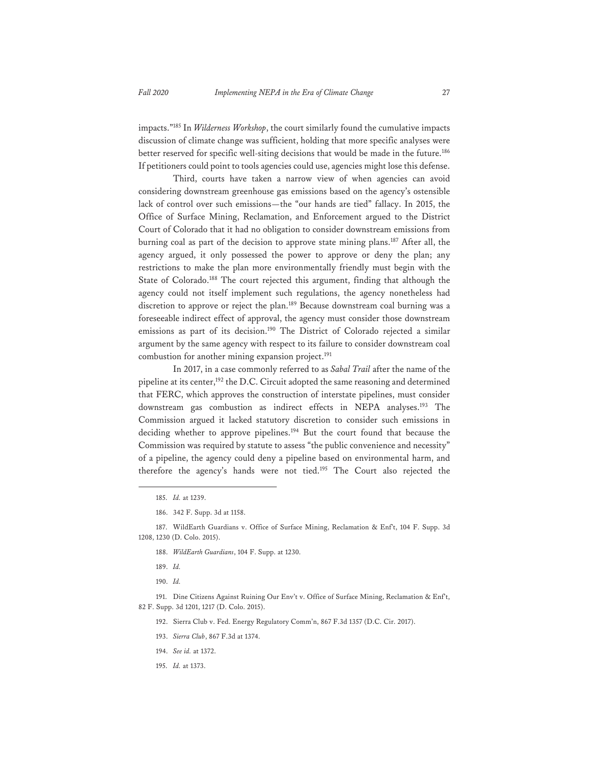impacts."[185] In *Wilderness Workshop*, the court similarly found the cumulative impacts discussion of climate change was sufficient, holding that more specific analyses were better reserved for specific well-siting decisions that would be made in the future.[186] If petitioners could point to tools agencies could use, agencies might lose this defense.

Third, courts have taken a narrow view of when agencies can avoid considering downstream greenhouse gas emissions based on the agency's ostensible lack of control over such emissions—the "our hands are tied" fallacy. In 2015, the Office of Surface Mining, Reclamation, and Enforcement argued to the District Court of Colorado that it had no obligation to consider downstream emissions from burning coal as part of the decision to approve state mining plans.[187] After all, the agency argued, it only possessed the power to approve or deny the plan; any restrictions to make the plan more environmentally friendly must begin with the State of Colorado.[188] The court rejected this argument, finding that although the agency could not itself implement such regulations, the agency nonetheless had discretion to approve or reject the plan.[189] Because downstream coal burning was a foreseeable indirect effect of approval, the agency must consider those downstream emissions as part of its decision.[190] The District of Colorado rejected a similar argument by the same agency with respect to its failure to consider downstream coal combustion for another mining expansion project.[191]

In 2017, in a case commonly referred to as *Sabal Trail* after the name of the pipeline at its center,[192] the D.C. Circuit adopted the same reasoning and determined that FERC, which approves the construction of interstate pipelines, must consider downstream gas combustion as indirect effects in NEPA analyses.[193] The Commission argued it lacked statutory discretion to consider such emissions in deciding whether to approve pipelines.[194] But the court found that because the Commission was required by statute to assess "the public convenience and necessity" of a pipeline, the agency could deny a pipeline based on environmental harm, and therefore the agency's hands were not tied.[195] The Court also rejected the

---

185. *Id.* at 1239.

186. 342 F. Supp. 3d at 1158.

187. WildEarth Guardians v. Office of Surface Mining, Reclamation & Enf't, 104 F. Supp. 3d 1208, 1230 (D. Colo. 2015).

188. *WildEarth Guardians*, 104 F. Supp. at 1230.

189. *Id.*

190. *Id.*

191. Dine Citizens Against Ruining Our Env't v. Office of Surface Mining, Reclamation & Enf't, 82 F. Supp. 3d 1201, 1217 (D. Colo. 2015).

192. Sierra Club v. Fed. Energy Regulatory Comm'n, 867 F.3d 1357 (D.C. Cir. 2017).

193. *Sierra Club*, 867 F.3d at 1374.

194. *See id.* at 1372.

195. *Id.* at 1373.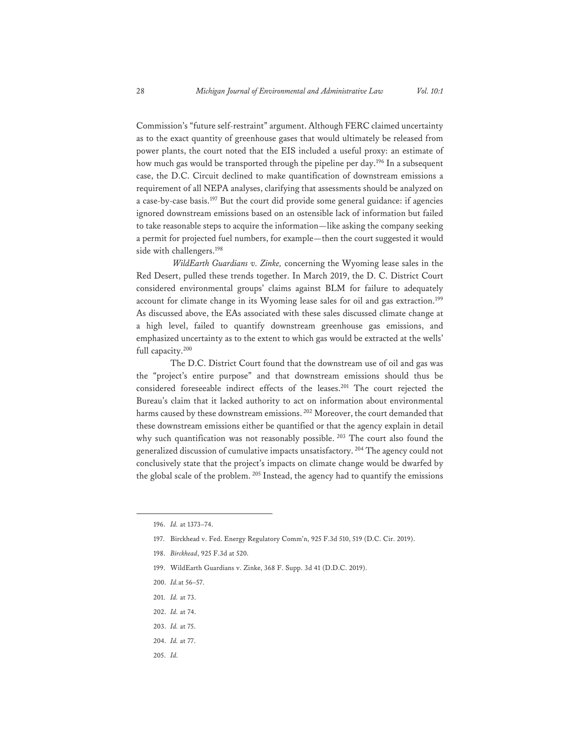Commission's "future self-restraint" argument. Although FERC claimed uncertainty as to the exact quantity of greenhouse gases that would ultimately be released from power plants, the court noted that the EIS included a useful proxy: an estimate of how much gas would be transported through the pipeline per day.[196] In a subsequent case, the D.C. Circuit declined to make quantification of downstream emissions a requirement of all NEPA analyses, clarifying that assessments should be analyzed on a case-by-case basis.[197] But the court did provide some general guidance: if agencies ignored downstream emissions based on an ostensible lack of information but failed to take reasonable steps to acquire the information—like asking the company seeking a permit for projected fuel numbers, for example—then the court suggested it would side with challengers.[198]

*WildEarth Guardians v. Zinke,* concerning the Wyoming lease sales in the Red Desert, pulled these trends together. In March 2019, the D. C. District Court considered environmental groups' claims against BLM for failure to adequately account for climate change in its Wyoming lease sales for oil and gas extraction.[199] As discussed above, the EAs associated with these sales discussed climate change at a high level, failed to quantify downstream greenhouse gas emissions, and emphasized uncertainty as to the extent to which gas would be extracted at the wells' full capacity.[200]

The D.C. District Court found that the downstream use of oil and gas was the "project's entire purpose" and that downstream emissions should thus be considered foreseeable indirect effects of the leases.[201] The court rejected the Bureau's claim that it lacked authority to act on information about environmental harms caused by these downstream emissions.[202] Moreover, the court demanded that these downstream emissions either be quantified or that the agency explain in detail why such quantification was not reasonably possible.[203] The court also found the generalized discussion of cumulative impacts unsatisfactory.[204] The agency could not conclusively state that the project's impacts on climate change would be dwarfed by the global scale of the problem.[205] Instead, the agency had to quantify the emissions

---

196. *Id.* at 1373–74.

197. Birckhead v. Fed. Energy Regulatory Comm'n, 925 F.3d 510, 519 (D.C. Cir. 2019).

198. *Birckhead*, 925 F.3d at 520.

199. WildEarth Guardians v. Zinke, 368 F. Supp. 3d 41 (D.D.C. 2019).

200. *Id.* at 56–57.

201. *Id.* at 73.

202. *Id.* at 74.

203. *Id.* at 75.

204. *Id.* at 77.

205. *Id.*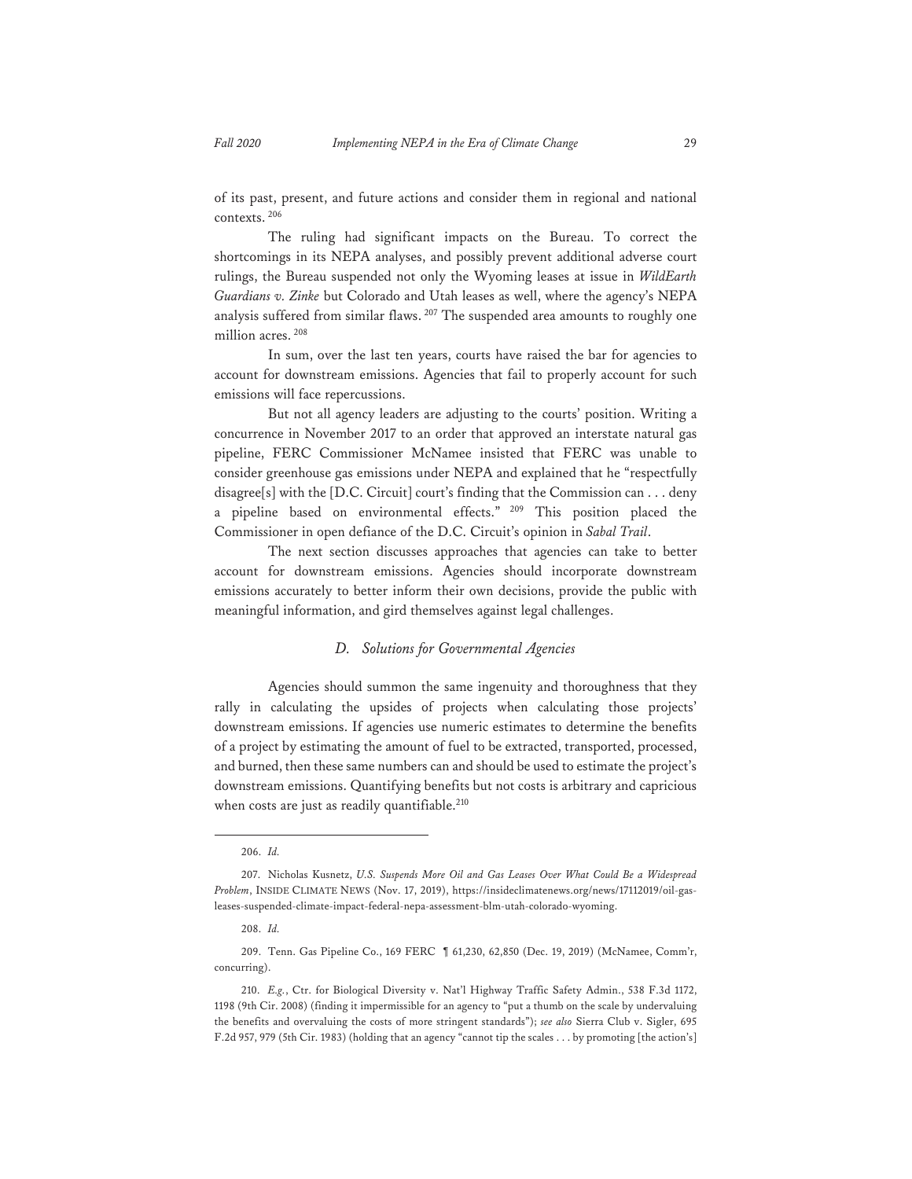of its past, present, and future actions and consider them in regional and national contexts. [206]

The ruling had significant impacts on the Bureau. To correct the shortcomings in its NEPA analyses, and possibly prevent additional adverse court rulings, the Bureau suspended not only the Wyoming leases at issue in *WildEarth Guardians v. Zinke* but Colorado and Utah leases as well, where the agency's NEPA analysis suffered from similar flaws. [207] The suspended area amounts to roughly one million acres. [208]

In sum, over the last ten years, courts have raised the bar for agencies to account for downstream emissions. Agencies that fail to properly account for such emissions will face repercussions.

But not all agency leaders are adjusting to the courts' position. Writing a concurrence in November 2017 to an order that approved an interstate natural gas pipeline, FERC Commissioner McNamee insisted that FERC was unable to consider greenhouse gas emissions under NEPA and explained that he "respectfully disagree[s] with the [D.C. Circuit] court's finding that the Commission can . . . deny a pipeline based on environmental effects." [209] This position placed the Commissioner in open defiance of the D.C. Circuit's opinion in *Sabal Trail*.

The next section discusses approaches that agencies can take to better account for downstream emissions. Agencies should incorporate downstream emissions accurately to better inform their own decisions, provide the public with meaningful information, and gird themselves against legal challenges.

### *D. Solutions for Governmental Agencies*

Agencies should summon the same ingenuity and thoroughness that they rally in calculating the upsides of projects when calculating those projects' downstream emissions. If agencies use numeric estimates to determine the benefits of a project by estimating the amount of fuel to be extracted, transported, processed, and burned, then these same numbers can and should be used to estimate the project's downstream emissions. Quantifying benefits but not costs is arbitrary and capricious when costs are just as readily quantifiable.[210]

---

206. *Id.*

207. Nicholas Kusnetz, *U.S. Suspends More Oil and Gas Leases Over What Could Be a Widespread Problem*, INSIDE CLIMATE NEWS (Nov. 17, 2019), https://insideclimatenews.org/news/17112019/oil-gas-leases-suspended-climate-impact-federal-nepa-assessment-blm-utah-colorado-wyoming.

208. *Id.*

209. Tenn. Gas Pipeline Co., 169 FERC ¶ 61,230, 62,850 (Dec. 19, 2019) (McNamee, Comm'r, concurring).

210. *E.g.*, Ctr. for Biological Diversity v. Nat'l Highway Traffic Safety Admin., 538 F.3d 1172, 1198 (9th Cir. 2008) (finding it impermissible for an agency to "put a thumb on the scale by undervaluing the benefits and overvaluing the costs of more stringent standards"); *see also* Sierra Club v. Sigler, 695 F.2d 957, 979 (5th Cir. 1983) (holding that an agency "cannot tip the scales . . . by promoting [the action's]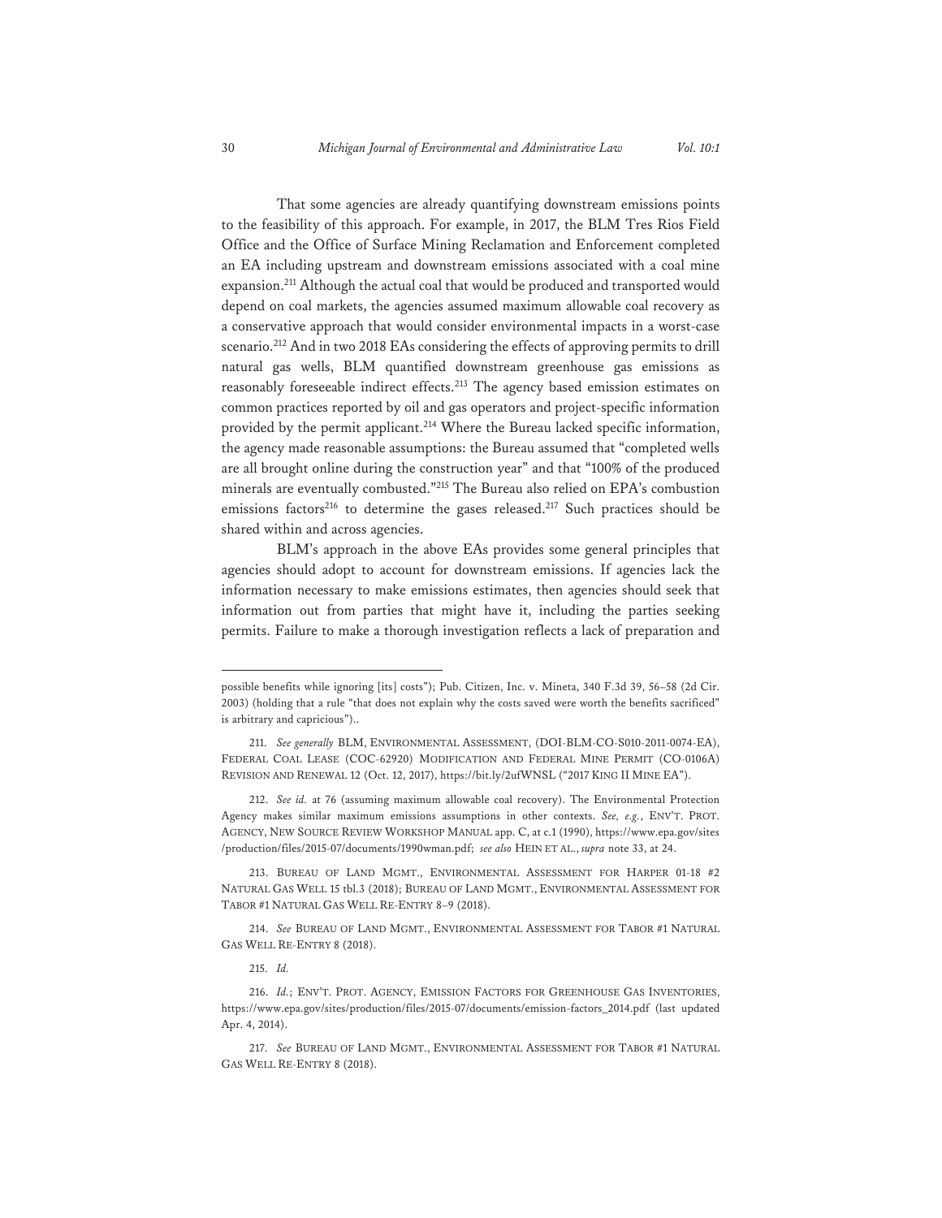That some agencies are already quantifying downstream emissions points to the feasibility of this approach. For example, in 2017, the BLM Tres Rios Field Office and the Office of Surface Mining Reclamation and Enforcement completed an EA including upstream and downstream emissions associated with a coal mine expansion.[211] Although the actual coal that would be produced and transported would depend on coal markets, the agencies assumed maximum allowable coal recovery as a conservative approach that would consider environmental impacts in a worst-case scenario.[212] And in two 2018 EAs considering the effects of approving permits to drill natural gas wells, BLM quantified downstream greenhouse gas emissions as reasonably foreseeable indirect effects.[213] The agency based emission estimates on common practices reported by oil and gas operators and project-specific information provided by the permit applicant.[214] Where the Bureau lacked specific information, the agency made reasonable assumptions: the Bureau assumed that "completed wells are all brought online during the construction year" and that "100% of the produced minerals are eventually combusted."[215] The Bureau also relied on EPA's combustion emissions factors[216] to determine the gases released.[217] Such practices should be shared within and across agencies.

BLM's approach in the above EAs provides some general principles that agencies should adopt to account for downstream emissions. If agencies lack the information necessary to make emissions estimates, then agencies should seek that information out from parties that might have it, including the parties seeking permits. Failure to make a thorough investigation reflects a lack of preparation and

---

possible benefits while ignoring [its] costs"); Pub. Citizen, Inc. v. Mineta, 340 F.3d 39, 56–58 (2d Cir. 2003) (holding that a rule "that does not explain why the costs saved were worth the benefits sacrificed" is arbitrary and capricious")..

211. *See generally* BLM, ENVIRONMENTAL ASSESSMENT, (DOI-BLM-CO-S010-2011-0074-EA), FEDERAL COAL LEASE (COC-62920) MODIFICATION AND FEDERAL MINE PERMIT (CO-0106A) REVISION AND RENEWAL 12 (Oct. 12, 2017), https://bit.ly/2ufWNSL ("2017 KING II MINE EA").

212. *See id.* at 76 (assuming maximum allowable coal recovery). The Environmental Protection Agency makes similar maximum emissions assumptions in other contexts. *See, e.g.*, ENV'T. PROT. AGENCY, NEW SOURCE REVIEW WORKSHOP MANUAL app. C, at c.1 (1990), https://www.epa.gov/sites/production/files/2015-07/documents/1990wman.pdf; *see also* HEIN ET AL., *supra* note 33, at 24.

213. BUREAU OF LAND MGMT., ENVIRONMENTAL ASSESSMENT FOR HARPER 01-18 #2 NATURAL GAS WELL 15 tbl.3 (2018); BUREAU OF LAND MGMT., ENVIRONMENTAL ASSESSMENT FOR TABOR #1 NATURAL GAS WELL RE-ENTRY 8–9 (2018).

214. *See* BUREAU OF LAND MGMT., ENVIRONMENTAL ASSESSMENT FOR TABOR #1 NATURAL GAS WELL RE-ENTRY 8 (2018).

215. *Id.*

216. *Id.*; ENV'T. PROT. AGENCY, EMISSION FACTORS FOR GREENHOUSE GAS INVENTORIES, https://www.epa.gov/sites/production/files/2015-07/documents/emission-factors_2014.pdf (last updated Apr. 4, 2014).

217. *See* BUREAU OF LAND MGMT., ENVIRONMENTAL ASSESSMENT FOR TABOR #1 NATURAL GAS WELL RE-ENTRY 8 (2018).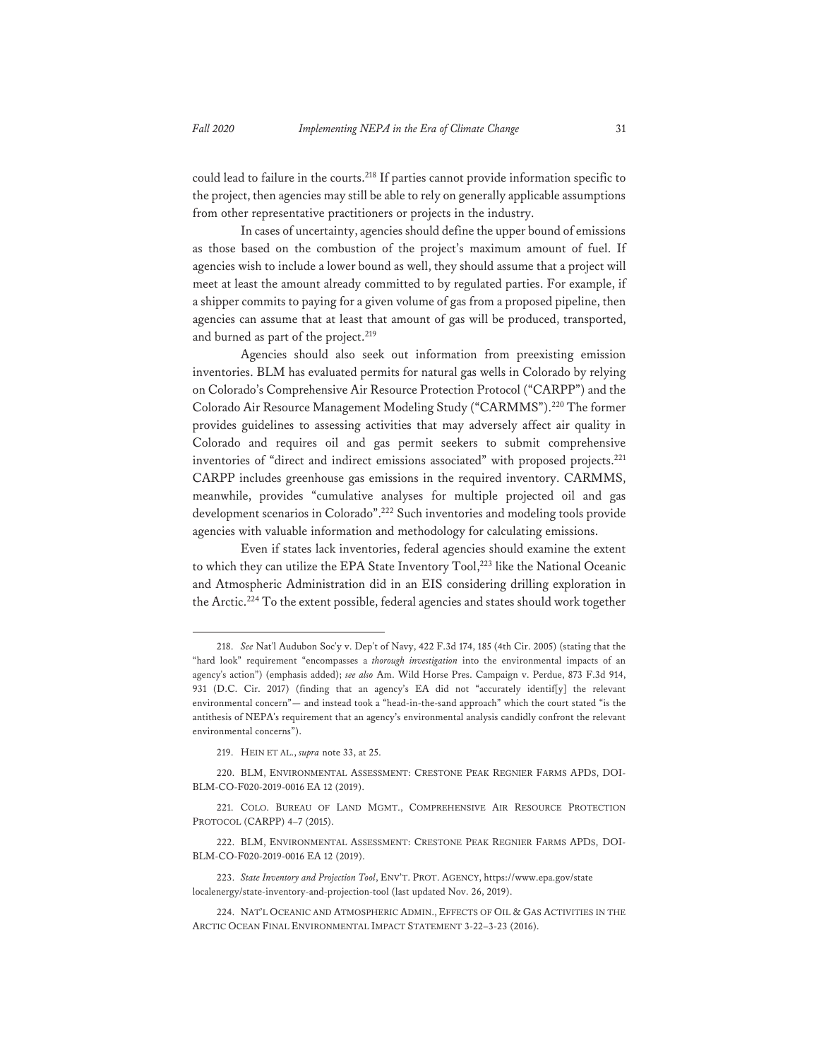could lead to failure in the courts.[218] If parties cannot provide information specific to the project, then agencies may still be able to rely on generally applicable assumptions from other representative practitioners or projects in the industry.

In cases of uncertainty, agencies should define the upper bound of emissions as those based on the combustion of the project's maximum amount of fuel. If agencies wish to include a lower bound as well, they should assume that a project will meet at least the amount already committed to by regulated parties. For example, if a shipper commits to paying for a given volume of gas from a proposed pipeline, then agencies can assume that at least that amount of gas will be produced, transported, and burned as part of the project.[219]

Agencies should also seek out information from preexisting emission inventories. BLM has evaluated permits for natural gas wells in Colorado by relying on Colorado's Comprehensive Air Resource Protection Protocol ("CARPP") and the Colorado Air Resource Management Modeling Study ("CARMMS").[220] The former provides guidelines to assessing activities that may adversely affect air quality in Colorado and requires oil and gas permit seekers to submit comprehensive inventories of "direct and indirect emissions associated" with proposed projects.[221] CARPP includes greenhouse gas emissions in the required inventory. CARMMS, meanwhile, provides "cumulative analyses for multiple projected oil and gas development scenarios in Colorado".[222] Such inventories and modeling tools provide agencies with valuable information and methodology for calculating emissions.

Even if states lack inventories, federal agencies should examine the extent to which they can utilize the EPA State Inventory Tool,[223] like the National Oceanic and Atmospheric Administration did in an EIS considering drilling exploration in the Arctic.[224] To the extent possible, federal agencies and states should work together

---

218. *See* Nat'l Audubon Soc'y v. Dep't of Navy, 422 F.3d 174, 185 (4th Cir. 2005) (stating that the "hard look" requirement "encompasses a *thorough investigation* into the environmental impacts of an agency's action") (emphasis added); *see also* Am. Wild Horse Pres. Campaign v. Perdue, 873 F.3d 914, 931 (D.C. Cir. 2017) (finding that an agency's EA did not "accurately identif[y] the relevant environmental concern"— and instead took a "head-in-the-sand approach" which the court stated "is the antithesis of NEPA's requirement that an agency's environmental analysis candidly confront the relevant environmental concerns").

219. HEIN ET AL., *supra* note 33, at 25.

220. BLM, ENVIRONMENTAL ASSESSMENT: CRESTONE PEAK REGNIER FARMS APDS, DOI-BLM-CO-F020-2019-0016 EA 12 (2019).

221. COLO. BUREAU OF LAND MGMT., COMPREHENSIVE AIR RESOURCE PROTECTION PROTOCOL (CARPP) 4–7 (2015).

222. BLM, ENVIRONMENTAL ASSESSMENT: CRESTONE PEAK REGNIER FARMS APDS, DOI-BLM-CO-F020-2019-0016 EA 12 (2019).

223. *State Inventory and Projection Tool*, ENV'T. PROT. AGENCY, https://www.epa.gov/state localenergy/state-inventory-and-projection-tool (last updated Nov. 26, 2019).

224. NAT'L OCEANIC AND ATMOSPHERIC ADMIN., EFFECTS OF OIL & GAS ACTIVITIES IN THE ARCTIC OCEAN FINAL ENVIRONMENTAL IMPACT STATEMENT 3-22–3-23 (2016).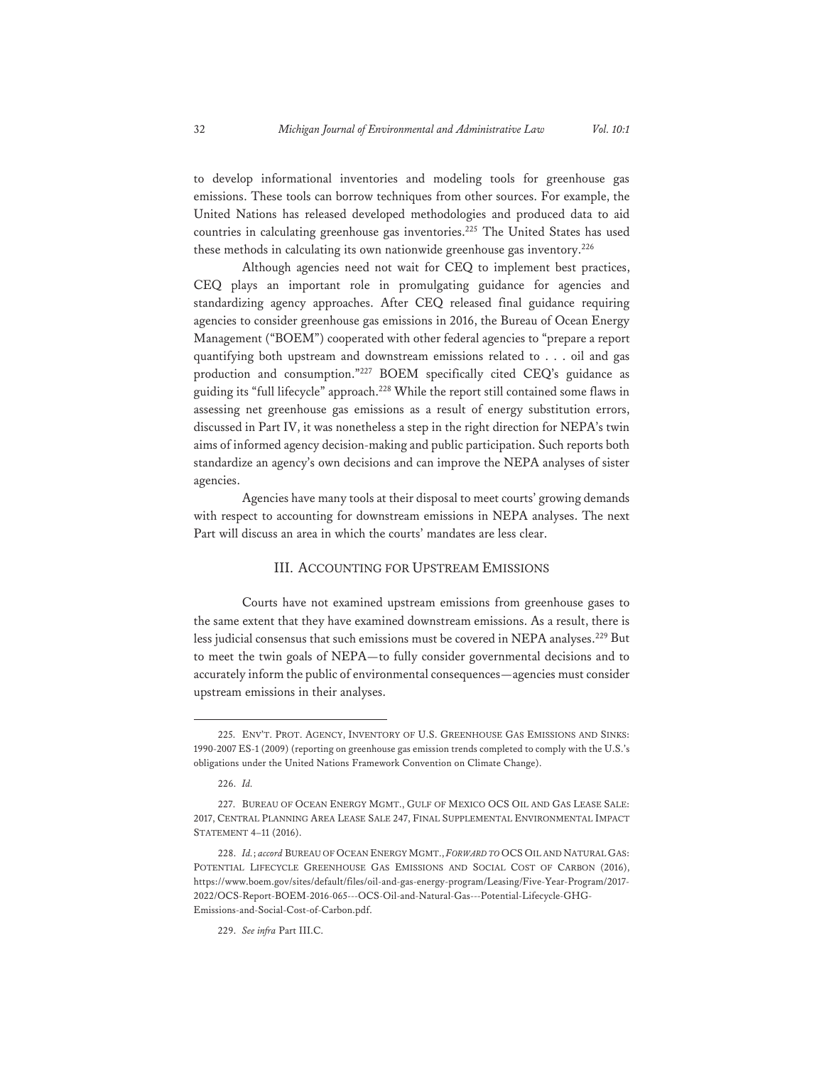to develop informational inventories and modeling tools for greenhouse gas emissions. These tools can borrow techniques from other sources. For example, the United Nations has released developed methodologies and produced data to aid countries in calculating greenhouse gas inventories.[225] The United States has used these methods in calculating its own nationwide greenhouse gas inventory.[226]

Although agencies need not wait for CEQ to implement best practices, CEQ plays an important role in promulgating guidance for agencies and standardizing agency approaches. After CEQ released final guidance requiring agencies to consider greenhouse gas emissions in 2016, the Bureau of Ocean Energy Management ("BOEM") cooperated with other federal agencies to "prepare a report quantifying both upstream and downstream emissions related to . . . oil and gas production and consumption."[227] BOEM specifically cited CEQ's guidance as guiding its "full lifecycle" approach.[228] While the report still contained some flaws in assessing net greenhouse gas emissions as a result of energy substitution errors, discussed in Part IV, it was nonetheless a step in the right direction for NEPA's twin aims of informed agency decision-making and public participation. Such reports both standardize an agency's own decisions and can improve the NEPA analyses of sister agencies.

Agencies have many tools at their disposal to meet courts' growing demands with respect to accounting for downstream emissions in NEPA analyses. The next Part will discuss an area in which the courts' mandates are less clear.

## III. ACCOUNTING FOR UPSTREAM EMISSIONS

Courts have not examined upstream emissions from greenhouse gases to the same extent that they have examined downstream emissions. As a result, there is less judicial consensus that such emissions must be covered in NEPA analyses.[229] But to meet the twin goals of NEPA—to fully consider governmental decisions and to accurately inform the public of environmental consequences—agencies must consider upstream emissions in their analyses.

---

225. ENV'T. PROT. AGENCY, INVENTORY OF U.S. GREENHOUSE GAS EMISSIONS AND SINKS: 1990-2007 ES-1 (2009) (reporting on greenhouse gas emission trends completed to comply with the U.S.'s obligations under the United Nations Framework Convention on Climate Change).

226. *Id.*

227. BUREAU OF OCEAN ENERGY MGMT., GULF OF MEXICO OCS OIL AND GAS LEASE SALE: 2017, CENTRAL PLANNING AREA LEASE SALE 247, FINAL SUPPLEMENTAL ENVIRONMENTAL IMPACT STATEMENT 4–11 (2016).

228. *Id.*; *accord* BUREAU OF OCEAN ENERGY MGMT., *FORWARD TO* OCS OIL AND NATURAL GAS: POTENTIAL LIFECYCLE GREENHOUSE GAS EMISSIONS AND SOCIAL COST OF CARBON (2016), https://www.boem.gov/sites/default/files/oil-and-gas-energy-program/Leasing/Five-Year-Program/2017-2022/OCS-Report-BOEM-2016-065---OCS-Oil-and-Natural-Gas---Potential-Lifecycle-GHG-Emissions-and-Social-Cost-of-Carbon.pdf.

229. *See infra* Part III.C.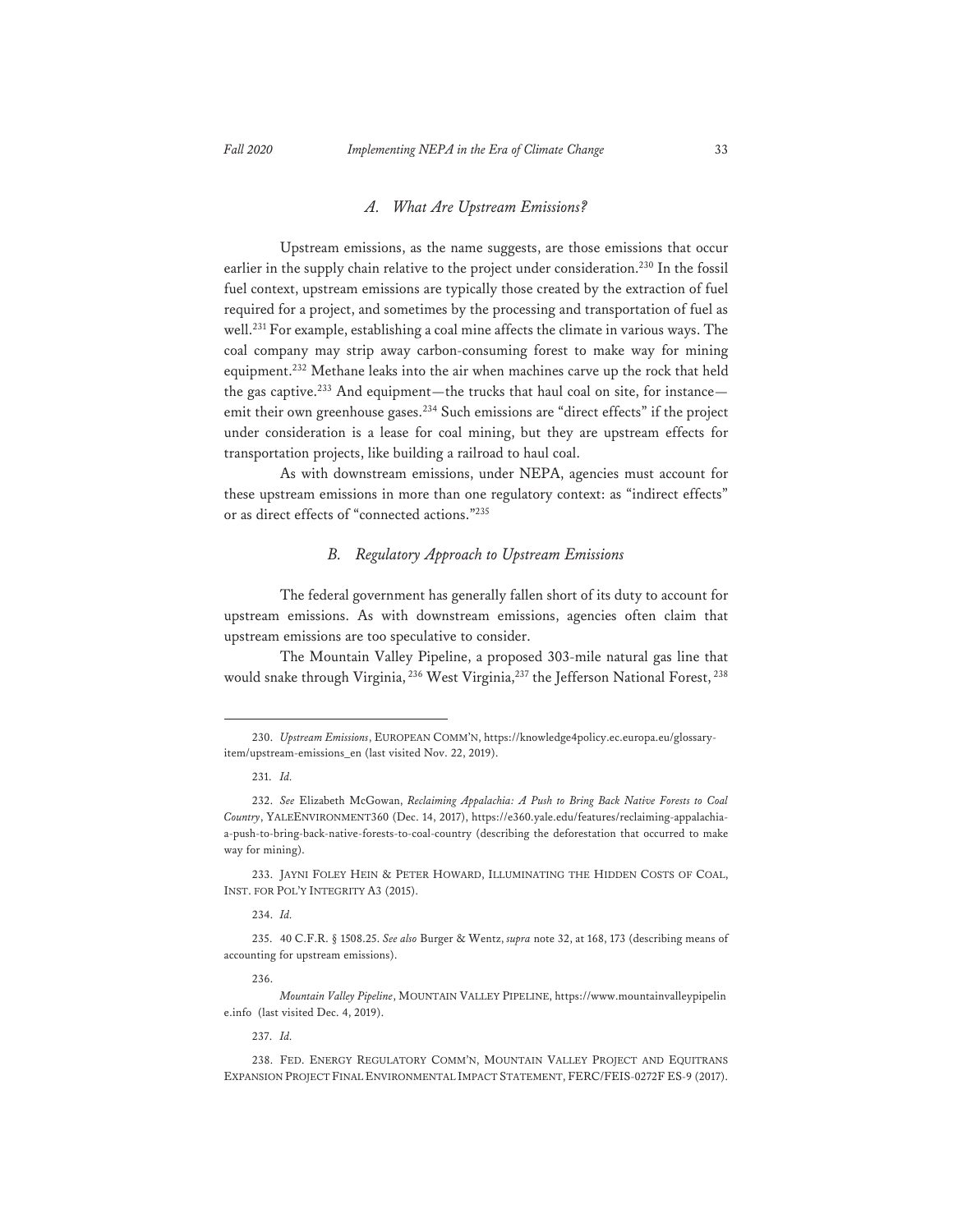### *A. What Are Upstream Emissions?*

Upstream emissions, as the name suggests, are those emissions that occur earlier in the supply chain relative to the project under consideration.[230] In the fossil fuel context, upstream emissions are typically those created by the extraction of fuel required for a project, and sometimes by the processing and transportation of fuel as well.[231] For example, establishing a coal mine affects the climate in various ways. The coal company may strip away carbon-consuming forest to make way for mining equipment.[232] Methane leaks into the air when machines carve up the rock that held the gas captive.[233] And equipment—the trucks that haul coal on site, for instance—emit their own greenhouse gases.[234] Such emissions are "direct effects" if the project under consideration is a lease for coal mining, but they are upstream effects for transportation projects, like building a railroad to haul coal.

As with downstream emissions, under NEPA, agencies must account for these upstream emissions in more than one regulatory context: as "indirect effects" or as direct effects of "connected actions."[235]

### *B. Regulatory Approach to Upstream Emissions*

The federal government has generally fallen short of its duty to account for upstream emissions. As with downstream emissions, agencies often claim that upstream emissions are too speculative to consider.

The Mountain Valley Pipeline, a proposed 303-mile natural gas line that would snake through Virginia,[236] West Virginia,[237] the Jefferson National Forest,[238]

---

230. *Upstream Emissions*, EUROPEAN COMM'N, https://knowledge4policy.ec.europa.eu/glossary-item/upstream-emissions_en (last visited Nov. 22, 2019).

231. *Id.*

232. *See* Elizabeth McGowan, *Reclaiming Appalachia: A Push to Bring Back Native Forests to Coal Country*, YALEENVIRONMENT360 (Dec. 14, 2017), https://e360.yale.edu/features/reclaiming-appalachia-a-push-to-bring-back-native-forests-to-coal-country (describing the deforestation that occurred to make way for mining).

233. JAYNI FOLEY HEIN & PETER HOWARD, ILLUMINATING THE HIDDEN COSTS OF COAL, INST. FOR POL'Y INTEGRITY A3 (2015).

234. *Id.*

235. 40 C.F.R. § 1508.25. *See also* Burger & Wentz, *supra* note 32, at 168, 173 (describing means of accounting for upstream emissions).

236. *Mountain Valley Pipeline*, MOUNTAIN VALLEY PIPELINE, https://www.mountainvalleypipeline.info (last visited Dec. 4, 2019).

237. *Id.*

238. FED. ENERGY REGULATORY COMM'N, MOUNTAIN VALLEY PROJECT AND EQUITRANS EXPANSION PROJECT FINAL ENVIRONMENTAL IMPACT STATEMENT, FERC/FEIS-0272F ES-9 (2017).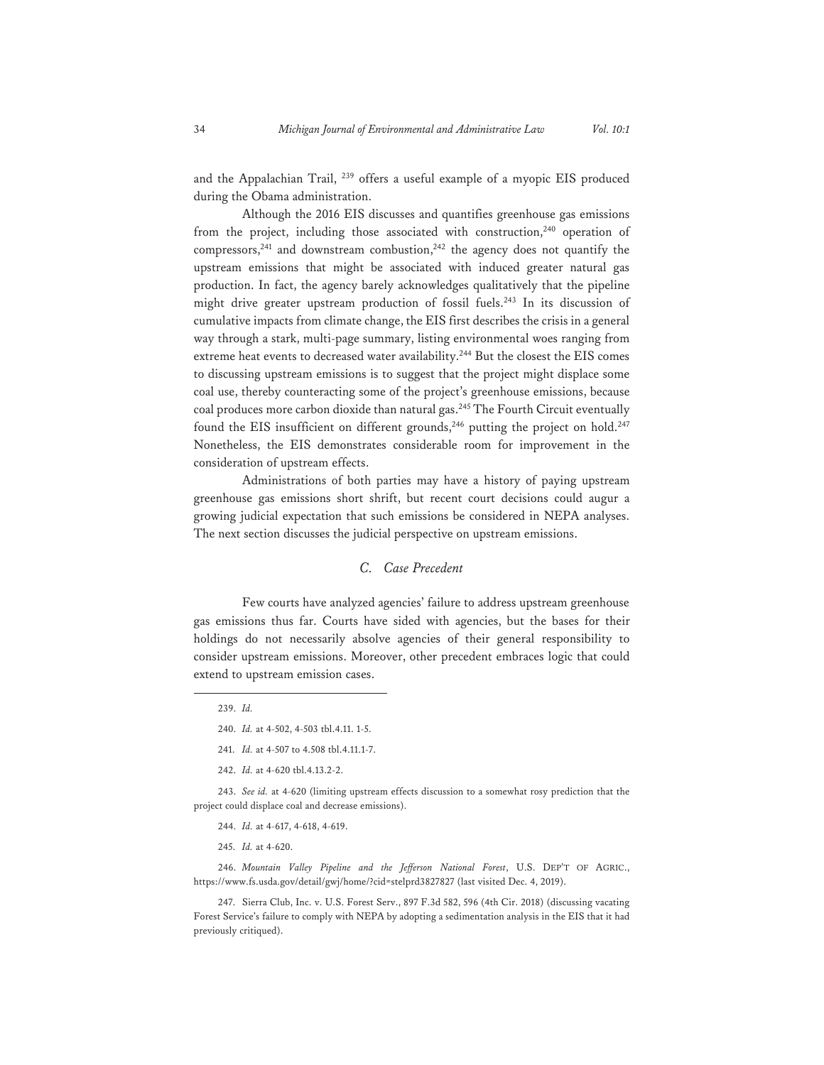and the Appalachian Trail, [239] offers a useful example of a myopic EIS produced during the Obama administration.

Although the 2016 EIS discusses and quantifies greenhouse gas emissions from the project, including those associated with construction,[240] operation of compressors,[241] and downstream combustion,[242] the agency does not quantify the upstream emissions that might be associated with induced greater natural gas production. In fact, the agency barely acknowledges qualitatively that the pipeline might drive greater upstream production of fossil fuels.[243] In its discussion of cumulative impacts from climate change, the EIS first describes the crisis in a general way through a stark, multi-page summary, listing environmental woes ranging from extreme heat events to decreased water availability.[244] But the closest the EIS comes to discussing upstream emissions is to suggest that the project might displace some coal use, thereby counteracting some of the project's greenhouse emissions, because coal produces more carbon dioxide than natural gas.[245] The Fourth Circuit eventually found the EIS insufficient on different grounds,[246] putting the project on hold.[247] Nonetheless, the EIS demonstrates considerable room for improvement in the consideration of upstream effects.

Administrations of both parties may have a history of paying upstream greenhouse gas emissions short shrift, but recent court decisions could augur a growing judicial expectation that such emissions be considered in NEPA analyses. The next section discusses the judicial perspective on upstream emissions.

### *C. Case Precedent*

Few courts have analyzed agencies' failure to address upstream greenhouse gas emissions thus far. Courts have sided with agencies, but the bases for their holdings do not necessarily absolve agencies of their general responsibility to consider upstream emissions. Moreover, other precedent embraces logic that could extend to upstream emission cases.

---

239. *Id.*

240. *Id.* at 4-502, 4-503 tbl.4.11. 1-5.

241. *Id.* at 4-507 to 4.508 tbl.4.11.1-7.

242. *Id.* at 4-620 tbl.4.13.2-2.

243. *See id.* at 4-620 (limiting upstream effects discussion to a somewhat rosy prediction that the project could displace coal and decrease emissions).

244. *Id.* at 4-617, 4-618, 4-619.

245. *Id.* at 4-620.

246. *Mountain Valley Pipeline and the Jefferson National Forest*, U.S. DEP'T OF AGRIC., https://www.fs.usda.gov/detail/gwj/home/?cid=stelprd3827827 (last visited Dec. 4, 2019).

247. Sierra Club, Inc. v. U.S. Forest Serv., 897 F.3d 582, 596 (4th Cir. 2018) (discussing vacating Forest Service's failure to comply with NEPA by adopting a sedimentation analysis in the EIS that it had previously critiqued).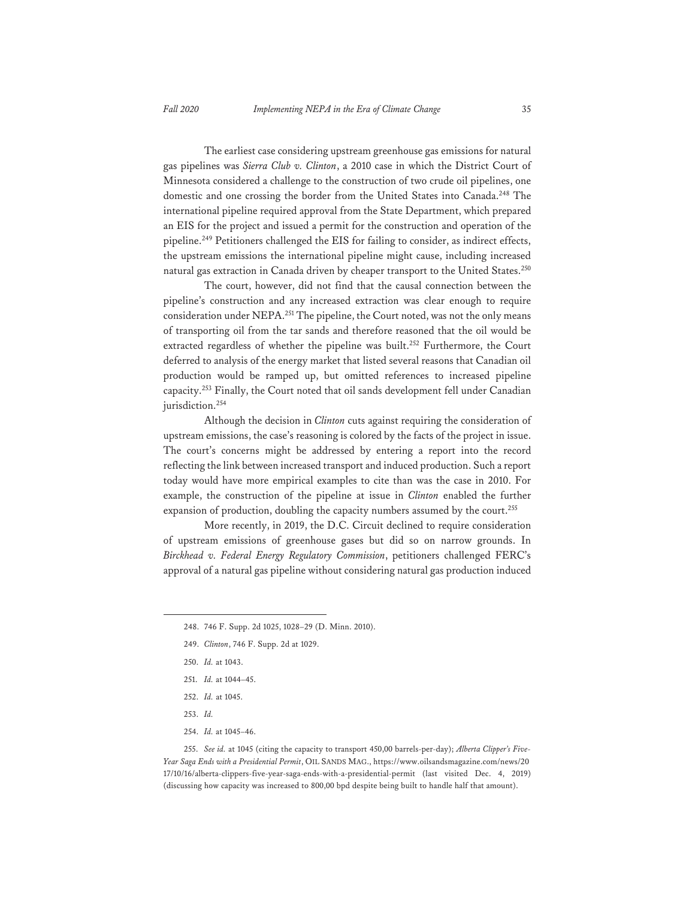The earliest case considering upstream greenhouse gas emissions for natural gas pipelines was *Sierra Club v. Clinton*, a 2010 case in which the District Court of Minnesota considered a challenge to the construction of two crude oil pipelines, one domestic and one crossing the border from the United States into Canada.[248] The international pipeline required approval from the State Department, which prepared an EIS for the project and issued a permit for the construction and operation of the pipeline.[249] Petitioners challenged the EIS for failing to consider, as indirect effects, the upstream emissions the international pipeline might cause, including increased natural gas extraction in Canada driven by cheaper transport to the United States.[250]

The court, however, did not find that the causal connection between the pipeline's construction and any increased extraction was clear enough to require consideration under NEPA.[251] The pipeline, the Court noted, was not the only means of transporting oil from the tar sands and therefore reasoned that the oil would be extracted regardless of whether the pipeline was built.[252] Furthermore, the Court deferred to analysis of the energy market that listed several reasons that Canadian oil production would be ramped up, but omitted references to increased pipeline capacity.[253] Finally, the Court noted that oil sands development fell under Canadian jurisdiction.[254]

Although the decision in *Clinton* cuts against requiring the consideration of upstream emissions, the case's reasoning is colored by the facts of the project in issue. The court's concerns might be addressed by entering a report into the record reflecting the link between increased transport and induced production. Such a report today would have more empirical examples to cite than was the case in 2010. For example, the construction of the pipeline at issue in *Clinton* enabled the further expansion of production, doubling the capacity numbers assumed by the court.[255]

More recently, in 2019, the D.C. Circuit declined to require consideration of upstream emissions of greenhouse gases but did so on narrow grounds. In *Birckhead v. Federal Energy Regulatory Commission*, petitioners challenged FERC's approval of a natural gas pipeline without considering natural gas production induced

---

248. 746 F. Supp. 2d 1025, 1028–29 (D. Minn. 2010).

249. *Clinton*, 746 F. Supp. 2d at 1029.

250. *Id.* at 1043.

251. *Id.* at 1044–45.

252. *Id.* at 1045.

253. *Id.*

254. *Id.* at 1045–46.

255. *See id.* at 1045 (citing the capacity to transport 450,00 barrels-per-day); *Alberta Clipper's Five-Year Saga Ends with a Presidential Permit*, OIL SANDS MAG., https://www.oilsandsmagazine.com/news/2017/10/16/alberta-clippers-five-year-saga-ends-with-a-presidential-permit (last visited Dec. 4, 2019) (discussing how capacity was increased to 800,00 bpd despite being built to handle half that amount).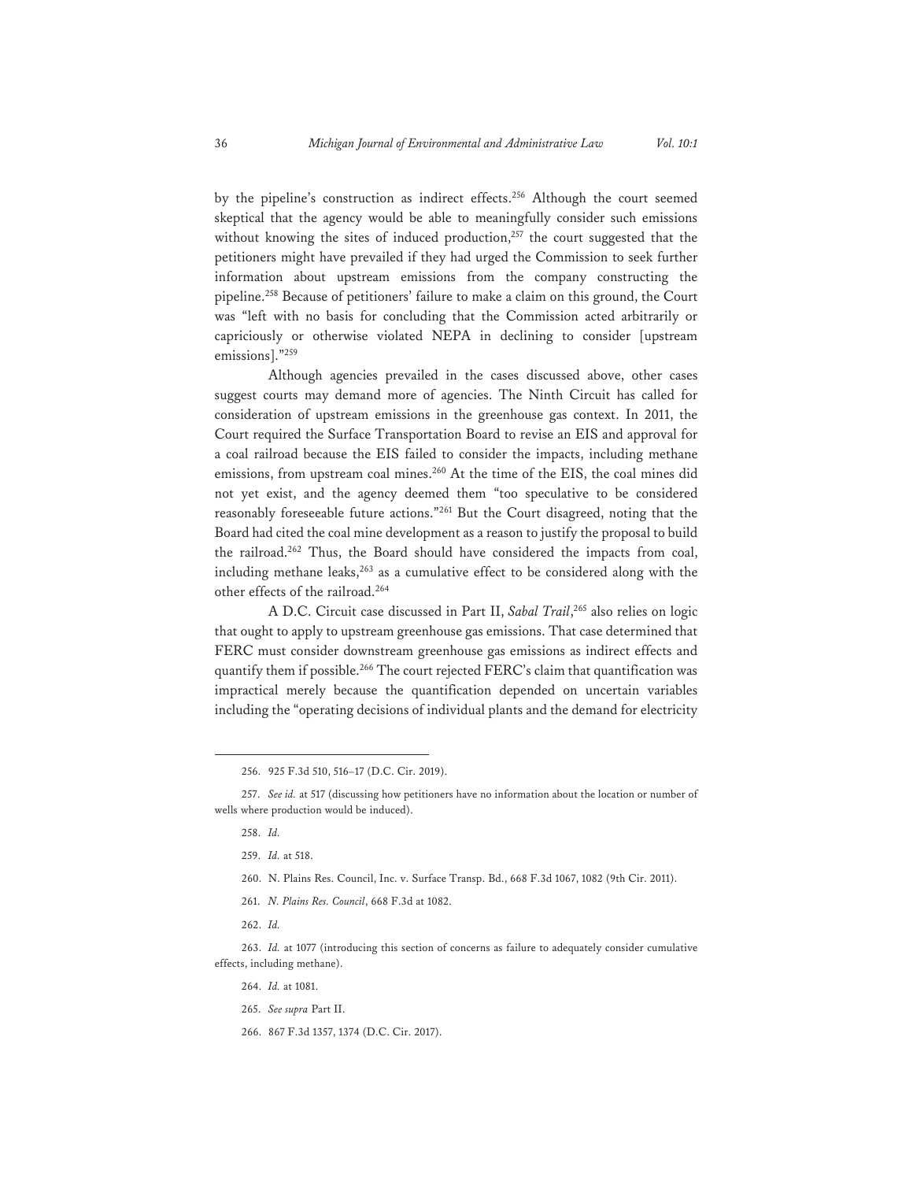by the pipeline's construction as indirect effects.[256] Although the court seemed skeptical that the agency would be able to meaningfully consider such emissions without knowing the sites of induced production,[257] the court suggested that the petitioners might have prevailed if they had urged the Commission to seek further information about upstream emissions from the company constructing the pipeline.[258] Because of petitioners' failure to make a claim on this ground, the Court was "left with no basis for concluding that the Commission acted arbitrarily or capriciously or otherwise violated NEPA in declining to consider [upstream emissions]."[259]

Although agencies prevailed in the cases discussed above, other cases suggest courts may demand more of agencies. The Ninth Circuit has called for consideration of upstream emissions in the greenhouse gas context. In 2011, the Court required the Surface Transportation Board to revise an EIS and approval for a coal railroad because the EIS failed to consider the impacts, including methane emissions, from upstream coal mines.[260] At the time of the EIS, the coal mines did not yet exist, and the agency deemed them "too speculative to be considered reasonably foreseeable future actions."[261] But the Court disagreed, noting that the Board had cited the coal mine development as a reason to justify the proposal to build the railroad.[262] Thus, the Board should have considered the impacts from coal, including methane leaks,[263] as a cumulative effect to be considered along with the other effects of the railroad.[264]

A D.C. Circuit case discussed in Part II, *Sabal Trail*,[265] also relies on logic that ought to apply to upstream greenhouse gas emissions. That case determined that FERC must consider downstream greenhouse gas emissions as indirect effects and quantify them if possible.[266] The court rejected FERC's claim that quantification was impractical merely because the quantification depended on uncertain variables including the "operating decisions of individual plants and the demand for electricity

---

256. 925 F.3d 510, 516–17 (D.C. Cir. 2019).

257. *See id.* at 517 (discussing how petitioners have no information about the location or number of wells where production would be induced).

258. *Id.*

259. *Id.* at 518.

260. N. Plains Res. Council, Inc. v. Surface Transp. Bd., 668 F.3d 1067, 1082 (9th Cir. 2011).

261. *N. Plains Res. Council*, 668 F.3d at 1082.

262. *Id.*

263. *Id.* at 1077 (introducing this section of concerns as failure to adequately consider cumulative effects, including methane).

264. *Id.* at 1081.

265. *See supra* Part II.

266. 867 F.3d 1357, 1374 (D.C. Cir. 2017).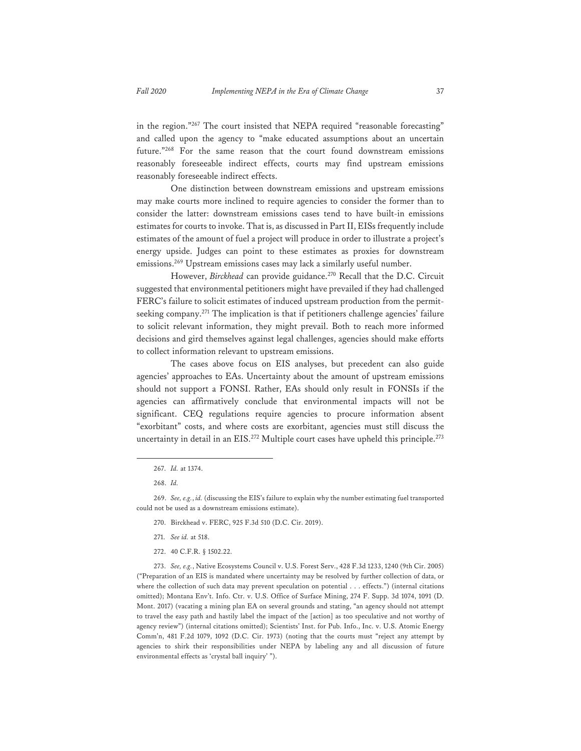in the region."[267] The court insisted that NEPA required "reasonable forecasting" and called upon the agency to "make educated assumptions about an uncertain future."[268] For the same reason that the court found downstream emissions reasonably foreseeable indirect effects, courts may find upstream emissions reasonably foreseeable indirect effects.

One distinction between downstream emissions and upstream emissions may make courts more inclined to require agencies to consider the former than to consider the latter: downstream emissions cases tend to have built-in emissions estimates for courts to invoke. That is, as discussed in Part II, EISs frequently include estimates of the amount of fuel a project will produce in order to illustrate a project's energy upside. Judges can point to these estimates as proxies for downstream emissions.[269] Upstream emissions cases may lack a similarly useful number.

However, *Birckhead* can provide guidance.[270] Recall that the D.C. Circuit suggested that environmental petitioners might have prevailed if they had challenged FERC's failure to solicit estimates of induced upstream production from the permit-seeking company.[271] The implication is that if petitioners challenge agencies' failure to solicit relevant information, they might prevail. Both to reach more informed decisions and gird themselves against legal challenges, agencies should make efforts to collect information relevant to upstream emissions.

The cases above focus on EIS analyses, but precedent can also guide agencies' approaches to EAs. Uncertainty about the amount of upstream emissions should not support a FONSI. Rather, EAs should only result in FONSIs if the agencies can affirmatively conclude that environmental impacts will not be significant. CEQ regulations require agencies to procure information absent "exorbitant" costs, and where costs are exorbitant, agencies must still discuss the uncertainty in detail in an EIS.[272] Multiple court cases have upheld this principle.[273]

---

267. *Id.* at 1374.

268. *Id.*

269. *See, e.g.*, *id.* (discussing the EIS's failure to explain why the number estimating fuel transported could not be used as a downstream emissions estimate).

270. Birckhead v. FERC, 925 F.3d 510 (D.C. Cir. 2019).

271. *See id.* at 518.

272. 40 C.F.R. § 1502.22.

273. *See, e.g.*, Native Ecosystems Council v. U.S. Forest Serv., 428 F.3d 1233, 1240 (9th Cir. 2005) ("Preparation of an EIS is mandated where uncertainty may be resolved by further collection of data, or where the collection of such data may prevent speculation on potential . . . effects.") (internal citations omitted); Montana Env't. Info. Ctr. v. U.S. Office of Surface Mining, 274 F. Supp. 3d 1074, 1091 (D. Mont. 2017) (vacating a mining plan EA on several grounds and stating, "an agency should not attempt to travel the easy path and hastily label the impact of the [action] as too speculative and not worthy of agency review") (internal citations omitted); Scientists' Inst. for Pub. Info., Inc. v. U.S. Atomic Energy Comm'n, 481 F.2d 1079, 1092 (D.C. Cir. 1973) (noting that the courts must "reject any attempt by agencies to shirk their responsibilities under NEPA by labeling any and all discussion of future environmental effects as 'crystal ball inquiry' ").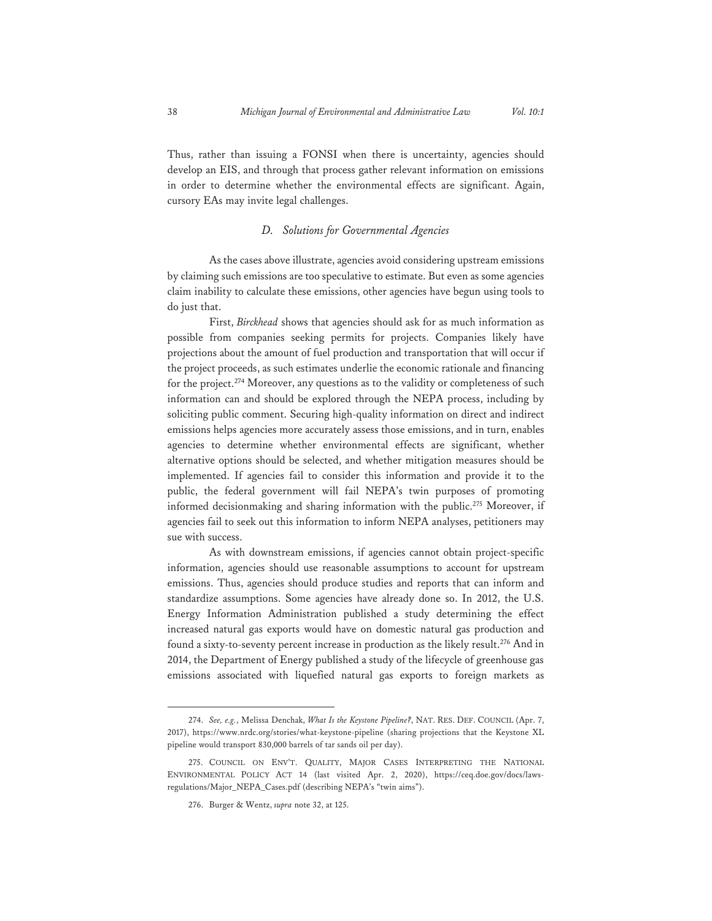Thus, rather than issuing a FONSI when there is uncertainty, agencies should develop an EIS, and through that process gather relevant information on emissions in order to determine whether the environmental effects are significant. Again, cursory EAs may invite legal challenges.

### *D. Solutions for Governmental Agencies*

As the cases above illustrate, agencies avoid considering upstream emissions by claiming such emissions are too speculative to estimate. But even as some agencies claim inability to calculate these emissions, other agencies have begun using tools to do just that.

First, *Birckhead* shows that agencies should ask for as much information as possible from companies seeking permits for projects. Companies likely have projections about the amount of fuel production and transportation that will occur if the project proceeds, as such estimates underlie the economic rationale and financing for the project.[274] Moreover, any questions as to the validity or completeness of such information can and should be explored through the NEPA process, including by soliciting public comment. Securing high-quality information on direct and indirect emissions helps agencies more accurately assess those emissions, and in turn, enables agencies to determine whether environmental effects are significant, whether alternative options should be selected, and whether mitigation measures should be implemented. If agencies fail to consider this information and provide it to the public, the federal government will fail NEPA's twin purposes of promoting informed decisionmaking and sharing information with the public.[275] Moreover, if agencies fail to seek out this information to inform NEPA analyses, petitioners may sue with success.

As with downstream emissions, if agencies cannot obtain project-specific information, agencies should use reasonable assumptions to account for upstream emissions. Thus, agencies should produce studies and reports that can inform and standardize assumptions. Some agencies have already done so. In 2012, the U.S. Energy Information Administration published a study determining the effect increased natural gas exports would have on domestic natural gas production and found a sixty-to-seventy percent increase in production as the likely result.[276] And in 2014, the Department of Energy published a study of the lifecycle of greenhouse gas emissions associated with liquefied natural gas exports to foreign markets as

---

274. *See, e.g.*, Melissa Denchak, *What Is the Keystone Pipeline?*, NAT. RES. DEF. COUNCIL (Apr. 7, 2017), https://www.nrdc.org/stories/what-keystone-pipeline (sharing projections that the Keystone XL pipeline would transport 830,000 barrels of tar sands oil per day).

275. COUNCIL ON ENV'T. QUALITY, MAJOR CASES INTERPRETING THE NATIONAL ENVIRONMENTAL POLICY ACT 14 (last visited Apr. 2, 2020), https://ceq.doe.gov/docs/laws-regulations/Major_NEPA_Cases.pdf (describing NEPA's "twin aims").

276. Burger & Wentz, *supra* note 32, at 125.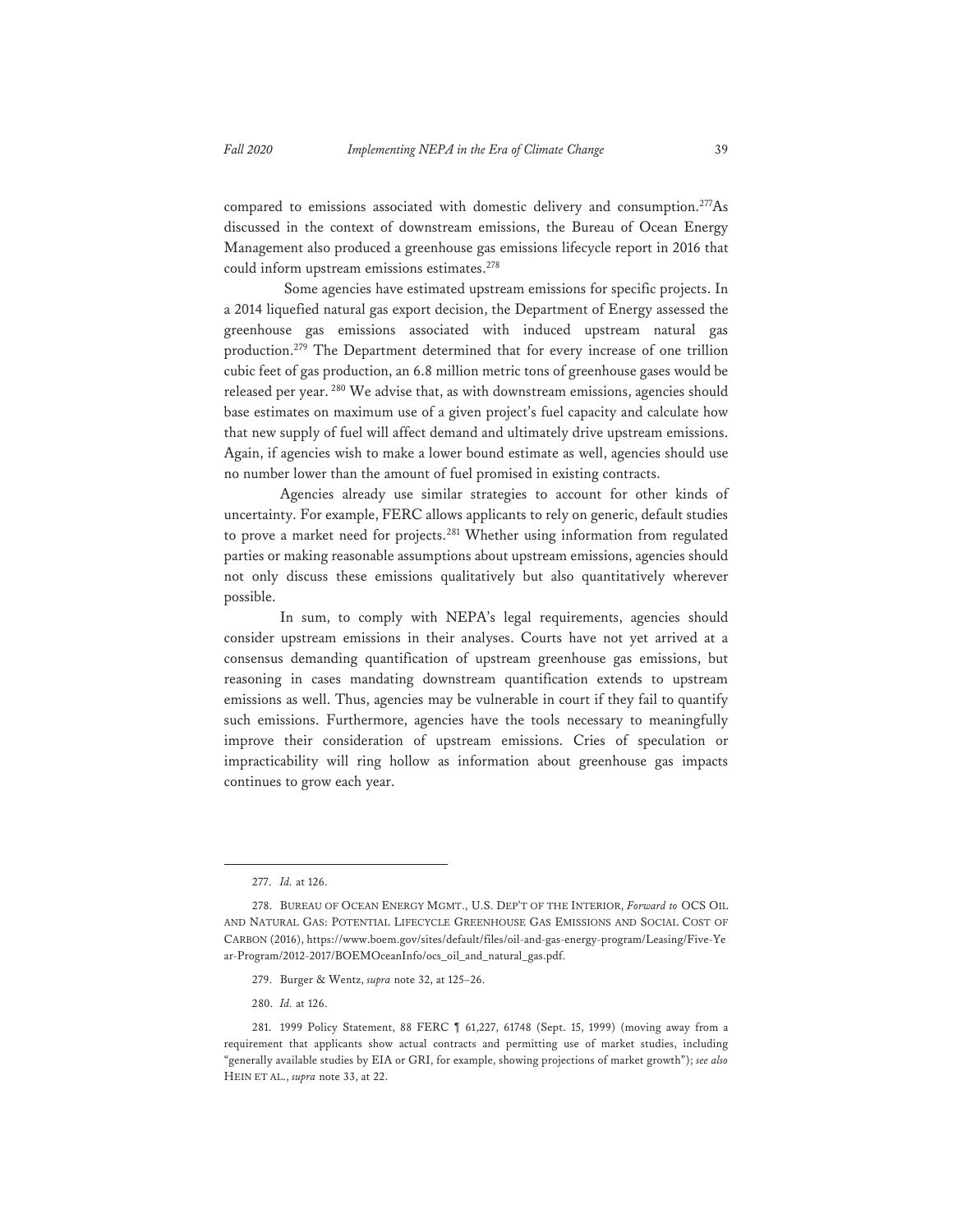compared to emissions associated with domestic delivery and consumption.[277]As discussed in the context of downstream emissions, the Bureau of Ocean Energy Management also produced a greenhouse gas emissions lifecycle report in 2016 that could inform upstream emissions estimates.[278]

Some agencies have estimated upstream emissions for specific projects. In a 2014 liquefied natural gas export decision, the Department of Energy assessed the greenhouse gas emissions associated with induced upstream natural gas production.[279] The Department determined that for every increase of one trillion cubic feet of gas production, an 6.8 million metric tons of greenhouse gases would be released per year. [280] We advise that, as with downstream emissions, agencies should base estimates on maximum use of a given project's fuel capacity and calculate how that new supply of fuel will affect demand and ultimately drive upstream emissions. Again, if agencies wish to make a lower bound estimate as well, agencies should use no number lower than the amount of fuel promised in existing contracts.

Agencies already use similar strategies to account for other kinds of uncertainty. For example, FERC allows applicants to rely on generic, default studies to prove a market need for projects.[281] Whether using information from regulated parties or making reasonable assumptions about upstream emissions, agencies should not only discuss these emissions qualitatively but also quantitatively wherever possible.

In sum, to comply with NEPA's legal requirements, agencies should consider upstream emissions in their analyses. Courts have not yet arrived at a consensus demanding quantification of upstream greenhouse gas emissions, but reasoning in cases mandating downstream quantification extends to upstream emissions as well. Thus, agencies may be vulnerable in court if they fail to quantify such emissions. Furthermore, agencies have the tools necessary to meaningfully improve their consideration of upstream emissions. Cries of speculation or impracticability will ring hollow as information about greenhouse gas impacts continues to grow each year.

---

277. *Id.* at 126.

278. BUREAU OF OCEAN ENERGY MGMT., U.S. DEP'T OF THE INTERIOR, *Forward to* OCS OIL AND NATURAL GAS: POTENTIAL LIFECYCLE GREENHOUSE GAS EMISSIONS AND SOCIAL COST OF CARBON (2016), https://www.boem.gov/sites/default/files/oil-and-gas-energy-program/Leasing/Five-Year-Program/2012-2017/BOEMOceanInfo/ocs_oil_and_natural_gas.pdf.

279. Burger & Wentz, *supra* note 32, at 125–26.

280. *Id.* at 126.

281. 1999 Policy Statement, 88 FERC ¶ 61,227, 61748 (Sept. 15, 1999) (moving away from a requirement that applicants show actual contracts and permitting use of market studies, including "generally available studies by EIA or GRI, for example, showing projections of market growth"); *see also* HEIN ET AL., *supra* note 33, at 22.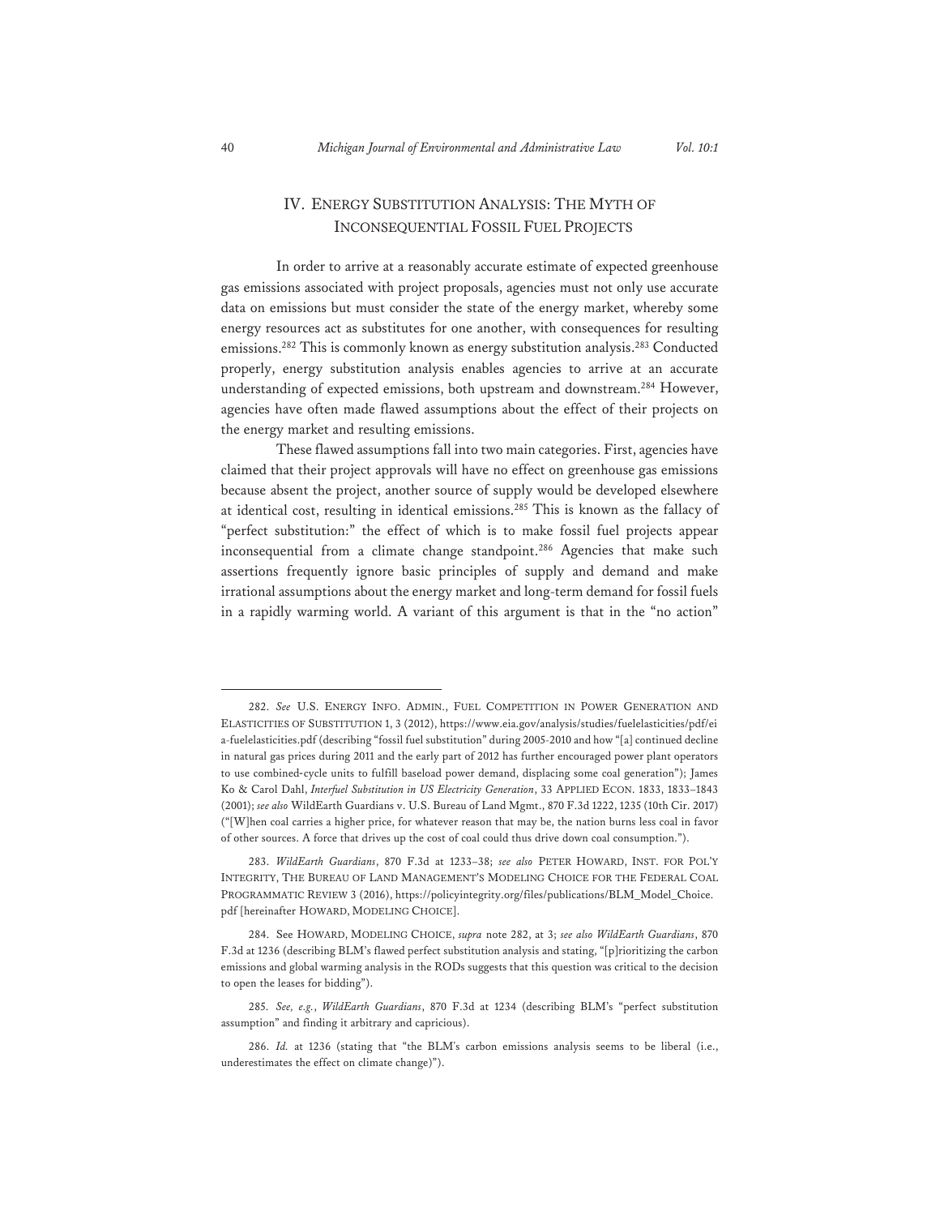## IV. Energy Substitution Analysis: The Myth of Inconsequential Fossil Fuel Projects

In order to arrive at a reasonably accurate estimate of expected greenhouse gas emissions associated with project proposals, agencies must not only use accurate data on emissions but must consider the state of the energy market, whereby some energy resources act as substitutes for one another, with consequences for resulting emissions.[282] This is commonly known as energy substitution analysis.[283] Conducted properly, energy substitution analysis enables agencies to arrive at an accurate understanding of expected emissions, both upstream and downstream.[284] However, agencies have often made flawed assumptions about the effect of their projects on the energy market and resulting emissions.

These flawed assumptions fall into two main categories. First, agencies have claimed that their project approvals will have no effect on greenhouse gas emissions because absent the project, another source of supply would be developed elsewhere at identical cost, resulting in identical emissions.[285] This is known as the fallacy of "perfect substitution:" the effect of which is to make fossil fuel projects appear inconsequential from a climate change standpoint.[286] Agencies that make such assertions frequently ignore basic principles of supply and demand and make irrational assumptions about the energy market and long-term demand for fossil fuels in a rapidly warming world. A variant of this argument is that in the "no action"

---

282. *See* U.S. Energy Info. Admin., Fuel Competition in Power Generation and Elasticities of Substitution 1, 3 (2012), https://www.eia.gov/analysis/studies/fuelelasticities/pdf/eia-fuelelasticities.pdf (describing "fossil fuel substitution" during 2005-2010 and how "[a] continued decline in natural gas prices during 2011 and the early part of 2012 has further encouraged power plant operators to use combined-cycle units to fulfill baseload power demand, displacing some coal generation"); James Ko & Carol Dahl, *Interfuel Substitution in US Electricity Generation*, 33 Applied Econ. 1833, 1833–1843 (2001); *see also* WildEarth Guardians v. U.S. Bureau of Land Mgmt., 870 F.3d 1222, 1235 (10th Cir. 2017) ("[W]hen coal carries a higher price, for whatever reason that may be, the nation burns less coal in favor of other sources. A force that drives up the cost of coal could thus drive down coal consumption.").

283. *WildEarth Guardians*, 870 F.3d at 1233–38; *see also* Peter Howard, Inst. for Pol'y Integrity, The Bureau of Land Management's Modeling Choice for the Federal Coal Programmatic Review 3 (2016), https://policyintegrity.org/files/publications/BLM_Model_Choice.pdf [hereinafter Howard, Modeling Choice].

284. See Howard, Modeling Choice, *supra* note 282, at 3; *see also WildEarth Guardians*, 870 F.3d at 1236 (describing BLM's flawed perfect substitution analysis and stating, "[p]rioritizing the carbon emissions and global warming analysis in the RODs suggests that this question was critical to the decision to open the leases for bidding").

285. *See, e.g.*, *WildEarth Guardians*, 870 F.3d at 1234 (describing BLM's "perfect substitution assumption" and finding it arbitrary and capricious).

286. *Id.* at 1236 (stating that "the BLM's carbon emissions analysis seems to be liberal (i.e., underestimates the effect on climate change)").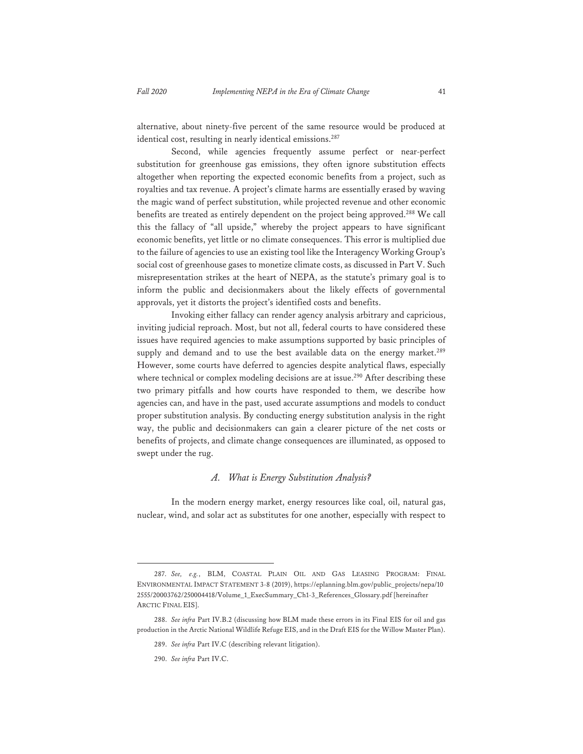alternative, about ninety-five percent of the same resource would be produced at identical cost, resulting in nearly identical emissions.[287]

Second, while agencies frequently assume perfect or near-perfect substitution for greenhouse gas emissions, they often ignore substitution effects altogether when reporting the expected economic benefits from a project, such as royalties and tax revenue. A project's climate harms are essentially erased by waving the magic wand of perfect substitution, while projected revenue and other economic benefits are treated as entirely dependent on the project being approved.[288] We call this the fallacy of "all upside," whereby the project appears to have significant economic benefits, yet little or no climate consequences. This error is multiplied due to the failure of agencies to use an existing tool like the Interagency Working Group's social cost of greenhouse gases to monetize climate costs, as discussed in Part V. Such misrepresentation strikes at the heart of NEPA, as the statute's primary goal is to inform the public and decisionmakers about the likely effects of governmental approvals, yet it distorts the project's identified costs and benefits.

Invoking either fallacy can render agency analysis arbitrary and capricious, inviting judicial reproach. Most, but not all, federal courts to have considered these issues have required agencies to make assumptions supported by basic principles of supply and demand and to use the best available data on the energy market.[289] However, some courts have deferred to agencies despite analytical flaws, especially where technical or complex modeling decisions are at issue.[290] After describing these two primary pitfalls and how courts have responded to them, we describe how agencies can, and have in the past, used accurate assumptions and models to conduct proper substitution analysis. By conducting energy substitution analysis in the right way, the public and decisionmakers can gain a clearer picture of the net costs or benefits of projects, and climate change consequences are illuminated, as opposed to swept under the rug.

### *A. What is Energy Substitution Analysis?*

In the modern energy market, energy resources like coal, oil, natural gas, nuclear, wind, and solar act as substitutes for one another, especially with respect to

---

287. *See, e.g.*, BLM, COASTAL PLAIN OIL AND GAS LEASING PROGRAM: FINAL ENVIRONMENTAL IMPACT STATEMENT 3-8 (2019), https://eplanning.blm.gov/public_projects/nepa/102555/20003762/250004418/Volume_1_ExecSummary_Ch1-3_References_Glossary.pdf [hereinafter ARCTIC FINAL EIS].

288. *See infra* Part IV.B.2 (discussing how BLM made these errors in its Final EIS for oil and gas production in the Arctic National Wildlife Refuge EIS, and in the Draft EIS for the Willow Master Plan).

289. *See infra* Part IV.C (describing relevant litigation).

290. *See infra* Part IV.C.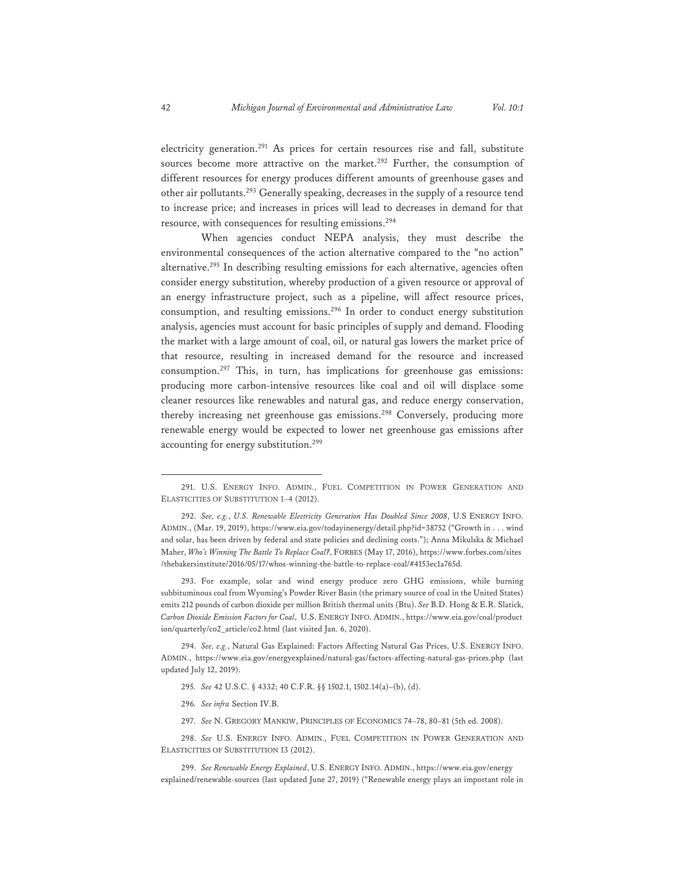electricity generation.[291] As prices for certain resources rise and fall, substitute sources become more attractive on the market.[292] Further, the consumption of different resources for energy produces different amounts of greenhouse gases and other air pollutants.[293] Generally speaking, decreases in the supply of a resource tend to increase price; and increases in prices will lead to decreases in demand for that resource, with consequences for resulting emissions.[294]

When agencies conduct NEPA analysis, they must describe the environmental consequences of the action alternative compared to the "no action" alternative.[295] In describing resulting emissions for each alternative, agencies often consider energy substitution, whereby production of a given resource or approval of an energy infrastructure project, such as a pipeline, will affect resource prices, consumption, and resulting emissions.[296] In order to conduct energy substitution analysis, agencies must account for basic principles of supply and demand. Flooding the market with a large amount of coal, oil, or natural gas lowers the market price of that resource, resulting in increased demand for the resource and increased consumption.[297] This, in turn, has implications for greenhouse gas emissions: producing more carbon-intensive resources like coal and oil will displace some cleaner resources like renewables and natural gas, and reduce energy conservation, thereby increasing net greenhouse gas emissions.[298] Conversely, producing more renewable energy would be expected to lower net greenhouse gas emissions after accounting for energy substitution.[299]

---

291. U.S. ENERGY INFO. ADMIN., FUEL COMPETITION IN POWER GENERATION AND ELASTICITIES OF SUBSTITUTION 1–4 (2012).

292. *See, e.g.*, *U.S. Renewable Electricity Generation Has Doubled Since 2008*, U.S ENERGY INFO. ADMIN., (Mar. 19, 2019), https://www.eia.gov/todayinenergy/detail.php?id=38752 ("Growth in . . . wind and solar, has been driven by federal and state policies and declining costs."); Anna Mikulska & Michael Maher, *Who's Winning The Battle To Replace Coal?*, FORBES (May 17, 2016), https://www.forbes.com/sites/thebakersinstitute/2016/05/17/whos-winning-the-battle-to-replace-coal/#4153ec1a765d.

293. For example, solar and wind energy produce zero GHG emissions, while burning subbituminous coal from Wyoming's Powder River Basin (the primary source of coal in the United States) emits 212 pounds of carbon dioxide per million British thermal units (Btu). *See* B.D. Hong & E.R. Slatick, *Carbon Dioxide Emission Factors for Coal*, U.S. ENERGY INFO. ADMIN., https://www.eia.gov/coal/production/quarterly/co2_article/co2.html (last visited Jan. 6, 2020).

294. *See, e.g.*, Natural Gas Explained: Factors Affecting Natural Gas Prices, U.S. ENERGY INFO. ADMIN., https://www.eia.gov/energyexplained/natural-gas/factors-affecting-natural-gas-prices.php (last updated July 12, 2019).

295. *See* 42 U.S.C. § 4332; 40 C.F.R. §§ 1502.1, 1502.14(a)–(b), (d).

296. *See infra* Section IV.B.

297. *See* N. GREGORY MANKIW, PRINCIPLES OF ECONOMICS 74–78, 80–81 (5th ed. 2008).

298. *See* U.S. ENERGY INFO. ADMIN., FUEL COMPETITION IN POWER GENERATION AND ELASTICITIES OF SUBSTITUTION 13 (2012).

299. *See Renewable Energy Explained*, U.S. ENERGY INFO. ADMIN., https://www.eia.gov/energyexplained/renewable-sources (last updated June 27, 2019) ("Renewable energy plays an important role in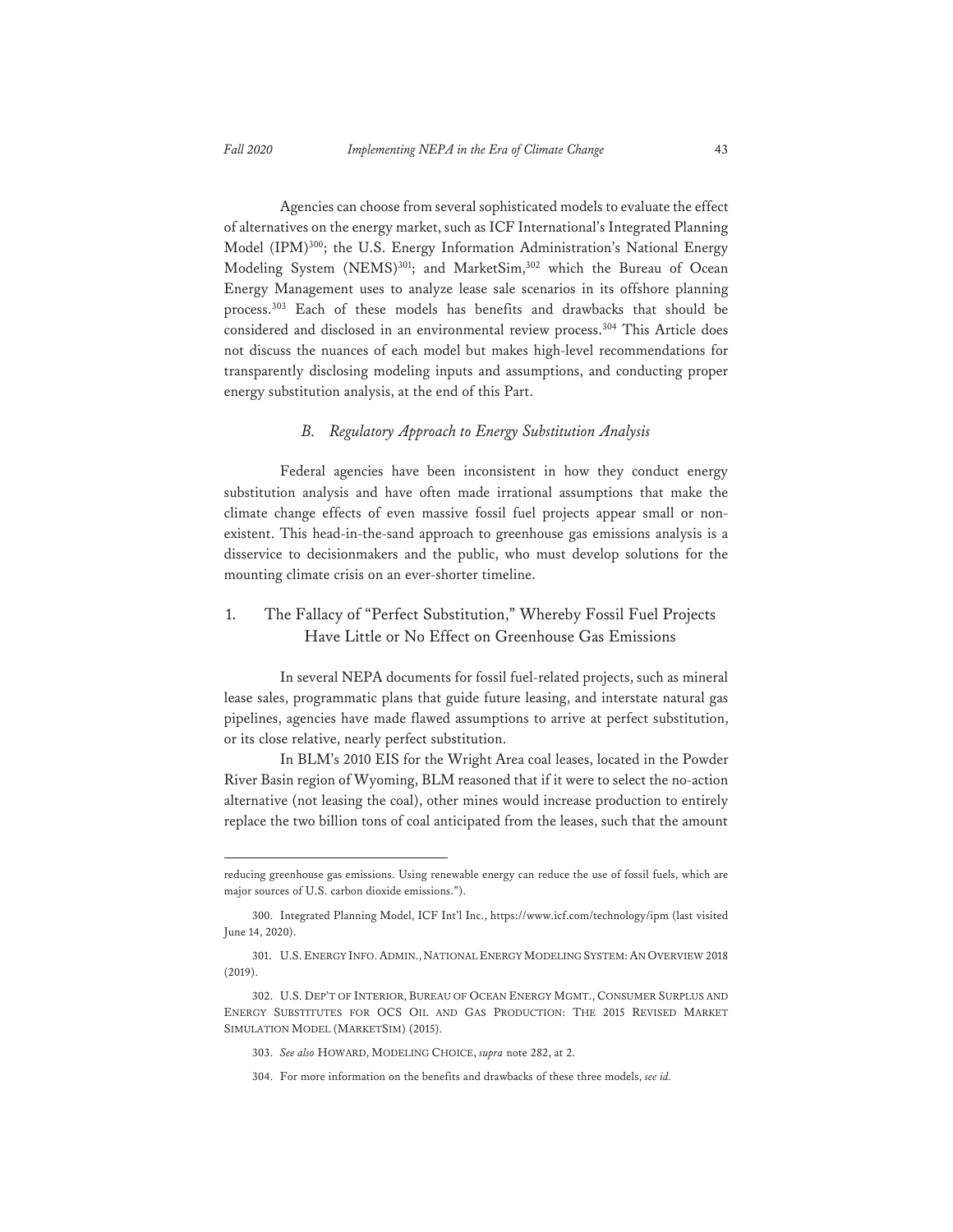Agencies can choose from several sophisticated models to evaluate the effect of alternatives on the energy market, such as ICF International's Integrated Planning Model (IPM)[300]; the U.S. Energy Information Administration's National Energy Modeling System (NEMS)[301]; and MarketSim,[302] which the Bureau of Ocean Energy Management uses to analyze lease sale scenarios in its offshore planning process.[303] Each of these models has benefits and drawbacks that should be considered and disclosed in an environmental review process.[304] This Article does not discuss the nuances of each model but makes high-level recommendations for transparently disclosing modeling inputs and assumptions, and conducting proper energy substitution analysis, at the end of this Part.

### *B. Regulatory Approach to Energy Substitution Analysis*

Federal agencies have been inconsistent in how they conduct energy substitution analysis and have often made irrational assumptions that make the climate change effects of even massive fossil fuel projects appear small or non-existent. This head-in-the-sand approach to greenhouse gas emissions analysis is a disservice to decisionmakers and the public, who must develop solutions for the mounting climate crisis on an ever-shorter timeline.

#### 1. The Fallacy of "Perfect Substitution," Whereby Fossil Fuel Projects Have Little or No Effect on Greenhouse Gas Emissions

In several NEPA documents for fossil fuel-related projects, such as mineral lease sales, programmatic plans that guide future leasing, and interstate natural gas pipelines, agencies have made flawed assumptions to arrive at perfect substitution, or its close relative, nearly perfect substitution.

In BLM's 2010 EIS for the Wright Area coal leases, located in the Powder River Basin region of Wyoming, BLM reasoned that if it were to select the no-action alternative (not leasing the coal), other mines would increase production to entirely replace the two billion tons of coal anticipated from the leases, such that the amount

---

reducing greenhouse gas emissions. Using renewable energy can reduce the use of fossil fuels, which are major sources of U.S. carbon dioxide emissions.").

300. Integrated Planning Model, ICF Int'l Inc., https://www.icf.com/technology/ipm (last visited June 14, 2020).

301. U.S. ENERGY INFO. ADMIN., NATIONAL ENERGY MODELING SYSTEM: AN OVERVIEW 2018 (2019).

302. U.S. DEP'T OF INTERIOR, BUREAU OF OCEAN ENERGY MGMT., CONSUMER SURPLUS AND ENERGY SUBSTITUTES FOR OCS OIL AND GAS PRODUCTION: THE 2015 REVISED MARKET SIMULATION MODEL (MARKETSIM) (2015).

303. *See also* HOWARD, MODELING CHOICE, *supra* note 282, at 2.

304. For more information on the benefits and drawbacks of these three models, *see id.*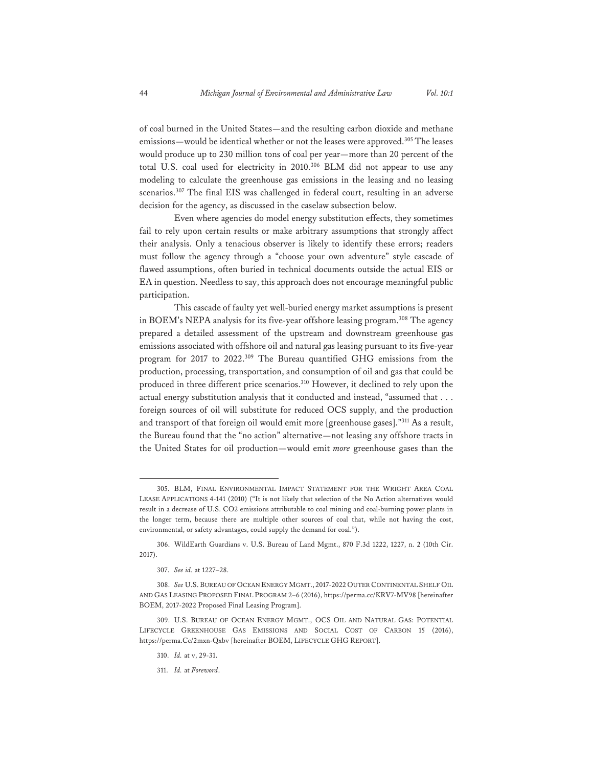of coal burned in the United States—and the resulting carbon dioxide and methane emissions—would be identical whether or not the leases were approved.[305] The leases would produce up to 230 million tons of coal per year—more than 20 percent of the total U.S. coal used for electricity in 2010.[306] BLM did not appear to use any modeling to calculate the greenhouse gas emissions in the leasing and no leasing scenarios.[307] The final EIS was challenged in federal court, resulting in an adverse decision for the agency, as discussed in the caselaw subsection below.

Even where agencies do model energy substitution effects, they sometimes fail to rely upon certain results or make arbitrary assumptions that strongly affect their analysis. Only a tenacious observer is likely to identify these errors; readers must follow the agency through a "choose your own adventure" style cascade of flawed assumptions, often buried in technical documents outside the actual EIS or EA in question. Needless to say, this approach does not encourage meaningful public participation.

This cascade of faulty yet well-buried energy market assumptions is present in BOEM's NEPA analysis for its five-year offshore leasing program.[308] The agency prepared a detailed assessment of the upstream and downstream greenhouse gas emissions associated with offshore oil and natural gas leasing pursuant to its five-year program for 2017 to 2022.[309] The Bureau quantified GHG emissions from the production, processing, transportation, and consumption of oil and gas that could be produced in three different price scenarios.[310] However, it declined to rely upon the actual energy substitution analysis that it conducted and instead, "assumed that . . . foreign sources of oil will substitute for reduced OCS supply, and the production and transport of that foreign oil would emit more [greenhouse gases]."[311] As a result, the Bureau found that the "no action" alternative—not leasing any offshore tracts in the United States for oil production—would emit *more* greenhouse gases than the

---

305. BLM, FINAL ENVIRONMENTAL IMPACT STATEMENT FOR THE WRIGHT AREA COAL LEASE APPLICATIONS 4-141 (2010) ("It is not likely that selection of the No Action alternatives would result in a decrease of U.S. CO2 emissions attributable to coal mining and coal-burning power plants in the longer term, because there are multiple other sources of coal that, while not having the cost, environmental, or safety advantages, could supply the demand for coal.").

306. WildEarth Guardians v. U.S. Bureau of Land Mgmt., 870 F.3d 1222, 1227, n. 2 (10th Cir. 2017).

307. *See id.* at 1227–28.

308. *See* U.S. BUREAU OF OCEAN ENERGY MGMT., 2017-2022 OUTER CONTINENTAL SHELF OIL AND GAS LEASING PROPOSED FINAL PROGRAM 2–6 (2016), https://perma.cc/KRV7-MV98 [hereinafter BOEM, 2017-2022 Proposed Final Leasing Program].

309. U.S. BUREAU OF OCEAN ENERGY MGMT., OCS OIL AND NATURAL GAS: POTENTIAL LIFECYCLE GREENHOUSE GAS EMISSIONS AND SOCIAL COST OF CARBON 15 (2016), https://perma.Cc/2mxn-Qxbv [hereinafter BOEM, LIFECYCLE GHG REPORT].

310. *Id.* at v, 29-31.

311. *Id.* at *Foreword*.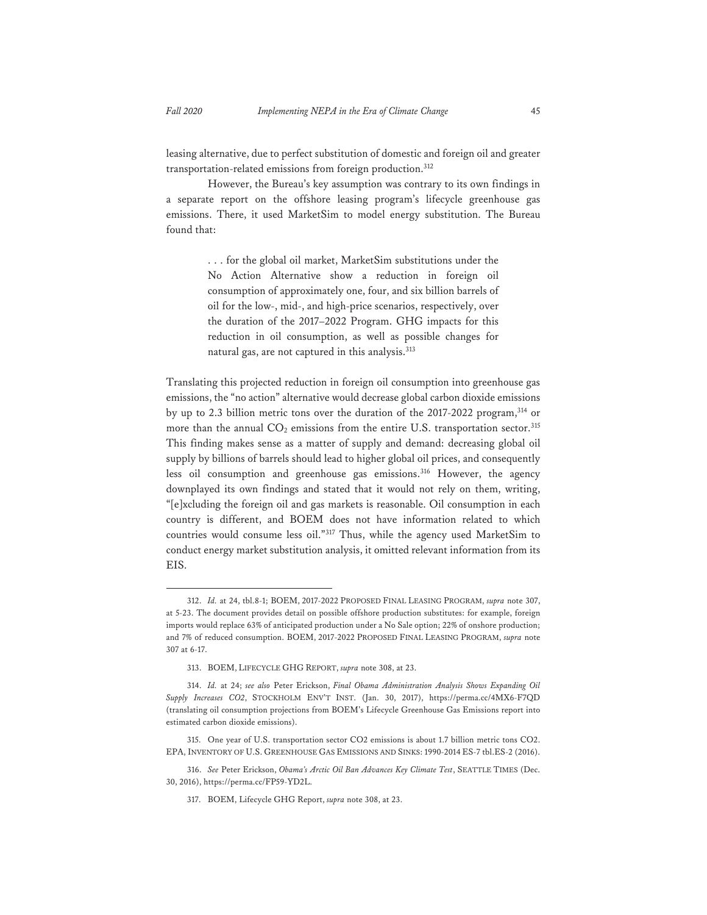leasing alternative, due to perfect substitution of domestic and foreign oil and greater transportation-related emissions from foreign production.[312]

However, the Bureau's key assumption was contrary to its own findings in a separate report on the offshore leasing program's lifecycle greenhouse gas emissions. There, it used MarketSim to model energy substitution. The Bureau found that:

> . . . for the global oil market, MarketSim substitutions under the No Action Alternative show a reduction in foreign oil consumption of approximately one, four, and six billion barrels of oil for the low-, mid-, and high-price scenarios, respectively, over the duration of the 2017–2022 Program. GHG impacts for this reduction in oil consumption, as well as possible changes for natural gas, are not captured in this analysis.[313]

Translating this projected reduction in foreign oil consumption into greenhouse gas emissions, the "no action" alternative would decrease global carbon dioxide emissions by up to 2.3 billion metric tons over the duration of the 2017-2022 program,[314] or more than the annual $CO_2$ emissions from the entire U.S. transportation sector.[315] This finding makes sense as a matter of supply and demand: decreasing global oil supply by billions of barrels should lead to higher global oil prices, and consequently less oil consumption and greenhouse gas emissions.[316] However, the agency downplayed its own findings and stated that it would not rely on them, writing, "[e]xcluding the foreign oil and gas markets is reasonable. Oil consumption in each country is different, and BOEM does not have information related to which countries would consume less oil."[317] Thus, while the agency used MarketSim to conduct energy market substitution analysis, it omitted relevant information from its EIS.

---

312. *Id.* at 24, tbl.8-1; BOEM, 2017-2022 PROPOSED FINAL LEASING PROGRAM, *supra* note 307, at 5-23. The document provides detail on possible offshore production substitutes: for example, foreign imports would replace 63% of anticipated production under a No Sale option; 22% of onshore production; and 7% of reduced consumption. BOEM, 2017-2022 PROPOSED FINAL LEASING PROGRAM, *supra* note 307 at 6-17.

313. BOEM, LIFECYCLE GHG REPORT, *supra* note 308, at 23.

314. *Id.* at 24; *see also* Peter Erickson, *Final Obama Administration Analysis Shows Expanding Oil Supply Increases CO2*, STOCKHOLM ENV'T INST. (Jan. 30, 2017), https://perma.cc/4MX6-F7QD (translating oil consumption projections from BOEM's Lifecycle Greenhouse Gas Emissions report into estimated carbon dioxide emissions).

315. One year of U.S. transportation sector CO2 emissions is about 1.7 billion metric tons CO2. EPA, INVENTORY OF U.S. GREENHOUSE GAS EMISSIONS AND SINKS: 1990-2014 ES-7 tbl.ES-2 (2016).

316. *See* Peter Erickson, *Obama's Arctic Oil Ban Advances Key Climate Test*, SEATTLE TIMES (Dec. 30, 2016), https://perma.cc/FP59-YD2L.

317. BOEM, Lifecycle GHG Report, *supra* note 308, at 23.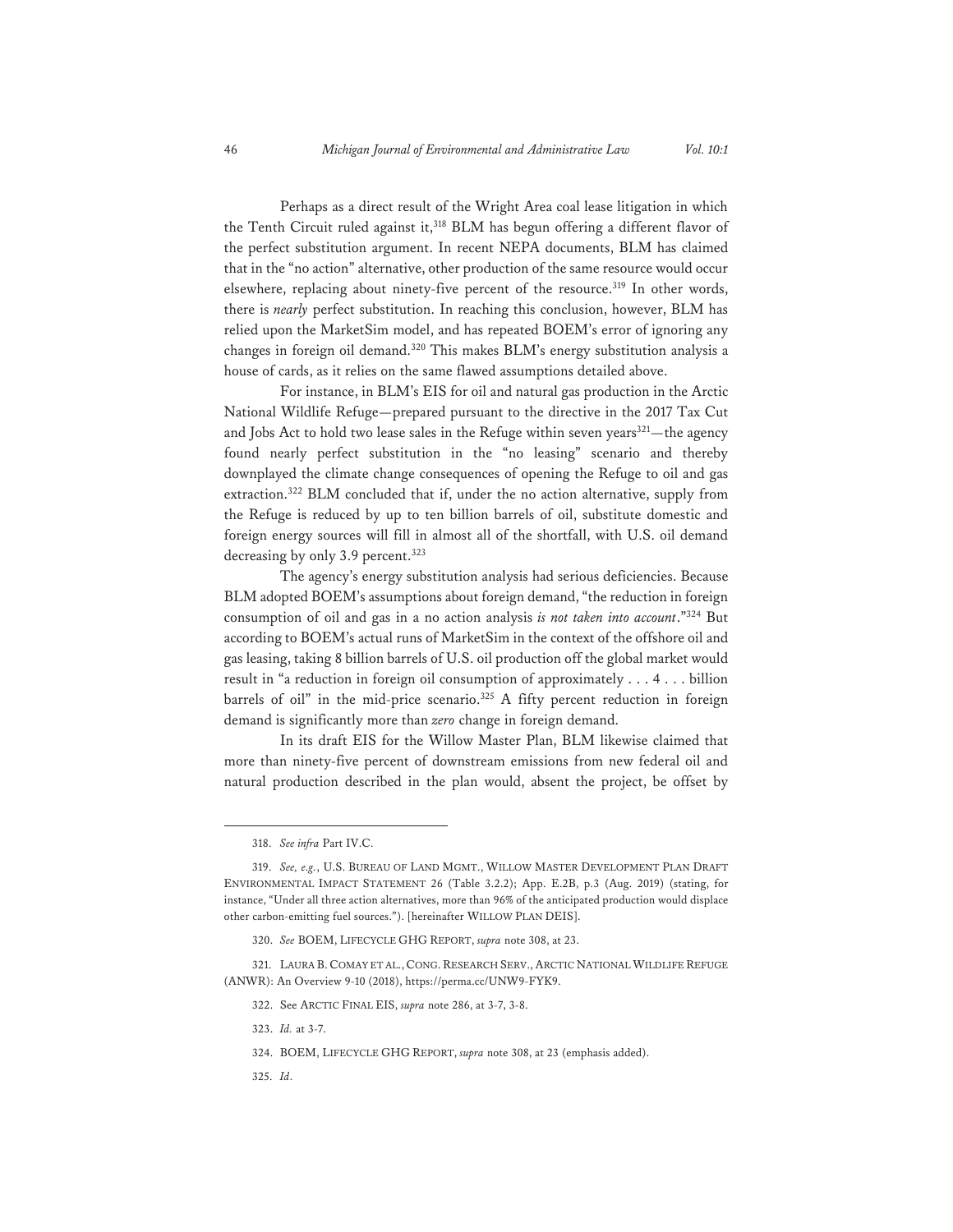Perhaps as a direct result of the Wright Area coal lease litigation in which the Tenth Circuit ruled against it,[318] BLM has begun offering a different flavor of the perfect substitution argument. In recent NEPA documents, BLM has claimed that in the "no action" alternative, other production of the same resource would occur elsewhere, replacing about ninety-five percent of the resource.[319] In other words, there is *nearly* perfect substitution. In reaching this conclusion, however, BLM has relied upon the MarketSim model, and has repeated BOEM's error of ignoring any changes in foreign oil demand.[320] This makes BLM's energy substitution analysis a house of cards, as it relies on the same flawed assumptions detailed above.

For instance, in BLM's EIS for oil and natural gas production in the Arctic National Wildlife Refuge—prepared pursuant to the directive in the 2017 Tax Cut and Jobs Act to hold two lease sales in the Refuge within seven years[321]—the agency found nearly perfect substitution in the "no leasing" scenario and thereby downplayed the climate change consequences of opening the Refuge to oil and gas extraction.[322] BLM concluded that if, under the no action alternative, supply from the Refuge is reduced by up to ten billion barrels of oil, substitute domestic and foreign energy sources will fill in almost all of the shortfall, with U.S. oil demand decreasing by only 3.9 percent.[323]

The agency's energy substitution analysis had serious deficiencies. Because BLM adopted BOEM's assumptions about foreign demand, "the reduction in foreign consumption of oil and gas in a no action analysis *is not taken into account*."[324] But according to BOEM's actual runs of MarketSim in the context of the offshore oil and gas leasing, taking 8 billion barrels of U.S. oil production off the global market would result in "a reduction in foreign oil consumption of approximately . . . 4 . . . billion barrels of oil" in the mid-price scenario.[325] A fifty percent reduction in foreign demand is significantly more than *zero* change in foreign demand.

In its draft EIS for the Willow Master Plan, BLM likewise claimed that more than ninety-five percent of downstream emissions from new federal oil and natural production described in the plan would, absent the project, be offset by

---

318. *See infra* Part IV.C.

319. *See, e.g.*, U.S. BUREAU OF LAND MGMT., WILLOW MASTER DEVELOPMENT PLAN DRAFT ENVIRONMENTAL IMPACT STATEMENT 26 (Table 3.2.2); App. E.2B, p.3 (Aug. 2019) (stating, for instance, "Under all three action alternatives, more than 96% of the anticipated production would displace other carbon-emitting fuel sources."). [hereinafter WILLOW PLAN DEIS].

320. *See* BOEM, LIFECYCLE GHG REPORT, *supra* note 308, at 23.

321. LAURA B. COMAY ET AL., CONG. RESEARCH SERV., ARCTIC NATIONAL WILDLIFE REFUGE (ANWR): An Overview 9-10 (2018), https://perma.cc/UNW9-FYK9.

322. See ARCTIC FINAL EIS, *supra* note 286, at 3-7, 3-8.

323. *Id.* at 3-7.

324. BOEM, LIFECYCLE GHG REPORT, *supra* note 308, at 23 (emphasis added).

325. *Id*.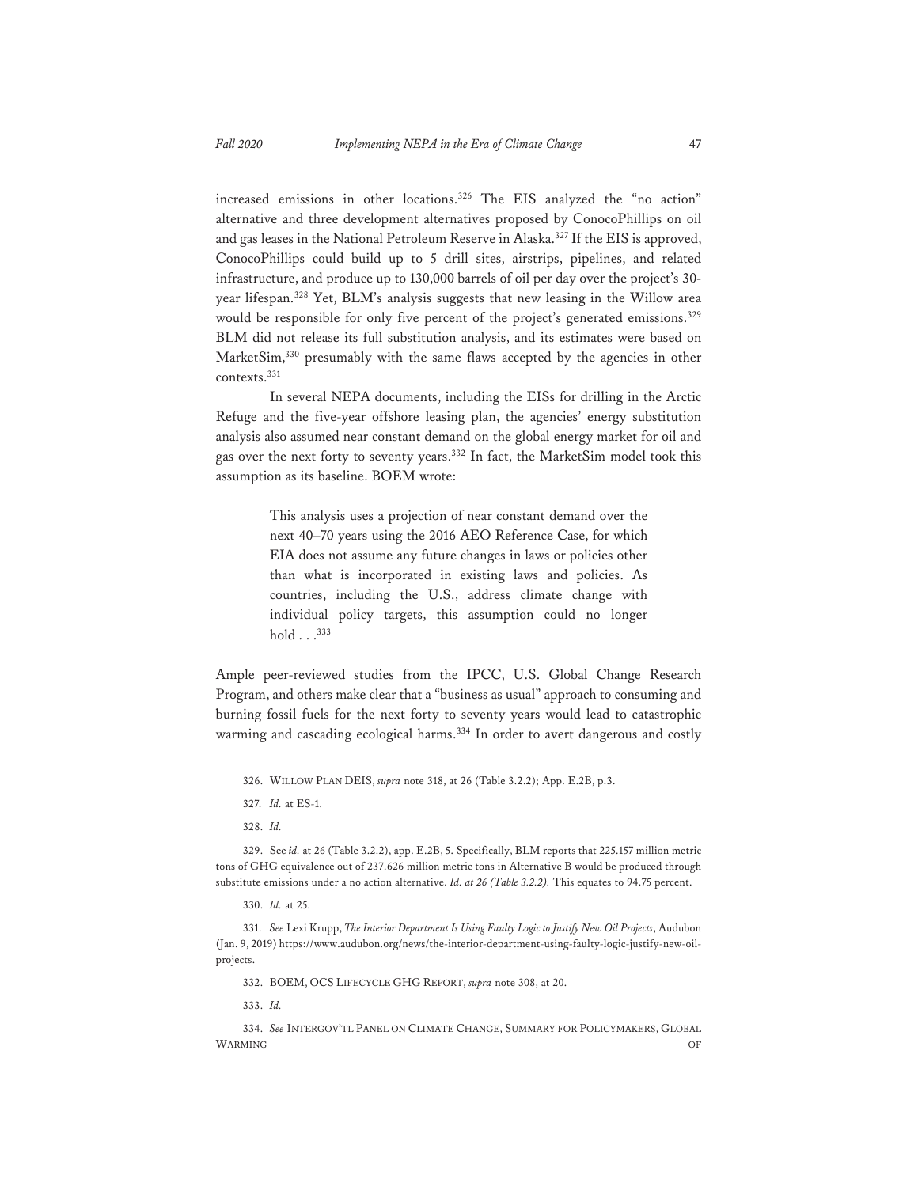increased emissions in other locations.[326] The EIS analyzed the "no action" alternative and three development alternatives proposed by ConocoPhillips on oil and gas leases in the National Petroleum Reserve in Alaska.[327] If the EIS is approved, ConocoPhillips could build up to 5 drill sites, airstrips, pipelines, and related infrastructure, and produce up to 130,000 barrels of oil per day over the project's 30-year lifespan.[328] Yet, BLM's analysis suggests that new leasing in the Willow area would be responsible for only five percent of the project's generated emissions.[329] BLM did not release its full substitution analysis, and its estimates were based on MarketSim,[330] presumably with the same flaws accepted by the agencies in other contexts.[331]

In several NEPA documents, including the EISs for drilling in the Arctic Refuge and the five-year offshore leasing plan, the agencies' energy substitution analysis also assumed near constant demand on the global energy market for oil and gas over the next forty to seventy years.[332] In fact, the MarketSim model took this assumption as its baseline. BOEM wrote:

> This analysis uses a projection of near constant demand over the next 40–70 years using the 2016 AEO Reference Case, for which EIA does not assume any future changes in laws or policies other than what is incorporated in existing laws and policies. As countries, including the U.S., address climate change with individual policy targets, this assumption could no longer hold . . .[333]

Ample peer-reviewed studies from the IPCC, U.S. Global Change Research Program, and others make clear that a "business as usual" approach to consuming and burning fossil fuels for the next forty to seventy years would lead to catastrophic warming and cascading ecological harms.[334] In order to avert dangerous and costly

---

326. WILLOW PLAN DEIS, *supra* note 318, at 26 (Table 3.2.2); App. E.2B, p.3.

327. *Id.* at ES-1.

328. *Id.*

329. See *id.* at 26 (Table 3.2.2), app. E.2B, 5. Specifically, BLM reports that 225.157 million metric tons of GHG equivalence out of 237.626 million metric tons in Alternative B would be produced through substitute emissions under a no action alternative. *Id. at 26 (Table 3.2.2).* This equates to 94.75 percent.

330. *Id.* at 25.

331. *See* Lexi Krupp, *The Interior Department Is Using Faulty Logic to Justify New Oil Projects*, Audubon (Jan. 9, 2019) https://www.audubon.org/news/the-interior-department-using-faulty-logic-justify-new-oil-projects.

332. BOEM, OCS LIFECYCLE GHG REPORT, *supra* note 308, at 20.

333. *Id.*

334. *See* INTERGOV'TL PANEL ON CLIMATE CHANGE, SUMMARY FOR POLICYMAKERS, GLOBAL WARMING OF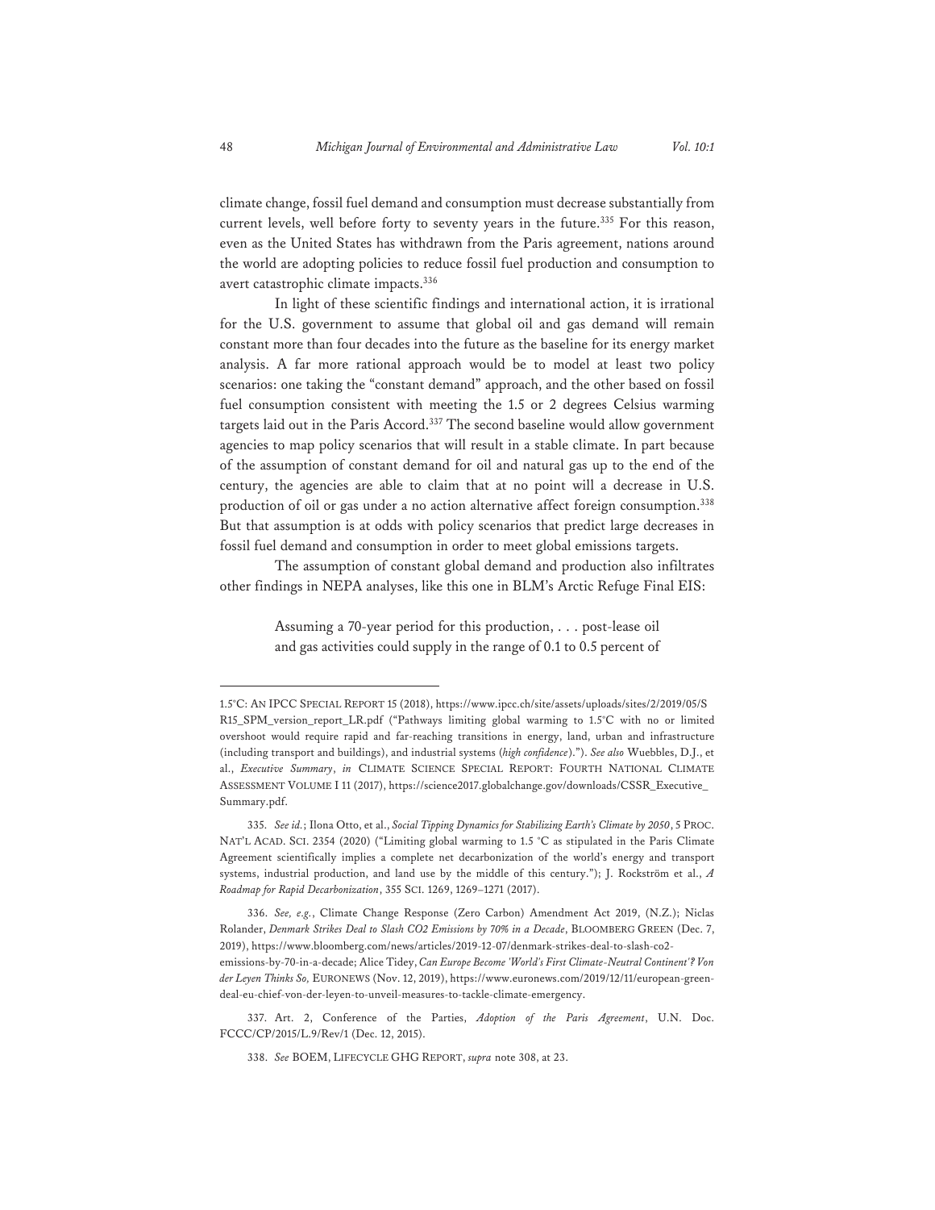climate change, fossil fuel demand and consumption must decrease substantially from current levels, well before forty to seventy years in the future.[335] For this reason, even as the United States has withdrawn from the Paris agreement, nations around the world are adopting policies to reduce fossil fuel production and consumption to avert catastrophic climate impacts.[336]

In light of these scientific findings and international action, it is irrational for the U.S. government to assume that global oil and gas demand will remain constant more than four decades into the future as the baseline for its energy market analysis. A far more rational approach would be to model at least two policy scenarios: one taking the "constant demand" approach, and the other based on fossil fuel consumption consistent with meeting the 1.5 or 2 degrees Celsius warming targets laid out in the Paris Accord.[337] The second baseline would allow government agencies to map policy scenarios that will result in a stable climate. In part because of the assumption of constant demand for oil and natural gas up to the end of the century, the agencies are able to claim that at no point will a decrease in U.S. production of oil or gas under a no action alternative affect foreign consumption.[338] But that assumption is at odds with policy scenarios that predict large decreases in fossil fuel demand and consumption in order to meet global emissions targets.

The assumption of constant global demand and production also infiltrates other findings in NEPA analyses, like this one in BLM's Arctic Refuge Final EIS:

> Assuming a 70-year period for this production, . . . post-lease oil and gas activities could supply in the range of 0.1 to 0.5 percent of

---

1.5°C: AN IPCC SPECIAL REPORT 15 (2018), https://www.ipcc.ch/site/assets/uploads/sites/2/2019/05/SR15_SPM_version_report_LR.pdf ("Pathways limiting global warming to 1.5°C with no or limited overshoot would require rapid and far-reaching transitions in energy, land, urban and infrastructure (including transport and buildings), and industrial systems (*high confidence*)."). *See also* Wuebbles, D.J., et al., *Executive Summary*, *in* CLIMATE SCIENCE SPECIAL REPORT: FOURTH NATIONAL CLIMATE ASSESSMENT VOLUME I 11 (2017), https://science2017.globalchange.gov/downloads/CSSR_Executive_Summary.pdf.

335. *See id.*; Ilona Otto, et al., *Social Tipping Dynamics for Stabilizing Earth's Climate by 2050*, 5 PROC. NAT'L ACAD. SCI. 2354 (2020) ("Limiting global warming to 1.5 °C as stipulated in the Paris Climate Agreement scientifically implies a complete net decarbonization of the world's energy and transport systems, industrial production, and land use by the middle of this century."); J. Rockström et al., *A Roadmap for Rapid Decarbonization*, 355 SCI. 1269, 1269–1271 (2017).

336. *See, e.g.*, Climate Change Response (Zero Carbon) Amendment Act 2019, (N.Z.); Niclas Rolander, *Denmark Strikes Deal to Slash CO2 Emissions by 70% in a Decade*, BLOOMBERG GREEN (Dec. 7, 2019), https://www.bloomberg.com/news/articles/2019-12-07/denmark-strikes-deal-to-slash-co2-emissions-by-70-in-a-decade; Alice Tidey, *Can Europe Become 'World's First Climate-Neutral Continent'? Von der Leyen Thinks So,* EURONEWS (Nov. 12, 2019), https://www.euronews.com/2019/12/11/european-green-deal-eu-chief-von-der-leyen-to-unveil-measures-to-tackle-climate-emergency.

337. Art. 2, Conference of the Parties, *Adoption of the Paris Agreement*, U.N. Doc. FCCC/CP/2015/L.9/Rev/1 (Dec. 12, 2015).

338. *See* BOEM, LIFECYCLE GHG REPORT, *supra* note 308, at 23.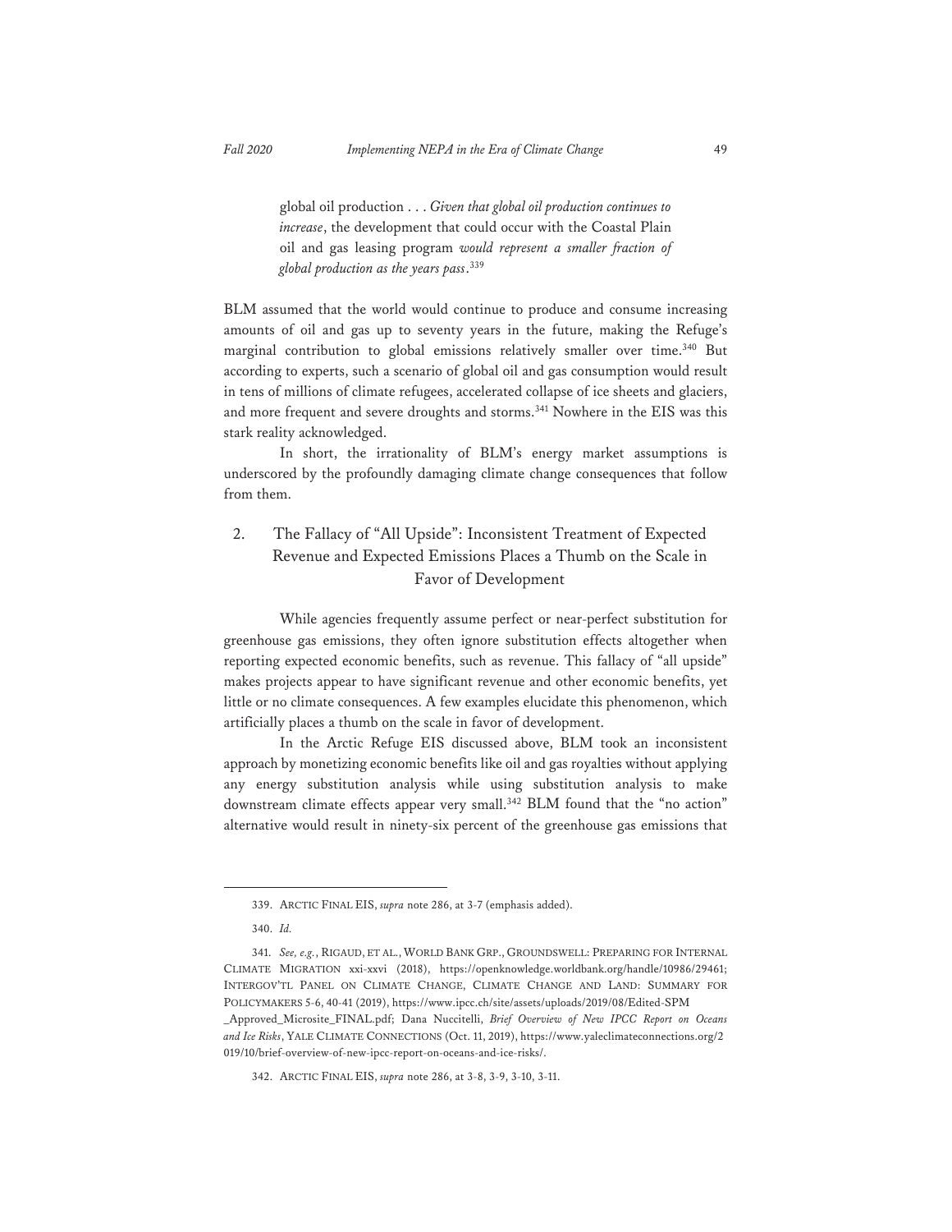> global oil production . . . *Given that global oil production continues to increase*, the development that could occur with the Coastal Plain oil and gas leasing program *would represent a smaller fraction of global production as the years pass*.[339]

BLM assumed that the world would continue to produce and consume increasing amounts of oil and gas up to seventy years in the future, making the Refuge's marginal contribution to global emissions relatively smaller over time.[340] But according to experts, such a scenario of global oil and gas consumption would result in tens of millions of climate refugees, accelerated collapse of ice sheets and glaciers, and more frequent and severe droughts and storms.[341] Nowhere in the EIS was this stark reality acknowledged.

In short, the irrationality of BLM's energy market assumptions is underscored by the profoundly damaging climate change consequences that follow from them.

### 2. The Fallacy of "All Upside": Inconsistent Treatment of Expected Revenue and Expected Emissions Places a Thumb on the Scale in Favor of Development

While agencies frequently assume perfect or near-perfect substitution for greenhouse gas emissions, they often ignore substitution effects altogether when reporting expected economic benefits, such as revenue. This fallacy of "all upside" makes projects appear to have significant revenue and other economic benefits, yet little or no climate consequences. A few examples elucidate this phenomenon, which artificially places a thumb on the scale in favor of development.

In the Arctic Refuge EIS discussed above, BLM took an inconsistent approach by monetizing economic benefits like oil and gas royalties without applying any energy substitution analysis while using substitution analysis to make downstream climate effects appear very small.[342] BLM found that the "no action" alternative would result in ninety-six percent of the greenhouse gas emissions that

---

339. ARCTIC FINAL EIS, *supra* note 286, at 3-7 (emphasis added).

340. *Id.*

341. *See, e.g.*, RIGAUD, ET AL., WORLD BANK GRP., GROUNDSWELL: PREPARING FOR INTERNAL CLIMATE MIGRATION xxi-xxvi (2018), https://openknowledge.worldbank.org/handle/10986/29461; INTERGOV'TL PANEL ON CLIMATE CHANGE, CLIMATE CHANGE AND LAND: SUMMARY FOR POLICYMAKERS 5-6, 40-41 (2019), https://www.ipcc.ch/site/assets/uploads/2019/08/Edited-SPM_Approved_Microsite_FINAL.pdf; Dana Nuccitelli, *Brief Overview of New IPCC Report on Oceans and Ice Risks*, YALE CLIMATE CONNECTIONS (Oct. 11, 2019), https://www.yaleclimateconnections.org/2019/10/brief-overview-of-new-ipcc-report-on-oceans-and-ice-risks/.

342. ARCTIC FINAL EIS, *supra* note 286, at 3-8, 3-9, 3-10, 3-11.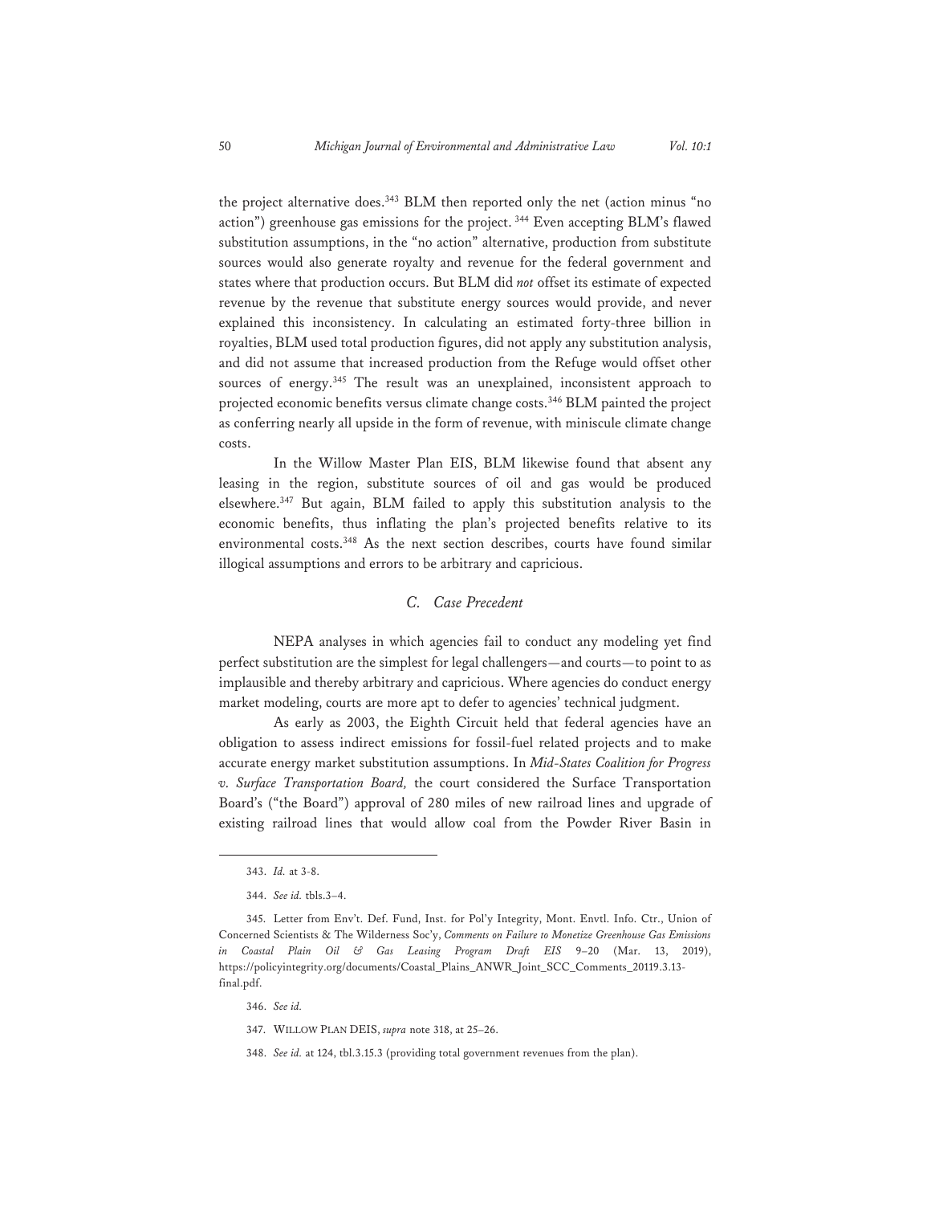the project alternative does.[343] BLM then reported only the net (action minus "no action") greenhouse gas emissions for the project.[344] Even accepting BLM's flawed substitution assumptions, in the "no action" alternative, production from substitute sources would also generate royalty and revenue for the federal government and states where that production occurs. But BLM did *not* offset its estimate of expected revenue by the revenue that substitute energy sources would provide, and never explained this inconsistency. In calculating an estimated forty-three billion in royalties, BLM used total production figures, did not apply any substitution analysis, and did not assume that increased production from the Refuge would offset other sources of energy.[345] The result was an unexplained, inconsistent approach to projected economic benefits versus climate change costs.[346] BLM painted the project as conferring nearly all upside in the form of revenue, with miniscule climate change costs.

In the Willow Master Plan EIS, BLM likewise found that absent any leasing in the region, substitute sources of oil and gas would be produced elsewhere.[347] But again, BLM failed to apply this substitution analysis to the economic benefits, thus inflating the plan's projected benefits relative to its environmental costs.[348] As the next section describes, courts have found similar illogical assumptions and errors to be arbitrary and capricious.

### *C. Case Precedent*

NEPA analyses in which agencies fail to conduct any modeling yet find perfect substitution are the simplest for legal challengers—and courts—to point to as implausible and thereby arbitrary and capricious. Where agencies do conduct energy market modeling, courts are more apt to defer to agencies' technical judgment.

As early as 2003, the Eighth Circuit held that federal agencies have an obligation to assess indirect emissions for fossil-fuel related projects and to make accurate energy market substitution assumptions. In *Mid-States Coalition for Progress v. Surface Transportation Board,* the court considered the Surface Transportation Board's ("the Board") approval of 280 miles of new railroad lines and upgrade of existing railroad lines that would allow coal from the Powder River Basin in

---

343. *Id.* at 3-8.

344. *See id.* tbls.3–4.

345. Letter from Env't. Def. Fund, Inst. for Pol'y Integrity, Mont. Envtl. Info. Ctr., Union of Concerned Scientists & The Wilderness Soc'y, *Comments on Failure to Monetize Greenhouse Gas Emissions in Coastal Plain Oil & Gas Leasing Program Draft EIS* 9–20 (Mar. 13, 2019), https://policyintegrity.org/documents/Coastal_Plains_ANWR_Joint_SCC_Comments_20119.3.13-final.pdf.

346. *See id.*

347. WILLOW PLAN DEIS, *supra* note 318, at 25–26.

348. *See id.* at 124, tbl.3.15.3 (providing total government revenues from the plan).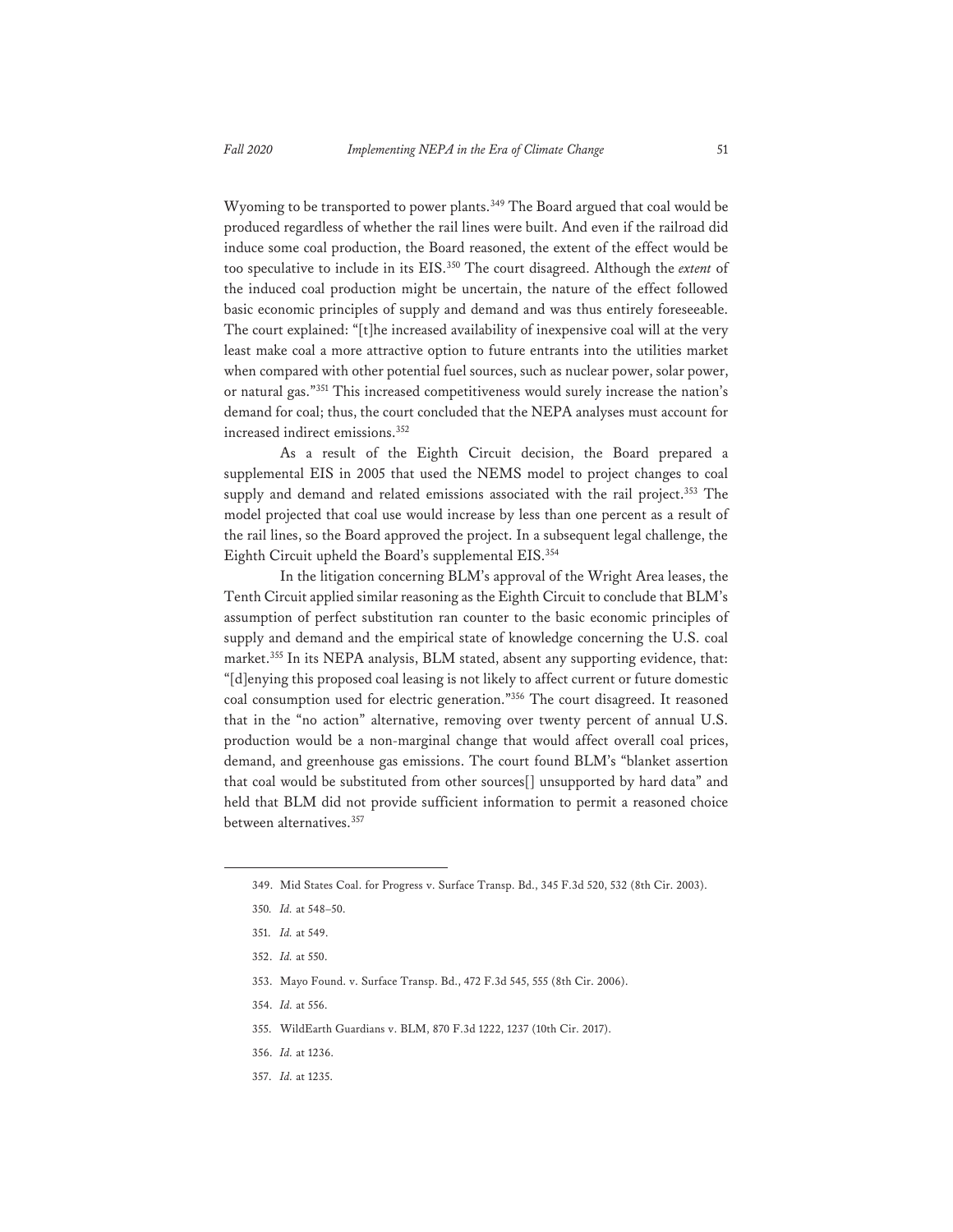Wyoming to be transported to power plants.[349] The Board argued that coal would be produced regardless of whether the rail lines were built. And even if the railroad did induce some coal production, the Board reasoned, the extent of the effect would be too speculative to include in its EIS.[350] The court disagreed. Although the *extent* of the induced coal production might be uncertain, the nature of the effect followed basic economic principles of supply and demand and was thus entirely foreseeable. The court explained: "[t]he increased availability of inexpensive coal will at the very least make coal a more attractive option to future entrants into the utilities market when compared with other potential fuel sources, such as nuclear power, solar power, or natural gas."[351] This increased competitiveness would surely increase the nation's demand for coal; thus, the court concluded that the NEPA analyses must account for increased indirect emissions.[352]

As a result of the Eighth Circuit decision, the Board prepared a supplemental EIS in 2005 that used the NEMS model to project changes to coal supply and demand and related emissions associated with the rail project.[353] The model projected that coal use would increase by less than one percent as a result of the rail lines, so the Board approved the project. In a subsequent legal challenge, the Eighth Circuit upheld the Board's supplemental EIS.[354]

In the litigation concerning BLM's approval of the Wright Area leases, the Tenth Circuit applied similar reasoning as the Eighth Circuit to conclude that BLM's assumption of perfect substitution ran counter to the basic economic principles of supply and demand and the empirical state of knowledge concerning the U.S. coal market.[355] In its NEPA analysis, BLM stated, absent any supporting evidence, that: "[d]enying this proposed coal leasing is not likely to affect current or future domestic coal consumption used for electric generation."[356] The court disagreed. It reasoned that in the "no action" alternative, removing over twenty percent of annual U.S. production would be a non-marginal change that would affect overall coal prices, demand, and greenhouse gas emissions. The court found BLM's "blanket assertion that coal would be substituted from other sources[] unsupported by hard data" and held that BLM did not provide sufficient information to permit a reasoned choice between alternatives.[357]

---

349. Mid States Coal. for Progress v. Surface Transp. Bd., 345 F.3d 520, 532 (8th Cir. 2003).

350. *Id.* at 548–50.

351. *Id.* at 549.

352. *Id.* at 550.

353. Mayo Found. v. Surface Transp. Bd., 472 F.3d 545, 555 (8th Cir. 2006).

354. *Id.* at 556.

355. WildEarth Guardians v. BLM, 870 F.3d 1222, 1237 (10th Cir. 2017).

356. *Id.* at 1236.

357. *Id.* at 1235.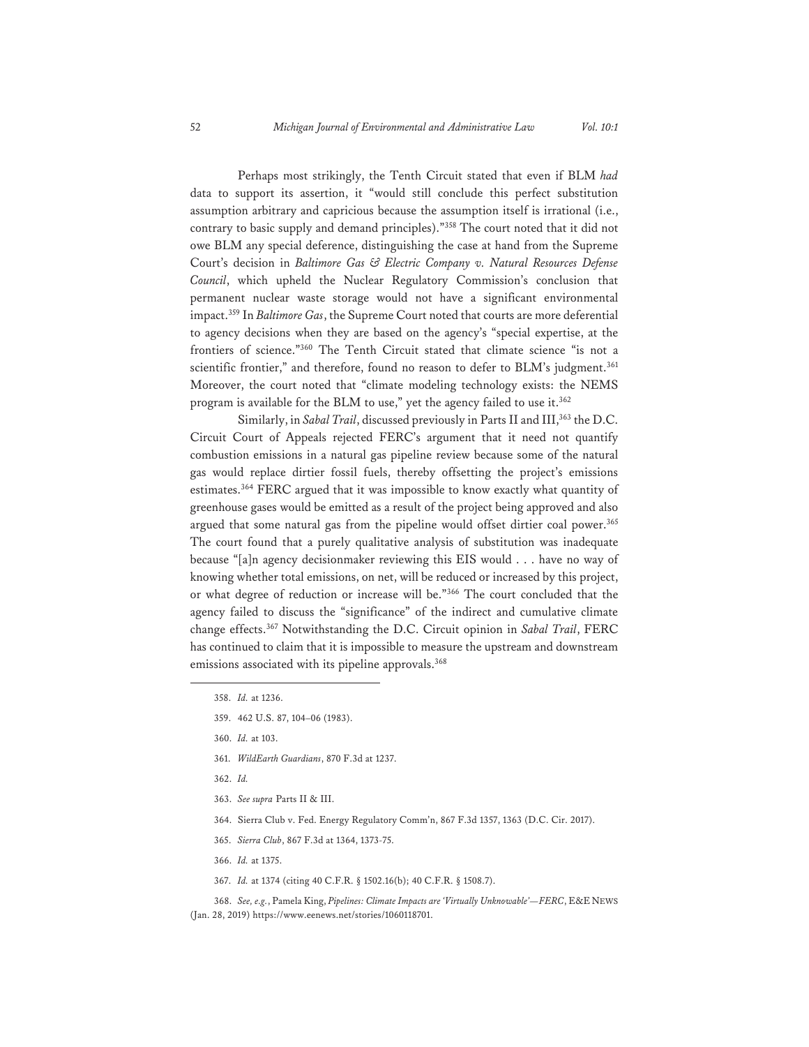Perhaps most strikingly, the Tenth Circuit stated that even if BLM *had* data to support its assertion, it "would still conclude this perfect substitution assumption arbitrary and capricious because the assumption itself is irrational (i.e., contrary to basic supply and demand principles)."[358] The court noted that it did not owe BLM any special deference, distinguishing the case at hand from the Supreme Court's decision in *Baltimore Gas & Electric Company v. Natural Resources Defense Council*, which upheld the Nuclear Regulatory Commission's conclusion that permanent nuclear waste storage would not have a significant environmental impact.[359] In *Baltimore Gas*, the Supreme Court noted that courts are more deferential to agency decisions when they are based on the agency's "special expertise, at the frontiers of science."[360] The Tenth Circuit stated that climate science "is not a scientific frontier," and therefore, found no reason to defer to BLM's judgment.[361] Moreover, the court noted that "climate modeling technology exists: the NEMS program is available for the BLM to use," yet the agency failed to use it.[362]

Similarly, in *Sabal Trail*, discussed previously in Parts II and III,[363] the D.C. Circuit Court of Appeals rejected FERC's argument that it need not quantify combustion emissions in a natural gas pipeline review because some of the natural gas would replace dirtier fossil fuels, thereby offsetting the project's emissions estimates.[364] FERC argued that it was impossible to know exactly what quantity of greenhouse gases would be emitted as a result of the project being approved and also argued that some natural gas from the pipeline would offset dirtier coal power.[365] The court found that a purely qualitative analysis of substitution was inadequate because "[a]n agency decisionmaker reviewing this EIS would . . . have no way of knowing whether total emissions, on net, will be reduced or increased by this project, or what degree of reduction or increase will be."[366] The court concluded that the agency failed to discuss the "significance" of the indirect and cumulative climate change effects.[367] Notwithstanding the D.C. Circuit opinion in *Sabal Trail*, FERC has continued to claim that it is impossible to measure the upstream and downstream emissions associated with its pipeline approvals.[368]

---

358. *Id.* at 1236.

359. 462 U.S. 87, 104–06 (1983).

360. *Id.* at 103.

361. *WildEarth Guardians*, 870 F.3d at 1237.

362. *Id.*

363. *See supra* Parts II & III.

364. Sierra Club v. Fed. Energy Regulatory Comm'n, 867 F.3d 1357, 1363 (D.C. Cir. 2017).

365. *Sierra Club*, 867 F.3d at 1364, 1373-75.

366. *Id.* at 1375.

367. *Id.* at 1374 (citing 40 C.F.R. § 1502.16(b); 40 C.F.R. § 1508.7).

368. *See, e.g.*, Pamela King, *Pipelines: Climate Impacts are 'Virtually Unknowable'—FERC*, E&E NEWS (Jan. 28, 2019) https://www.eenews.net/stories/1060118701.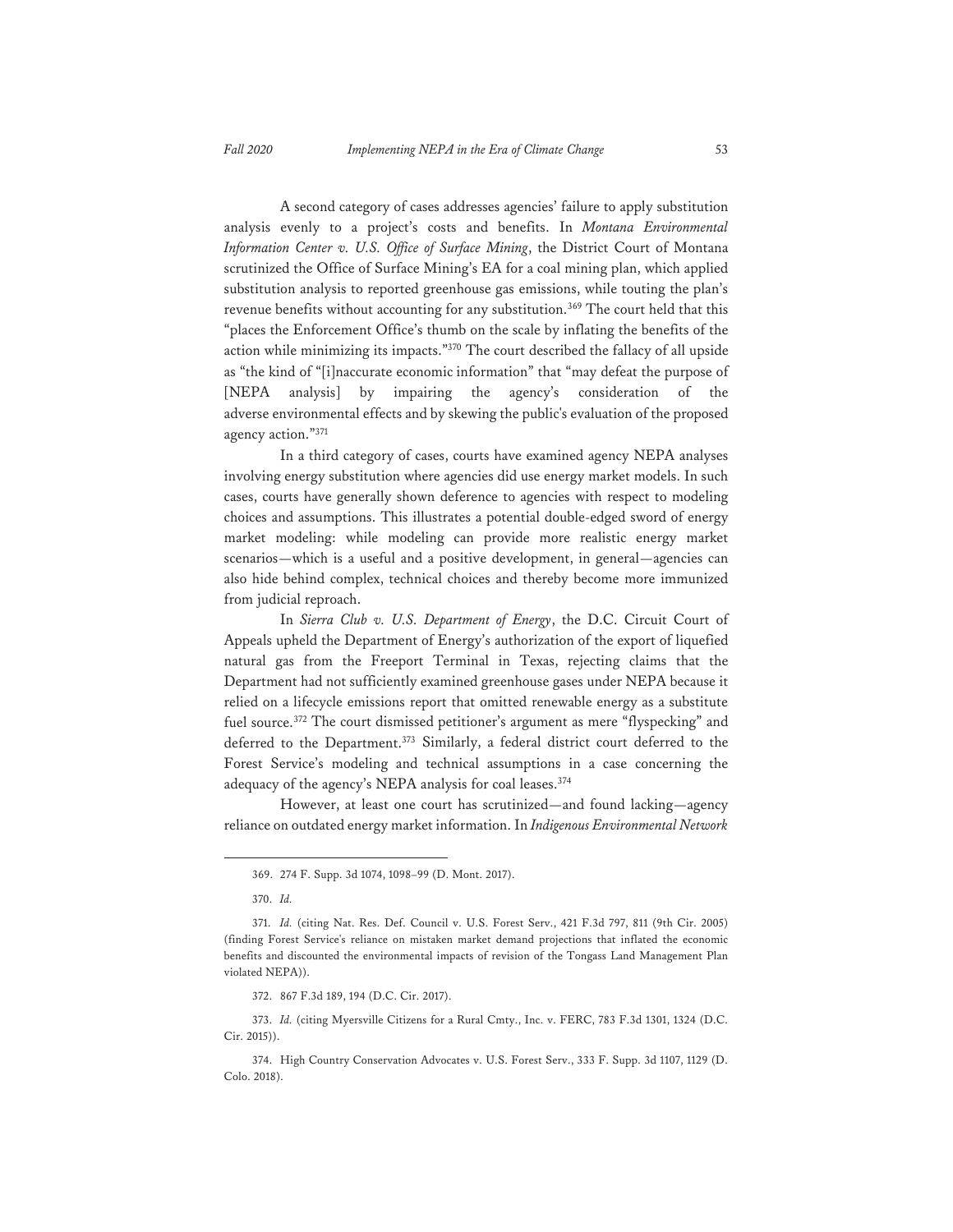A second category of cases addresses agencies' failure to apply substitution analysis evenly to a project's costs and benefits. In *Montana Environmental Information Center v. U.S. Office of Surface Mining*, the District Court of Montana scrutinized the Office of Surface Mining's EA for a coal mining plan, which applied substitution analysis to reported greenhouse gas emissions, while touting the plan's revenue benefits without accounting for any substitution.[369] The court held that this "places the Enforcement Office's thumb on the scale by inflating the benefits of the action while minimizing its impacts."[370] The court described the fallacy of all upside as "the kind of "[i]naccurate economic information" that "may defeat the purpose of [NEPA analysis] by impairing the agency's consideration of the adverse environmental effects and by skewing the public's evaluation of the proposed agency action."[371]

In a third category of cases, courts have examined agency NEPA analyses involving energy substitution where agencies did use energy market models. In such cases, courts have generally shown deference to agencies with respect to modeling choices and assumptions. This illustrates a potential double-edged sword of energy market modeling: while modeling can provide more realistic energy market scenarios—which is a useful and a positive development, in general—agencies can also hide behind complex, technical choices and thereby become more immunized from judicial reproach.

In *Sierra Club v. U.S. Department of Energy*, the D.C. Circuit Court of Appeals upheld the Department of Energy's authorization of the export of liquefied natural gas from the Freeport Terminal in Texas, rejecting claims that the Department had not sufficiently examined greenhouse gases under NEPA because it relied on a lifecycle emissions report that omitted renewable energy as a substitute fuel source.[372] The court dismissed petitioner's argument as mere "flyspecking" and deferred to the Department.[373] Similarly, a federal district court deferred to the Forest Service's modeling and technical assumptions in a case concerning the adequacy of the agency's NEPA analysis for coal leases.[374]

However, at least one court has scrutinized—and found lacking—agency reliance on outdated energy market information. In *Indigenous Environmental Network*

---

369. 274 F. Supp. 3d 1074, 1098–99 (D. Mont. 2017).

370. *Id.*

371. *Id.* (citing Nat. Res. Def. Council v. U.S. Forest Serv., 421 F.3d 797, 811 (9th Cir. 2005) (finding Forest Service's reliance on mistaken market demand projections that inflated the economic benefits and discounted the environmental impacts of revision of the Tongass Land Management Plan violated NEPA)).

372. 867 F.3d 189, 194 (D.C. Cir. 2017).

373. *Id.* (citing Myersville Citizens for a Rural Cmty., Inc. v. FERC, 783 F.3d 1301, 1324 (D.C. Cir. 2015)).

374. High Country Conservation Advocates v. U.S. Forest Serv., 333 F. Supp. 3d 1107, 1129 (D. Colo. 2018).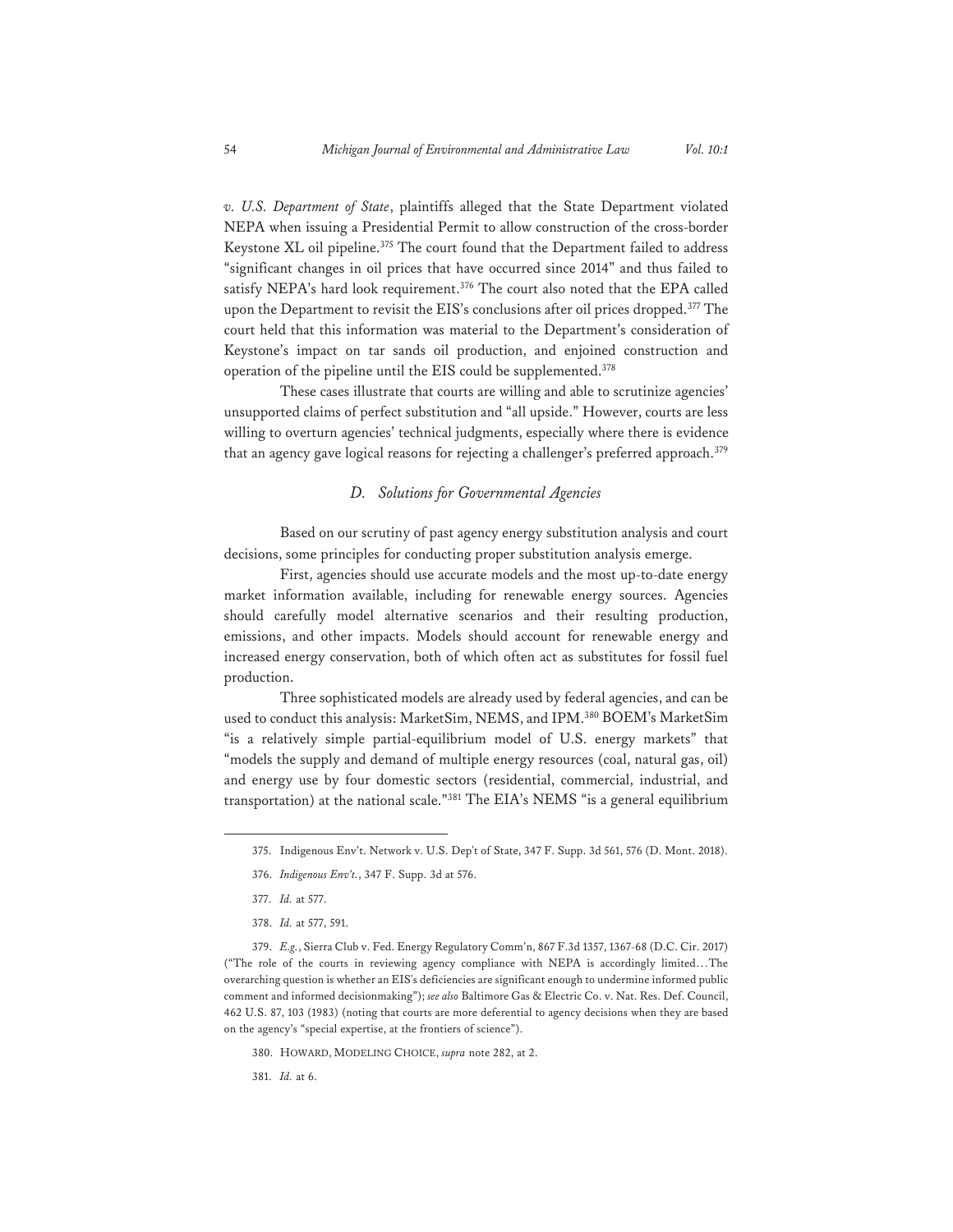*v. U.S. Department of State*, plaintiffs alleged that the State Department violated NEPA when issuing a Presidential Permit to allow construction of the cross-border Keystone XL oil pipeline.[375] The court found that the Department failed to address "significant changes in oil prices that have occurred since 2014" and thus failed to satisfy NEPA's hard look requirement.[376] The court also noted that the EPA called upon the Department to revisit the EIS's conclusions after oil prices dropped.[377] The court held that this information was material to the Department's consideration of Keystone's impact on tar sands oil production, and enjoined construction and operation of the pipeline until the EIS could be supplemented.[378]

These cases illustrate that courts are willing and able to scrutinize agencies' unsupported claims of perfect substitution and "all upside." However, courts are less willing to overturn agencies' technical judgments, especially where there is evidence that an agency gave logical reasons for rejecting a challenger's preferred approach.[379]

### *D. Solutions for Governmental Agencies*

Based on our scrutiny of past agency energy substitution analysis and court decisions, some principles for conducting proper substitution analysis emerge.

First, agencies should use accurate models and the most up-to-date energy market information available, including for renewable energy sources. Agencies should carefully model alternative scenarios and their resulting production, emissions, and other impacts. Models should account for renewable energy and increased energy conservation, both of which often act as substitutes for fossil fuel production.

Three sophisticated models are already used by federal agencies, and can be used to conduct this analysis: MarketSim, NEMS, and IPM.[380] BOEM's MarketSim "is a relatively simple partial-equilibrium model of U.S. energy markets" that "models the supply and demand of multiple energy resources (coal, natural gas, oil) and energy use by four domestic sectors (residential, commercial, industrial, and transportation) at the national scale."[381] The EIA's NEMS "is a general equilibrium

---

375. Indigenous Env't. Network v. U.S. Dep't of State, 347 F. Supp. 3d 561, 576 (D. Mont. 2018).

376. *Indigenous Env't.*, 347 F. Supp. 3d at 576.

377. *Id.* at 577.

378. *Id.* at 577, 591.

379. *E.g.*, Sierra Club v. Fed. Energy Regulatory Comm'n, 867 F.3d 1357, 1367-68 (D.C. Cir. 2017) ("The role of the courts in reviewing agency compliance with NEPA is accordingly limited…The overarching question is whether an EIS's deficiencies are significant enough to undermine informed public comment and informed decisionmaking"); *see also* Baltimore Gas & Electric Co. v. Nat. Res. Def. Council, 462 U.S. 87, 103 (1983) (noting that courts are more deferential to agency decisions when they are based on the agency's "special expertise, at the frontiers of science").

380. HOWARD, MODELING CHOICE, *supra* note 282, at 2.

381. *Id.* at 6.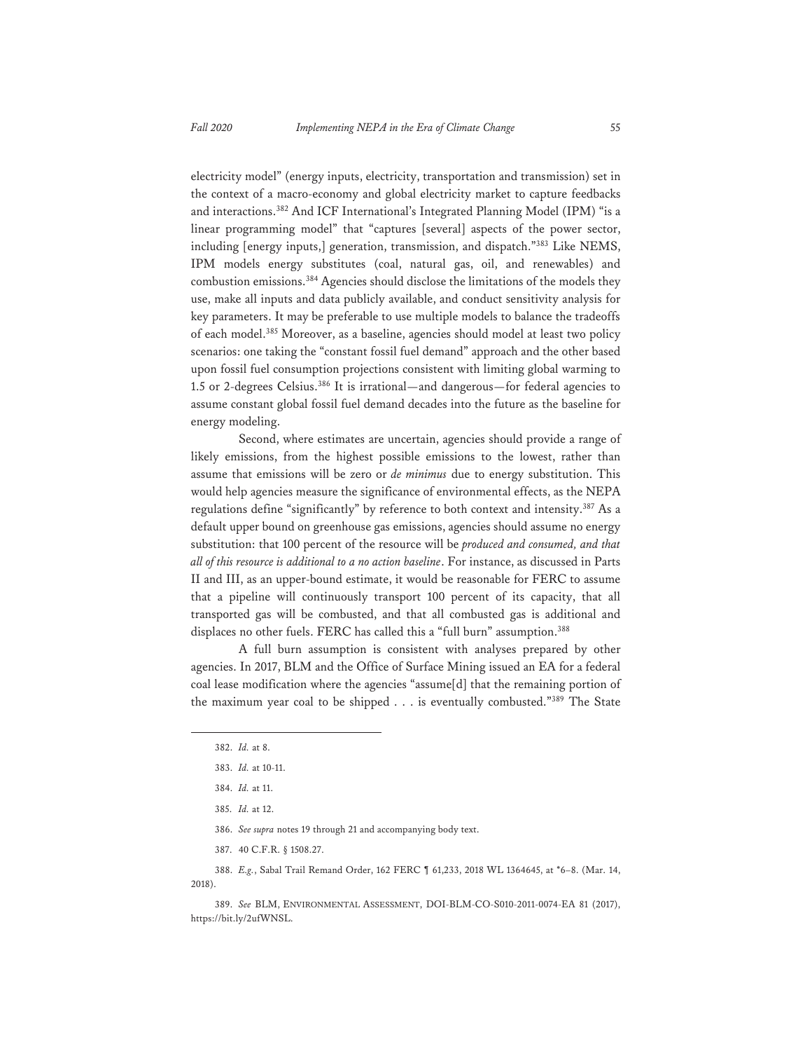electricity model" (energy inputs, electricity, transportation and transmission) set in the context of a macro-economy and global electricity market to capture feedbacks and interactions.[382] And ICF International's Integrated Planning Model (IPM) "is a linear programming model" that "captures [several] aspects of the power sector, including [energy inputs,] generation, transmission, and dispatch."[383] Like NEMS, IPM models energy substitutes (coal, natural gas, oil, and renewables) and combustion emissions.[384] Agencies should disclose the limitations of the models they use, make all inputs and data publicly available, and conduct sensitivity analysis for key parameters. It may be preferable to use multiple models to balance the tradeoffs of each model.[385] Moreover, as a baseline, agencies should model at least two policy scenarios: one taking the "constant fossil fuel demand" approach and the other based upon fossil fuel consumption projections consistent with limiting global warming to 1.5 or 2-degrees Celsius.[386] It is irrational—and dangerous—for federal agencies to assume constant global fossil fuel demand decades into the future as the baseline for energy modeling.

Second, where estimates are uncertain, agencies should provide a range of likely emissions, from the highest possible emissions to the lowest, rather than assume that emissions will be zero or *de minimus* due to energy substitution. This would help agencies measure the significance of environmental effects, as the NEPA regulations define "significantly" by reference to both context and intensity.[387] As a default upper bound on greenhouse gas emissions, agencies should assume no energy substitution: that 100 percent of the resource will be *produced and consumed, and that all of this resource is additional to a no action baseline*. For instance, as discussed in Parts II and III, as an upper-bound estimate, it would be reasonable for FERC to assume that a pipeline will continuously transport 100 percent of its capacity, that all transported gas will be combusted, and that all combusted gas is additional and displaces no other fuels. FERC has called this a "full burn" assumption.[388]

A full burn assumption is consistent with analyses prepared by other agencies. In 2017, BLM and the Office of Surface Mining issued an EA for a federal coal lease modification where the agencies "assume[d] that the remaining portion of the maximum year coal to be shipped . . . is eventually combusted."[389] The State

---

382. *Id.* at 8.

383. *Id.* at 10-11.

384. *Id.* at 11.

385. *Id.* at 12.

386. *See supra* notes 19 through 21 and accompanying body text.

387. 40 C.F.R. § 1508.27.

388. *E.g.*, Sabal Trail Remand Order, 162 FERC ¶ 61,233, 2018 WL 1364645, at *6–8. (Mar. 14, 2018).

389. *See* BLM, ENVIRONMENTAL ASSESSMENT, DOI-BLM-CO-S010-2011-0074-EA 81 (2017), https://bit.ly/2ufWNSL.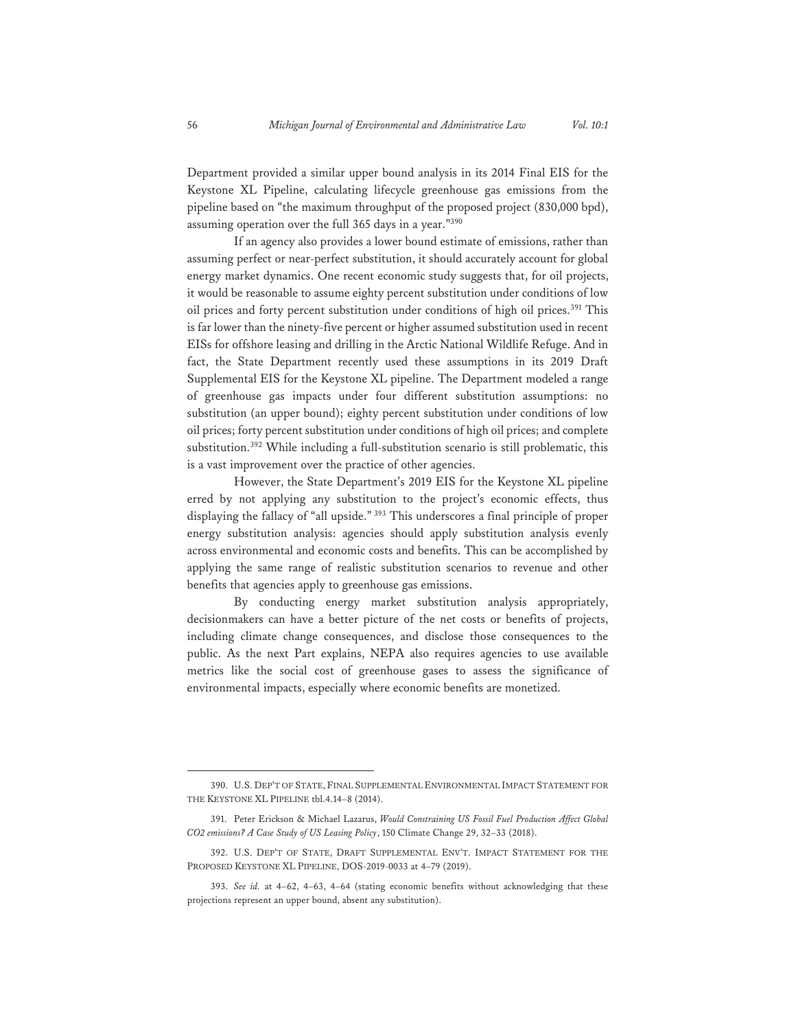Department provided a similar upper bound analysis in its 2014 Final EIS for the Keystone XL Pipeline, calculating lifecycle greenhouse gas emissions from the pipeline based on "the maximum throughput of the proposed project (830,000 bpd), assuming operation over the full 365 days in a year."[390]

If an agency also provides a lower bound estimate of emissions, rather than assuming perfect or near-perfect substitution, it should accurately account for global energy market dynamics. One recent economic study suggests that, for oil projects, it would be reasonable to assume eighty percent substitution under conditions of low oil prices and forty percent substitution under conditions of high oil prices.[391] This is far lower than the ninety-five percent or higher assumed substitution used in recent EISs for offshore leasing and drilling in the Arctic National Wildlife Refuge. And in fact, the State Department recently used these assumptions in its 2019 Draft Supplemental EIS for the Keystone XL pipeline. The Department modeled a range of greenhouse gas impacts under four different substitution assumptions: no substitution (an upper bound); eighty percent substitution under conditions of low oil prices; forty percent substitution under conditions of high oil prices; and complete substitution.[392] While including a full-substitution scenario is still problematic, this is a vast improvement over the practice of other agencies.

However, the State Department's 2019 EIS for the Keystone XL pipeline erred by not applying any substitution to the project's economic effects, thus displaying the fallacy of "all upside." [393] This underscores a final principle of proper energy substitution analysis: agencies should apply substitution analysis evenly across environmental and economic costs and benefits. This can be accomplished by applying the same range of realistic substitution scenarios to revenue and other benefits that agencies apply to greenhouse gas emissions.

By conducting energy market substitution analysis appropriately, decisionmakers can have a better picture of the net costs or benefits of projects, including climate change consequences, and disclose those consequences to the public. As the next Part explains, NEPA also requires agencies to use available metrics like the social cost of greenhouse gases to assess the significance of environmental impacts, especially where economic benefits are monetized.

---

390. U.S. DEP'T OF STATE, FINAL SUPPLEMENTAL ENVIRONMENTAL IMPACT STATEMENT FOR THE KEYSTONE XL PIPELINE tbl.4.14–8 (2014).

391. Peter Erickson & Michael Lazarus, *Would Constraining US Fossil Fuel Production Affect Global CO2 emissions? A Case Study of US Leasing Policy*, 150 Climate Change 29, 32–33 (2018).

392. U.S. DEP'T OF STATE, DRAFT SUPPLEMENTAL ENV'T. IMPACT STATEMENT FOR THE PROPOSED KEYSTONE XL PIPELINE, DOS-2019-0033 at 4–79 (2019).

393. *See id.* at 4–62, 4–63, 4–64 (stating economic benefits without acknowledging that these projections represent an upper bound, absent any substitution).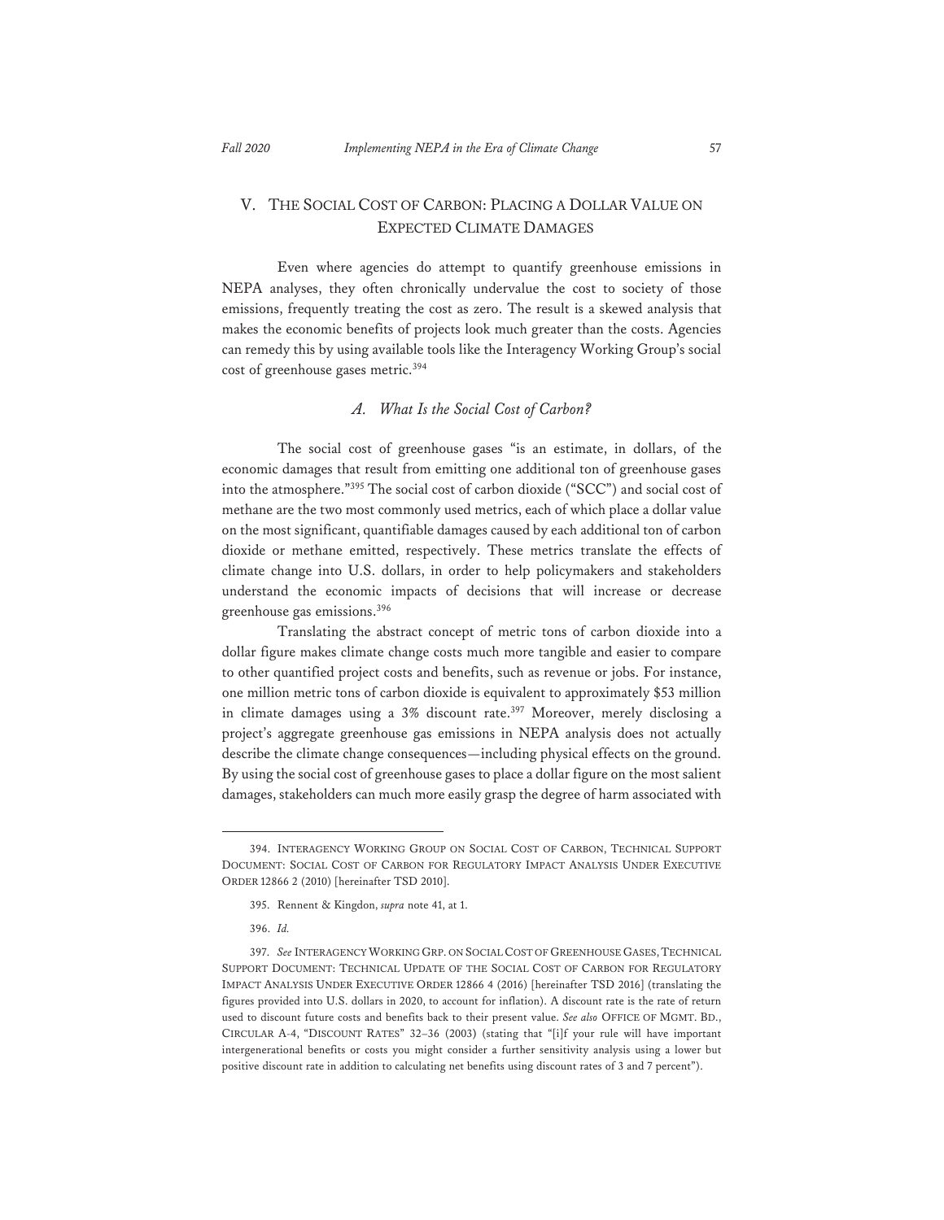## V. THE SOCIAL COST OF CARBON: PLACING A DOLLAR VALUE ON EXPECTED CLIMATE DAMAGES

Even where agencies do attempt to quantify greenhouse emissions in NEPA analyses, they often chronically undervalue the cost to society of those emissions, frequently treating the cost as zero. The result is a skewed analysis that makes the economic benefits of projects look much greater than the costs. Agencies can remedy this by using available tools like the Interagency Working Group's social cost of greenhouse gases metric.[394]

### *A. What Is the Social Cost of Carbon?*

The social cost of greenhouse gases "is an estimate, in dollars, of the economic damages that result from emitting one additional ton of greenhouse gases into the atmosphere."[395] The social cost of carbon dioxide ("SCC") and social cost of methane are the two most commonly used metrics, each of which place a dollar value on the most significant, quantifiable damages caused by each additional ton of carbon dioxide or methane emitted, respectively. These metrics translate the effects of climate change into U.S. dollars, in order to help policymakers and stakeholders understand the economic impacts of decisions that will increase or decrease greenhouse gas emissions.[396]

Translating the abstract concept of metric tons of carbon dioxide into a dollar figure makes climate change costs much more tangible and easier to compare to other quantified project costs and benefits, such as revenue or jobs. For instance, one million metric tons of carbon dioxide is equivalent to approximately $53 million in climate damages using a 3% discount rate.[397] Moreover, merely disclosing a project's aggregate greenhouse gas emissions in NEPA analysis does not actually describe the climate change consequences—including physical effects on the ground. By using the social cost of greenhouse gases to place a dollar figure on the most salient damages, stakeholders can much more easily grasp the degree of harm associated with

---

394. INTERAGENCY WORKING GROUP ON SOCIAL COST OF CARBON, TECHNICAL SUPPORT DOCUMENT: SOCIAL COST OF CARBON FOR REGULATORY IMPACT ANALYSIS UNDER EXECUTIVE ORDER 12866 2 (2010) [hereinafter TSD 2010].

395. Rennent & Kingdon, *supra* note 41, at 1.

396. *Id.*

397. *See* INTERAGENCY WORKING GRP. ON SOCIAL COST OF GREENHOUSE GASES, TECHNICAL SUPPORT DOCUMENT: TECHNICAL UPDATE OF THE SOCIAL COST OF CARBON FOR REGULATORY IMPACT ANALYSIS UNDER EXECUTIVE ORDER 12866 4 (2016) [hereinafter TSD 2016] (translating the figures provided into U.S. dollars in 2020, to account for inflation). A discount rate is the rate of return used to discount future costs and benefits back to their present value. *See also* OFFICE OF MGMT. BD., CIRCULAR A-4, "DISCOUNT RATES" 32–36 (2003) (stating that "[i]f your rule will have important intergenerational benefits or costs you might consider a further sensitivity analysis using a lower but positive discount rate in addition to calculating net benefits using discount rates of 3 and 7 percent").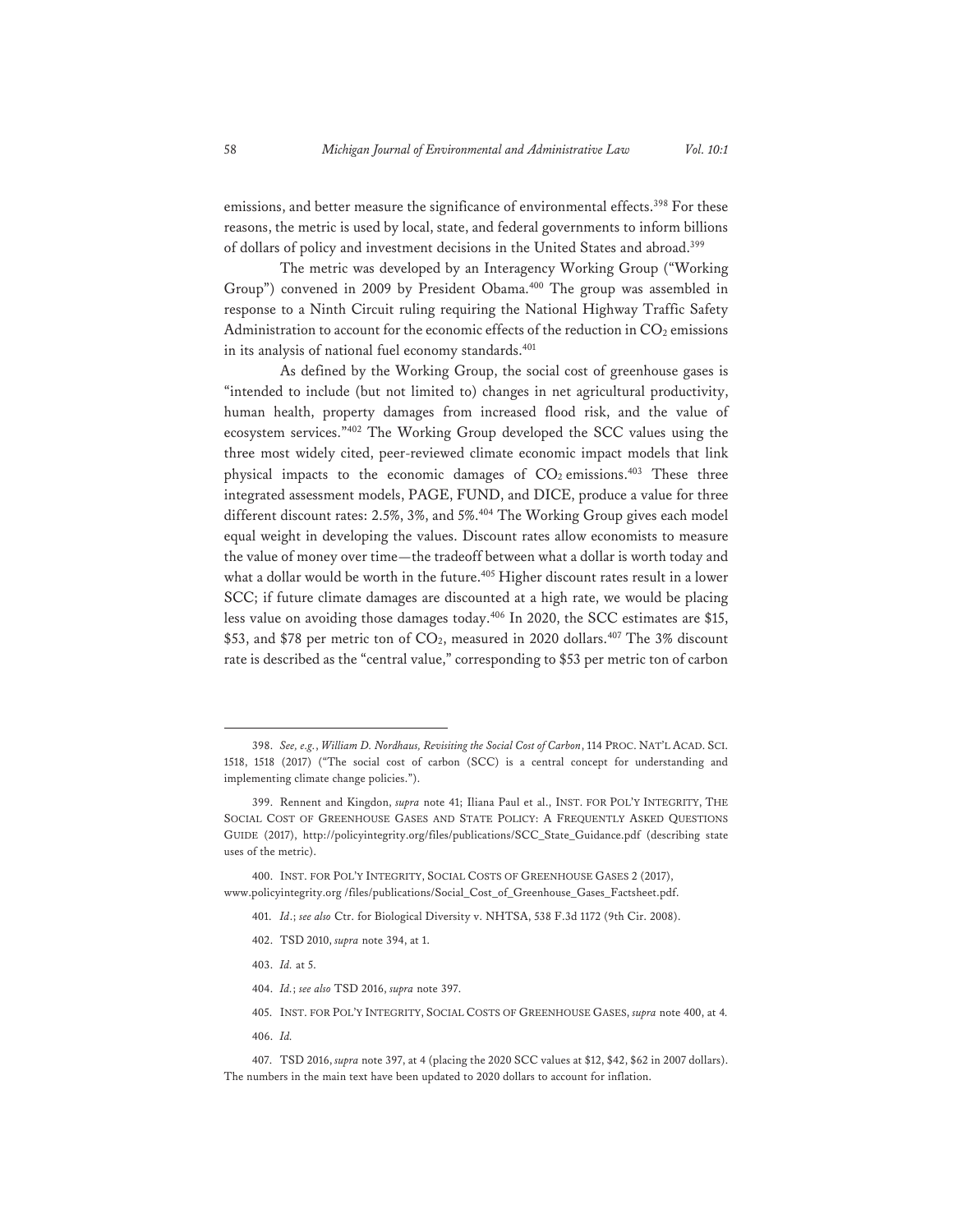emissions, and better measure the significance of environmental effects.[398] For these reasons, the metric is used by local, state, and federal governments to inform billions of dollars of policy and investment decisions in the United States and abroad.[399]

The metric was developed by an Interagency Working Group ("Working Group") convened in 2009 by President Obama.[400] The group was assembled in response to a Ninth Circuit ruling requiring the National Highway Traffic Safety Administration to account for the economic effects of the reduction in $CO_2$ emissions in its analysis of national fuel economy standards.[401]

As defined by the Working Group, the social cost of greenhouse gases is "intended to include (but not limited to) changes in net agricultural productivity, human health, property damages from increased flood risk, and the value of ecosystem services."[402] The Working Group developed the SCC values using the three most widely cited, peer-reviewed climate economic impact models that link physical impacts to the economic damages of $CO_2$ emissions.[403] These three integrated assessment models, PAGE, FUND, and DICE, produce a value for three different discount rates: 2.5%, 3%, and 5%.[404] The Working Group gives each model equal weight in developing the values. Discount rates allow economists to measure the value of money over time—the tradeoff between what a dollar is worth today and what a dollar would be worth in the future.[405] Higher discount rates result in a lower SCC; if future climate damages are discounted at a high rate, we would be placing less value on avoiding those damages today.[406] In 2020, the SCC estimates are $15, $53, and $78 per metric ton of $CO_2$, measured in 2020 dollars.[407] The 3% discount rate is described as the "central value," corresponding to $53 per metric ton of carbon

---

398. *See, e.g.*, *William D. Nordhaus, Revisiting the Social Cost of Carbon*, 114 PROC. NAT'L ACAD. SCI. 1518, 1518 (2017) ("The social cost of carbon (SCC) is a central concept for understanding and implementing climate change policies.").

399. Rennent and Kingdon, *supra* note 41; Iliana Paul et al., INST. FOR POL'Y INTEGRITY, THE SOCIAL COST OF GREENHOUSE GASES AND STATE POLICY: A FREQUENTLY ASKED QUESTIONS GUIDE (2017), http://policyintegrity.org/files/publications/SCC_State_Guidance.pdf (describing state uses of the metric).

400. INST. FOR POL'Y INTEGRITY, SOCIAL COSTS OF GREENHOUSE GASES 2 (2017), www.policyintegrity.org /files/publications/Social_Cost_of_Greenhouse_Gases_Factsheet.pdf.

401. *Id.*; *see also* Ctr. for Biological Diversity v. NHTSA, 538 F.3d 1172 (9th Cir. 2008).

402. TSD 2010, *supra* note 394, at 1.

403. *Id.* at 5.

404. *Id.*; *see also* TSD 2016, *supra* note 397.

405. INST. FOR POL'Y INTEGRITY, SOCIAL COSTS OF GREENHOUSE GASES, *supra* note 400, at 4.

406. *Id.*

407. TSD 2016, *supra* note 397, at 4 (placing the 2020 SCC values at $12, $42, $62 in 2007 dollars). The numbers in the main text have been updated to 2020 dollars to account for inflation.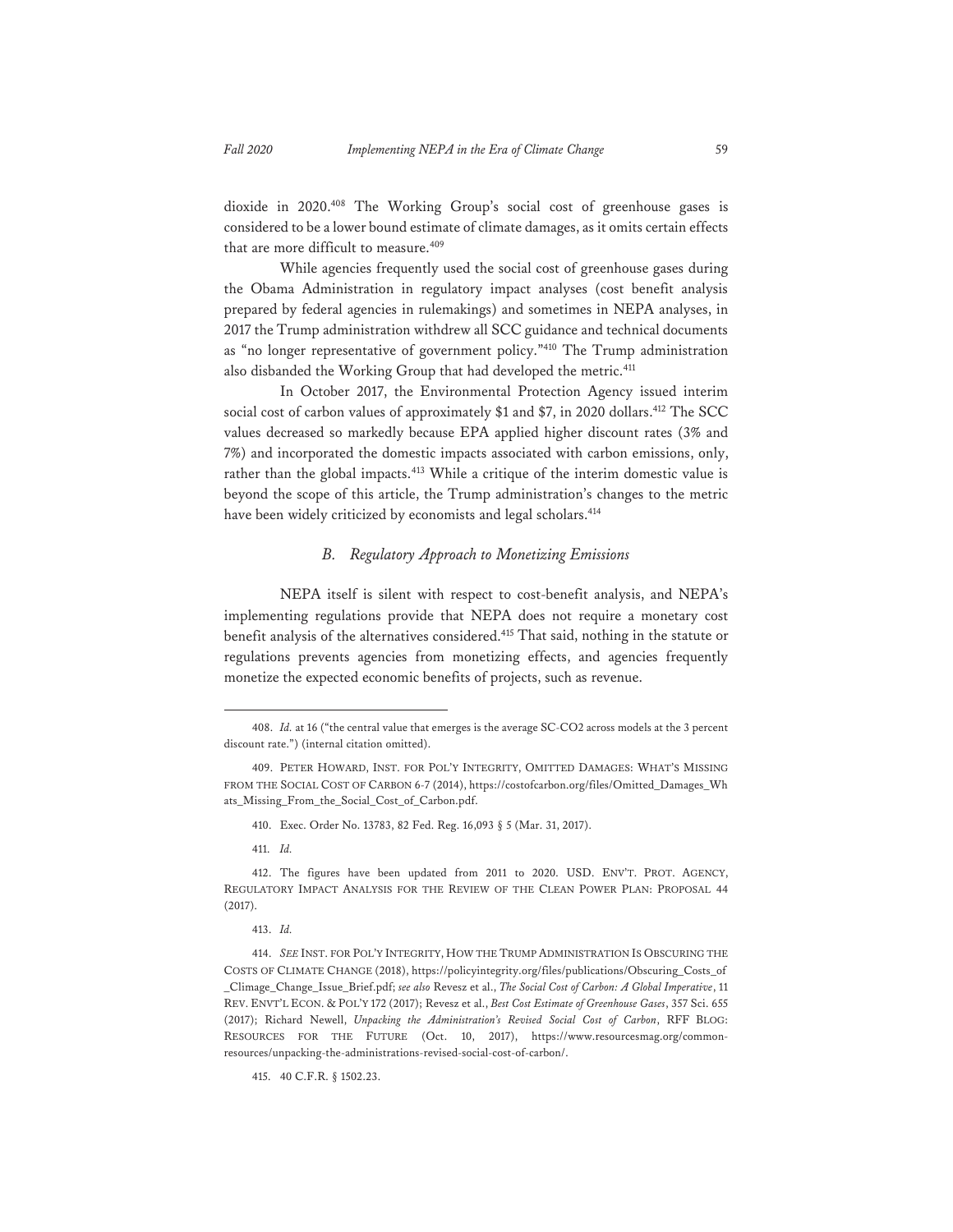dioxide in 2020.[408] The Working Group's social cost of greenhouse gases is considered to be a lower bound estimate of climate damages, as it omits certain effects that are more difficult to measure.[409]

While agencies frequently used the social cost of greenhouse gases during the Obama Administration in regulatory impact analyses (cost benefit analysis prepared by federal agencies in rulemakings) and sometimes in NEPA analyses, in 2017 the Trump administration withdrew all SCC guidance and technical documents as "no longer representative of government policy."[410] The Trump administration also disbanded the Working Group that had developed the metric.[411]

In October 2017, the Environmental Protection Agency issued interim social cost of carbon values of approximately $1 and $7, in 2020 dollars.[412] The SCC values decreased so markedly because EPA applied higher discount rates (3% and 7%) and incorporated the domestic impacts associated with carbon emissions, only, rather than the global impacts.[413] While a critique of the interim domestic value is beyond the scope of this article, the Trump administration's changes to the metric have been widely criticized by economists and legal scholars.[414]

### *B. Regulatory Approach to Monetizing Emissions*

NEPA itself is silent with respect to cost-benefit analysis, and NEPA's implementing regulations provide that NEPA does not require a monetary cost benefit analysis of the alternatives considered.[415] That said, nothing in the statute or regulations prevents agencies from monetizing effects, and agencies frequently monetize the expected economic benefits of projects, such as revenue.

---

408. *Id.* at 16 ("the central value that emerges is the average SC-CO2 across models at the 3 percent discount rate.") (internal citation omitted).

409. PETER HOWARD, INST. FOR POL'Y INTEGRITY, OMITTED DAMAGES: WHAT'S MISSING FROM THE SOCIAL COST OF CARBON 6-7 (2014), https://costofcarbon.org/files/Omitted_Damages_Whats_Missing_From_the_Social_Cost_of_Carbon.pdf.

410. Exec. Order No. 13783, 82 Fed. Reg. 16,093 § 5 (Mar. 31, 2017).

411. *Id.*

412. The figures have been updated from 2011 to 2020. USD. ENV'T. PROT. AGENCY, REGULATORY IMPACT ANALYSIS FOR THE REVIEW OF THE CLEAN POWER PLAN: PROPOSAL 44 (2017).

413. *Id.*

414. *SEE* INST. FOR POL'Y INTEGRITY, HOW THE TRUMP ADMINISTRATION IS OBSCURING THE COSTS OF CLIMATE CHANGE (2018), https://policyintegrity.org/files/publications/Obscuring_Costs_of_Climage_Change_Issue_Brief.pdf; *see also* Revesz et al., *The Social Cost of Carbon: A Global Imperative*, 11 REV. ENVT'L ECON. & POL'Y 172 (2017); Revesz et al., *Best Cost Estimate of Greenhouse Gases*, 357 Sci. 655 (2017); Richard Newell, *Unpacking the Administration's Revised Social Cost of Carbon*, RFF BLOG: RESOURCES FOR THE FUTURE (Oct. 10, 2017), https://www.resourcesmag.org/common-resources/unpacking-the-administrations-revised-social-cost-of-carbon/.

415. 40 C.F.R. § 1502.23.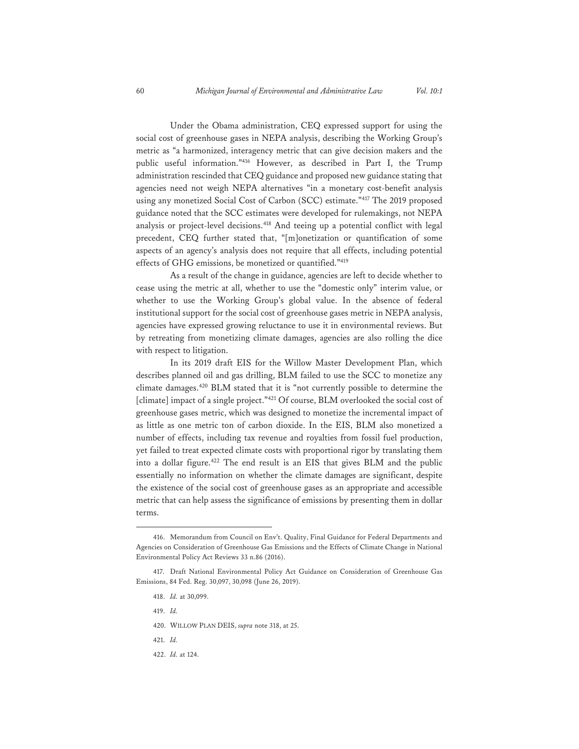Under the Obama administration, CEQ expressed support for using the social cost of greenhouse gases in NEPA analysis, describing the Working Group's metric as "a harmonized, interagency metric that can give decision makers and the public useful information."[416] However, as described in Part I, the Trump administration rescinded that CEQ guidance and proposed new guidance stating that agencies need not weigh NEPA alternatives "in a monetary cost-benefit analysis using any monetized Social Cost of Carbon (SCC) estimate."[417] The 2019 proposed guidance noted that the SCC estimates were developed for rulemakings, not NEPA analysis or project-level decisions.[418] And teeing up a potential conflict with legal precedent, CEQ further stated that, "[m]onetization or quantification of some aspects of an agency's analysis does not require that all effects, including potential effects of GHG emissions, be monetized or quantified."[419]

As a result of the change in guidance, agencies are left to decide whether to cease using the metric at all, whether to use the "domestic only" interim value, or whether to use the Working Group's global value. In the absence of federal institutional support for the social cost of greenhouse gases metric in NEPA analysis, agencies have expressed growing reluctance to use it in environmental reviews. But by retreating from monetizing climate damages, agencies are also rolling the dice with respect to litigation.

In its 2019 draft EIS for the Willow Master Development Plan, which describes planned oil and gas drilling, BLM failed to use the SCC to monetize any climate damages.[420] BLM stated that it is "not currently possible to determine the [climate] impact of a single project."[421] Of course, BLM overlooked the social cost of greenhouse gases metric, which was designed to monetize the incremental impact of as little as one metric ton of carbon dioxide. In the EIS, BLM also monetized a number of effects, including tax revenue and royalties from fossil fuel production, yet failed to treat expected climate costs with proportional rigor by translating them into a dollar figure.[422] The end result is an EIS that gives BLM and the public essentially no information on whether the climate damages are significant, despite the existence of the social cost of greenhouse gases as an appropriate and accessible metric that can help assess the significance of emissions by presenting them in dollar terms.

---

416. Memorandum from Council on Env't. Quality, Final Guidance for Federal Departments and Agencies on Consideration of Greenhouse Gas Emissions and the Effects of Climate Change in National Environmental Policy Act Reviews 33 n.86 (2016).

417. Draft National Environmental Policy Act Guidance on Consideration of Greenhouse Gas Emissions, 84 Fed. Reg. 30,097, 30,098 (June 26, 2019).

418. *Id.* at 30,099.

419. *Id.*

420. WILLOW PLAN DEIS, *supra* note 318, at 25.

421. *Id.*

422. *Id.* at 124.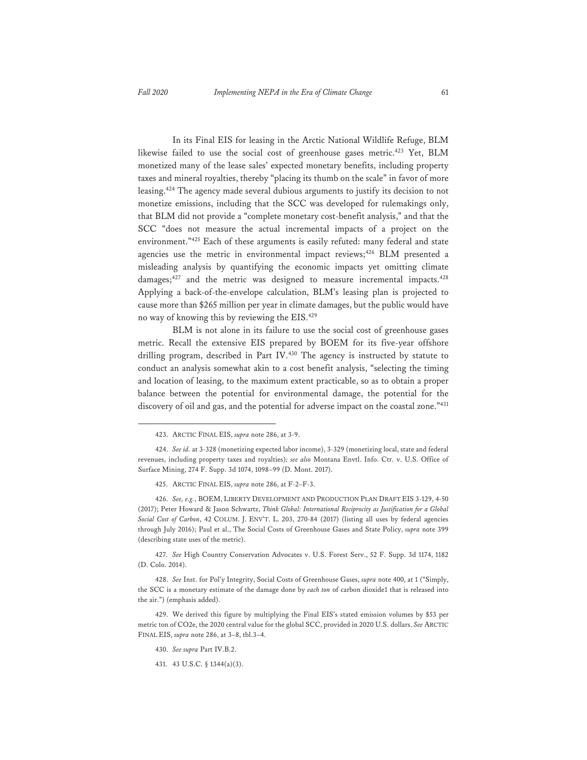In its Final EIS for leasing in the Arctic National Wildlife Refuge, BLM likewise failed to use the social cost of greenhouse gases metric.[423] Yet, BLM monetized many of the lease sales' expected monetary benefits, including property taxes and mineral royalties, thereby "placing its thumb on the scale" in favor of more leasing.[424] The agency made several dubious arguments to justify its decision to not monetize emissions, including that the SCC was developed for rulemakings only, that BLM did not provide a "complete monetary cost-benefit analysis," and that the SCC "does not measure the actual incremental impacts of a project on the environment."[425] Each of these arguments is easily refuted: many federal and state agencies use the metric in environmental impact reviews;[426] BLM presented a misleading analysis by quantifying the economic impacts yet omitting climate damages;[427] and the metric was designed to measure incremental impacts.[428] Applying a back-of-the-envelope calculation, BLM's leasing plan is projected to cause more than $265 million per year in climate damages, but the public would have no way of knowing this by reviewing the EIS.[429]

BLM is not alone in its failure to use the social cost of greenhouse gases metric. Recall the extensive EIS prepared by BOEM for its five-year offshore drilling program, described in Part IV.[430] The agency is instructed by statute to conduct an analysis somewhat akin to a cost benefit analysis, "selecting the timing and location of leasing, to the maximum extent practicable, so as to obtain a proper balance between the potential for environmental damage, the potential for the discovery of oil and gas, and the potential for adverse impact on the coastal zone."[431]

---

423. ARCTIC FINAL EIS, *supra* note 286, at 3-9.

424. *See id.* at 3-328 (monetizing expected labor income), 3-329 (monetizing local, state and federal revenues, including property taxes and royalties); *see also* Montana Envtl. Info. Ctr. v. U.S. Office of Surface Mining, 274 F. Supp. 3d 1074, 1098–99 (D. Mont. 2017).

425. ARCTIC FINAL EIS, *supra* note 286, at F-2–F-3.

426. *See, e.g.*, BOEM, LIBERTY DEVELOPMENT AND PRODUCTION PLAN DRAFT EIS 3-129, 4-50 (2017); Peter Howard & Jason Schwartz, *Think Global: International Reciprocity as Justification for a Global Social Cost of Carbon*, 42 COLUM. J. ENV'T. L. 203, 270-84 (2017) (listing all uses by federal agencies through July 2016); Paul et al., The Social Costs of Greenhouse Gases and State Policy, *supra* note 399 (describing state uses of the metric).

427. *See* High Country Conservation Advocates v. U.S. Forest Serv., 52 F. Supp. 3d 1174, 1182 (D. Colo. 2014).

428. *See* Inst. for Pol'y Integrity, Social Costs of Greenhouse Gases, *supra* note 400, at 1 ("Simply, the SCC is a monetary estimate of the damage done by *each ton* of carbon dioxide1 that is released into the air.") (emphasis added).

429. We derived this figure by multiplying the Final EIS's stated emission volumes by $53 per metric ton of CO2e, the 2020 central value for the global SCC, provided in 2020 U.S. dollars. *See* ARCTIC FINAL EIS, *supra* note 286, at 3–8, tbl.3–4.

430. *See supra* Part IV.B.2.

431. 43 U.S.C. § 1344(a)(3).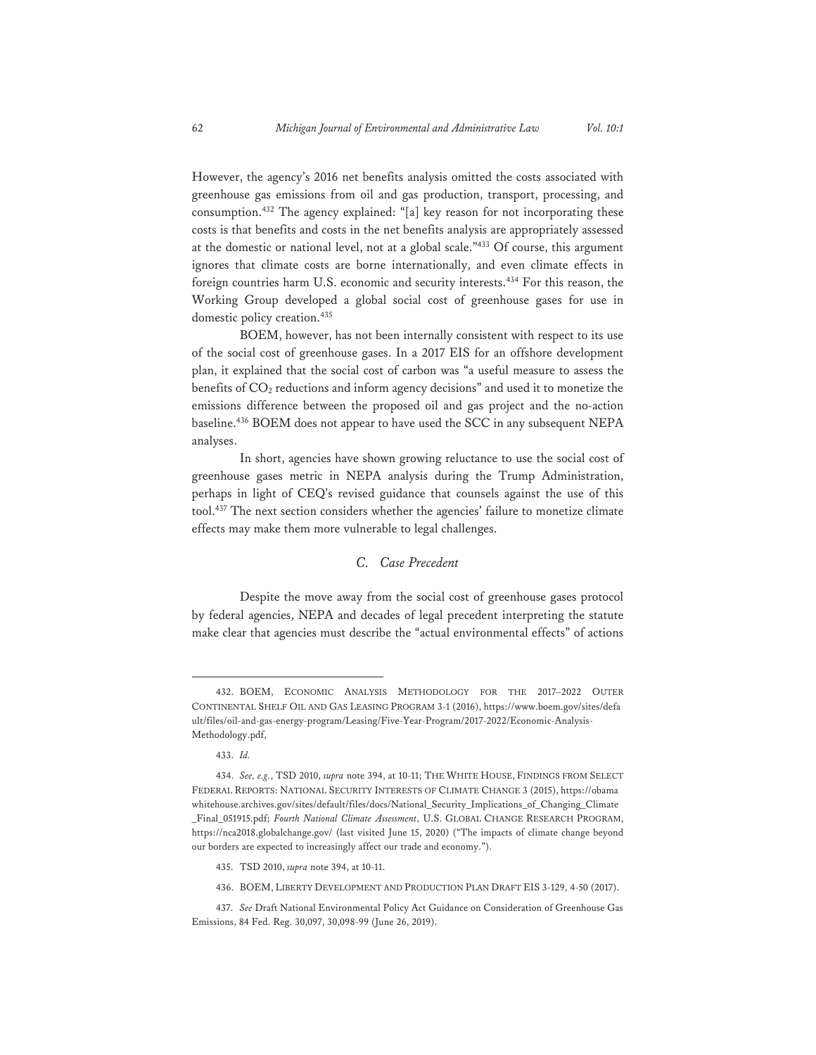However, the agency's 2016 net benefits analysis omitted the costs associated with greenhouse gas emissions from oil and gas production, transport, processing, and consumption.[432] The agency explained: "[a] key reason for not incorporating these costs is that benefits and costs in the net benefits analysis are appropriately assessed at the domestic or national level, not at a global scale."[433] Of course, this argument ignores that climate costs are borne internationally, and even climate effects in foreign countries harm U.S. economic and security interests.[434] For this reason, the Working Group developed a global social cost of greenhouse gases for use in domestic policy creation.[435]

BOEM, however, has not been internally consistent with respect to its use of the social cost of greenhouse gases. In a 2017 EIS for an offshore development plan, it explained that the social cost of carbon was "a useful measure to assess the benefits of $CO_2$ reductions and inform agency decisions" and used it to monetize the emissions difference between the proposed oil and gas project and the no-action baseline.[436] BOEM does not appear to have used the SCC in any subsequent NEPA analyses.

In short, agencies have shown growing reluctance to use the social cost of greenhouse gases metric in NEPA analysis during the Trump Administration, perhaps in light of CEQ's revised guidance that counsels against the use of this tool.[437] The next section considers whether the agencies' failure to monetize climate effects may make them more vulnerable to legal challenges.

### *C. Case Precedent*

Despite the move away from the social cost of greenhouse gases protocol by federal agencies, NEPA and decades of legal precedent interpreting the statute make clear that agencies must describe the "actual environmental effects" of actions

---

432. BOEM, ECONOMIC ANALYSIS METHODOLOGY FOR THE 2017–2022 OUTER CONTINENTAL SHELF OIL AND GAS LEASING PROGRAM 3-1 (2016), https://www.boem.gov/sites/default/files/oil-and-gas-energy-program/Leasing/Five-Year-Program/2017-2022/Economic-Analysis-Methodology.pdf,

433. *Id.*

434. *See, e.g.*, TSD 2010, *supra* note 394, at 10-11; THE WHITE HOUSE, FINDINGS FROM SELECT FEDERAL REPORTS: NATIONAL SECURITY INTERESTS OF CLIMATE CHANGE 3 (2015), https://obamawhitehouse.archives.gov/sites/default/files/docs/National_Security_Implications_of_Changing_Climate_Final_051915.pdf; *Fourth National Climate Assessment*, U.S. GLOBAL CHANGE RESEARCH PROGRAM, https://nca2018.globalchange.gov/ (last visited June 15, 2020) ("The impacts of climate change beyond our borders are expected to increasingly affect our trade and economy.").

435. TSD 2010, *supra* note 394, at 10-11.

436. BOEM, LIBERTY DEVELOPMENT AND PRODUCTION PLAN DRAFT EIS 3-129, 4-50 (2017).

437. *See* Draft National Environmental Policy Act Guidance on Consideration of Greenhouse Gas Emissions, 84 Fed. Reg. 30,097, 30,098-99 (June 26, 2019).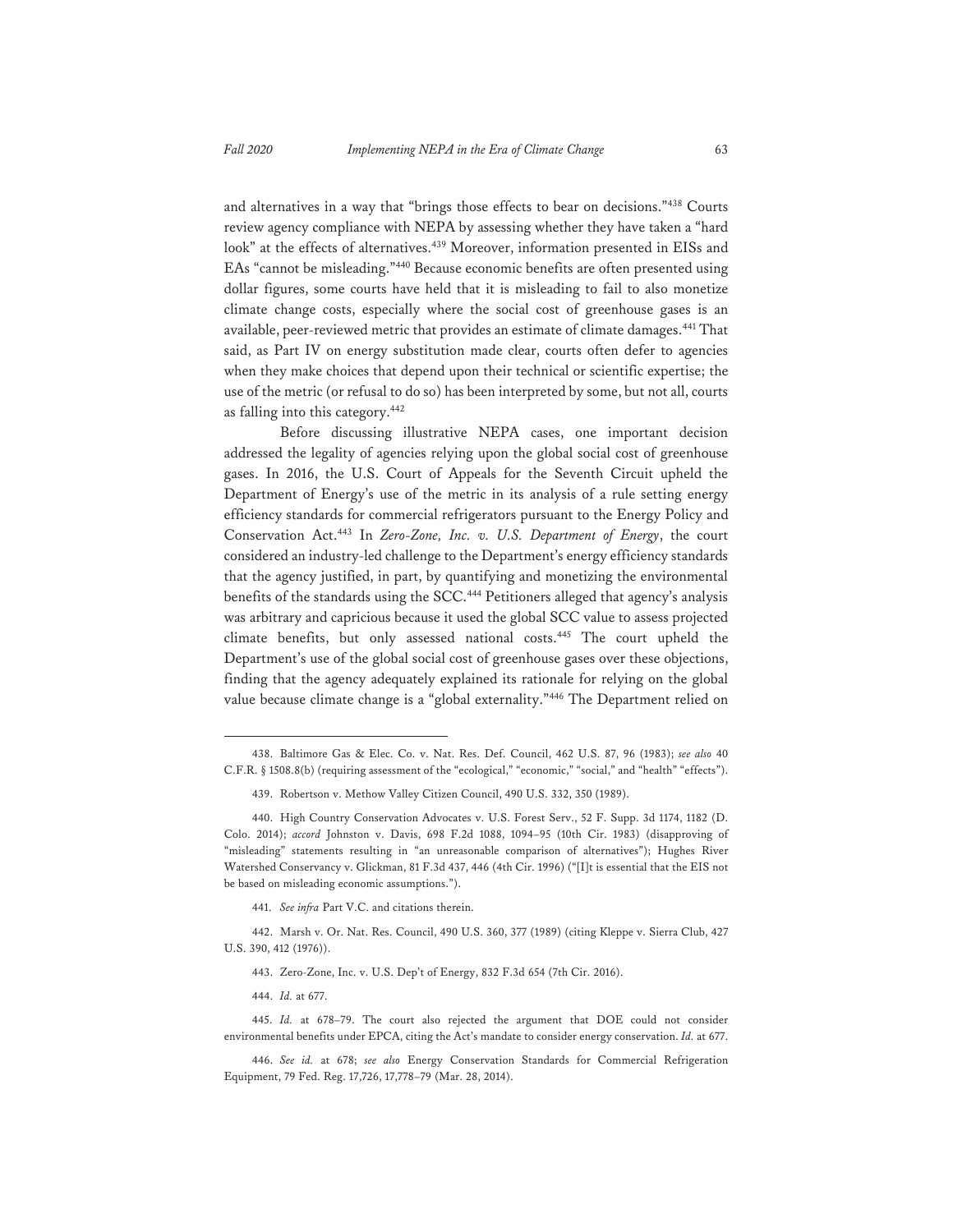and alternatives in a way that "brings those effects to bear on decisions."[438] Courts review agency compliance with NEPA by assessing whether they have taken a "hard look" at the effects of alternatives.[439] Moreover, information presented in EISs and EAs "cannot be misleading."[440] Because economic benefits are often presented using dollar figures, some courts have held that it is misleading to fail to also monetize climate change costs, especially where the social cost of greenhouse gases is an available, peer-reviewed metric that provides an estimate of climate damages.[441] That said, as Part IV on energy substitution made clear, courts often defer to agencies when they make choices that depend upon their technical or scientific expertise; the use of the metric (or refusal to do so) has been interpreted by some, but not all, courts as falling into this category.[442]

Before discussing illustrative NEPA cases, one important decision addressed the legality of agencies relying upon the global social cost of greenhouse gases. In 2016, the U.S. Court of Appeals for the Seventh Circuit upheld the Department of Energy's use of the metric in its analysis of a rule setting energy efficiency standards for commercial refrigerators pursuant to the Energy Policy and Conservation Act.[443] In *Zero-Zone, Inc. v. U.S. Department of Energy*, the court considered an industry-led challenge to the Department's energy efficiency standards that the agency justified, in part, by quantifying and monetizing the environmental benefits of the standards using the SCC.[444] Petitioners alleged that agency's analysis was arbitrary and capricious because it used the global SCC value to assess projected climate benefits, but only assessed national costs.[445] The court upheld the Department's use of the global social cost of greenhouse gases over these objections, finding that the agency adequately explained its rationale for relying on the global value because climate change is a "global externality."[446] The Department relied on

---

438. Baltimore Gas & Elec. Co. v. Nat. Res. Def. Council, 462 U.S. 87, 96 (1983); *see also* 40 C.F.R. § 1508.8(b) (requiring assessment of the "ecological," "economic," "social," and "health" "effects").

439. Robertson v. Methow Valley Citizen Council, 490 U.S. 332, 350 (1989).

440. High Country Conservation Advocates v. U.S. Forest Serv., 52 F. Supp. 3d 1174, 1182 (D. Colo. 2014); *accord* Johnston v. Davis, 698 F.2d 1088, 1094–95 (10th Cir. 1983) (disapproving of "misleading" statements resulting in "an unreasonable comparison of alternatives"); Hughes River Watershed Conservancy v. Glickman, 81 F.3d 437, 446 (4th Cir. 1996) ("[I]t is essential that the EIS not be based on misleading economic assumptions.").

441. *See infra* Part V.C. and citations therein.

442. Marsh v. Or. Nat. Res. Council, 490 U.S. 360, 377 (1989) (citing Kleppe v. Sierra Club, 427 U.S. 390, 412 (1976)).

443. Zero-Zone, Inc. v. U.S. Dep't of Energy, 832 F.3d 654 (7th Cir. 2016).

444. *Id.* at 677.

445. *Id.* at 678–79. The court also rejected the argument that DOE could not consider environmental benefits under EPCA, citing the Act's mandate to consider energy conservation. *Id.* at 677.

446. *See id.* at 678; *see also* Energy Conservation Standards for Commercial Refrigeration Equipment, 79 Fed. Reg. 17,726, 17,778–79 (Mar. 28, 2014).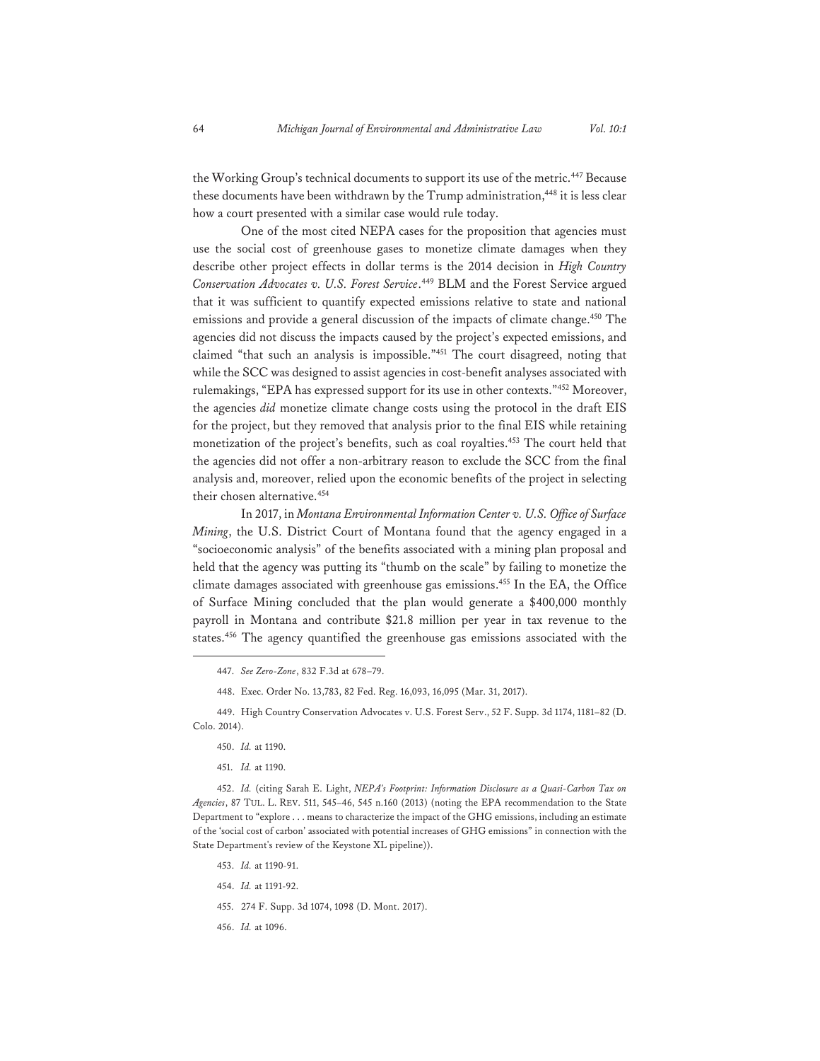the Working Group's technical documents to support its use of the metric.[447] Because these documents have been withdrawn by the Trump administration,[448] it is less clear how a court presented with a similar case would rule today.

One of the most cited NEPA cases for the proposition that agencies must use the social cost of greenhouse gases to monetize climate damages when they describe other project effects in dollar terms is the 2014 decision in *High Country Conservation Advocates v. U.S. Forest Service*.[449] BLM and the Forest Service argued that it was sufficient to quantify expected emissions relative to state and national emissions and provide a general discussion of the impacts of climate change.[450] The agencies did not discuss the impacts caused by the project's expected emissions, and claimed "that such an analysis is impossible."[451] The court disagreed, noting that while the SCC was designed to assist agencies in cost-benefit analyses associated with rulemakings, "EPA has expressed support for its use in other contexts."[452] Moreover, the agencies *did* monetize climate change costs using the protocol in the draft EIS for the project, but they removed that analysis prior to the final EIS while retaining monetization of the project's benefits, such as coal royalties.[453] The court held that the agencies did not offer a non-arbitrary reason to exclude the SCC from the final analysis and, moreover, relied upon the economic benefits of the project in selecting their chosen alternative.[454]

In 2017, in *Montana Environmental Information Center v. U.S. Office of Surface Mining*, the U.S. District Court of Montana found that the agency engaged in a "socioeconomic analysis" of the benefits associated with a mining plan proposal and held that the agency was putting its "thumb on the scale" by failing to monetize the climate damages associated with greenhouse gas emissions.[455] In the EA, the Office of Surface Mining concluded that the plan would generate a $400,000 monthly payroll in Montana and contribute $21.8 million per year in tax revenue to the states.[456] The agency quantified the greenhouse gas emissions associated with the

447. *See Zero-Zone*, 832 F.3d at 678–79.

448. Exec. Order No. 13,783, 82 Fed. Reg. 16,093, 16,095 (Mar. 31, 2017).

449. High Country Conservation Advocates v. U.S. Forest Serv., 52 F. Supp. 3d 1174, 1181–82 (D. Colo. 2014).

450. *Id.* at 1190.

451. *Id.* at 1190.

452. *Id.* (citing Sarah E. Light, *NEPA's Footprint: Information Disclosure as a Quasi-Carbon Tax on Agencies*, 87 TUL. L. REV. 511, 545–46, 545 n.160 (2013) (noting the EPA recommendation to the State Department to "explore . . . means to characterize the impact of the GHG emissions, including an estimate of the 'social cost of carbon' associated with potential increases of GHG emissions" in connection with the State Department's review of the Keystone XL pipeline)).

453. *Id.* at 1190-91.

454. *Id.* at 1191-92.

455. 274 F. Supp. 3d 1074, 1098 (D. Mont. 2017).

456. *Id.* at 1096.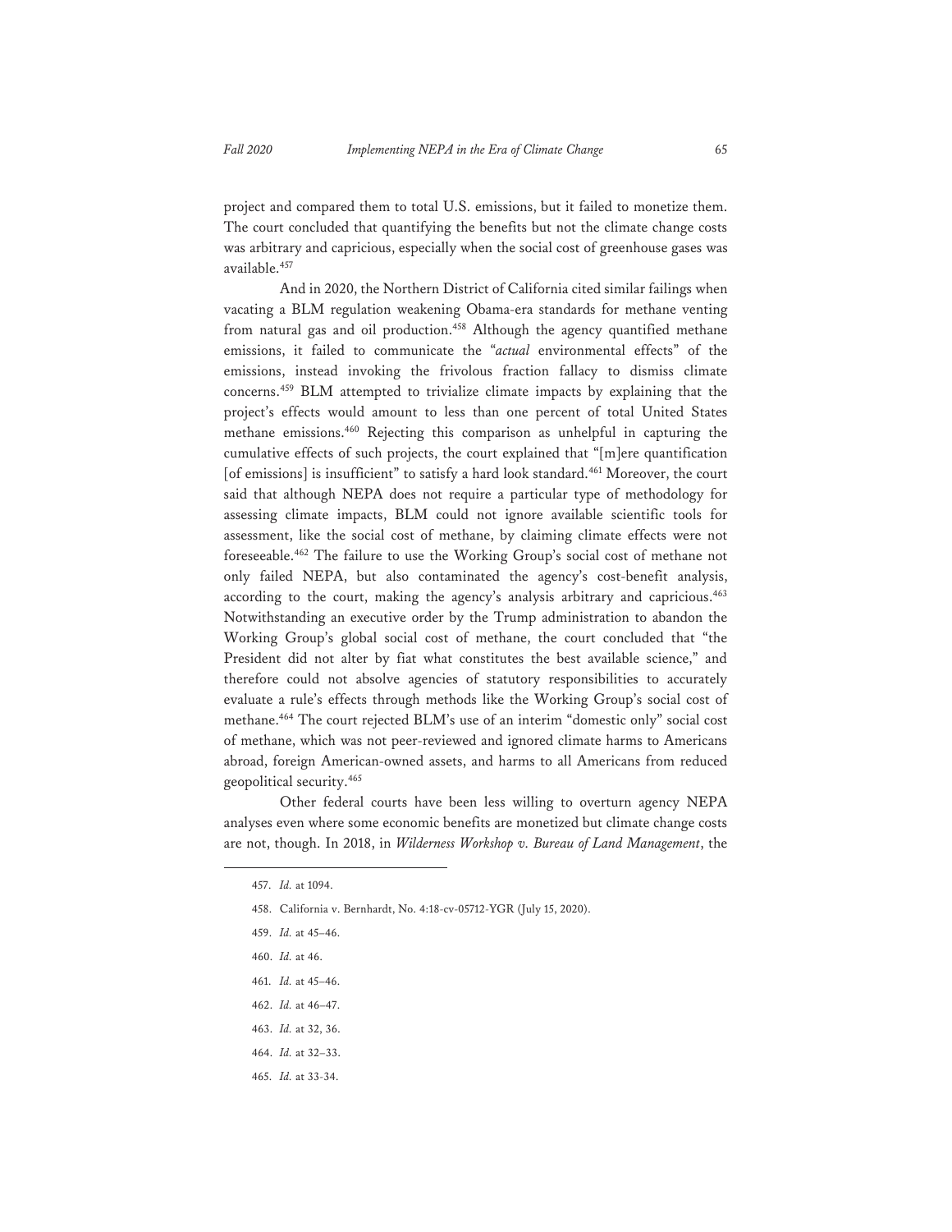project and compared them to total U.S. emissions, but it failed to monetize them. The court concluded that quantifying the benefits but not the climate change costs was arbitrary and capricious, especially when the social cost of greenhouse gases was available.[457]

And in 2020, the Northern District of California cited similar failings when vacating a BLM regulation weakening Obama-era standards for methane venting from natural gas and oil production.[458] Although the agency quantified methane emissions, it failed to communicate the "*actual* environmental effects" of the emissions, instead invoking the frivolous fraction fallacy to dismiss climate concerns.[459] BLM attempted to trivialize climate impacts by explaining that the project's effects would amount to less than one percent of total United States methane emissions.[460] Rejecting this comparison as unhelpful in capturing the cumulative effects of such projects, the court explained that "[m]ere quantification [of emissions] is insufficient" to satisfy a hard look standard.[461] Moreover, the court said that although NEPA does not require a particular type of methodology for assessing climate impacts, BLM could not ignore available scientific tools for assessment, like the social cost of methane, by claiming climate effects were not foreseeable.[462] The failure to use the Working Group's social cost of methane not only failed NEPA, but also contaminated the agency's cost-benefit analysis, according to the court, making the agency's analysis arbitrary and capricious.[463] Notwithstanding an executive order by the Trump administration to abandon the Working Group's global social cost of methane, the court concluded that "the President did not alter by fiat what constitutes the best available science," and therefore could not absolve agencies of statutory responsibilities to accurately evaluate a rule's effects through methods like the Working Group's social cost of methane.[464] The court rejected BLM's use of an interim "domestic only" social cost of methane, which was not peer-reviewed and ignored climate harms to Americans abroad, foreign American-owned assets, and harms to all Americans from reduced geopolitical security.[465]

Other federal courts have been less willing to overturn agency NEPA analyses even where some economic benefits are monetized but climate change costs are not, though. In 2018, in *Wilderness Workshop v. Bureau of Land Management*, the

---

457. *Id.* at 1094.

458. California v. Bernhardt, No. 4:18-cv-05712-YGR (July 15, 2020).

459. *Id.* at 45–46.

460. *Id.* at 46.

461. *Id.* at 45–46.

462. *Id.* at 46–47.

463. *Id.* at 32, 36.

464. *Id.* at 32–33.

465. *Id.* at 33-34.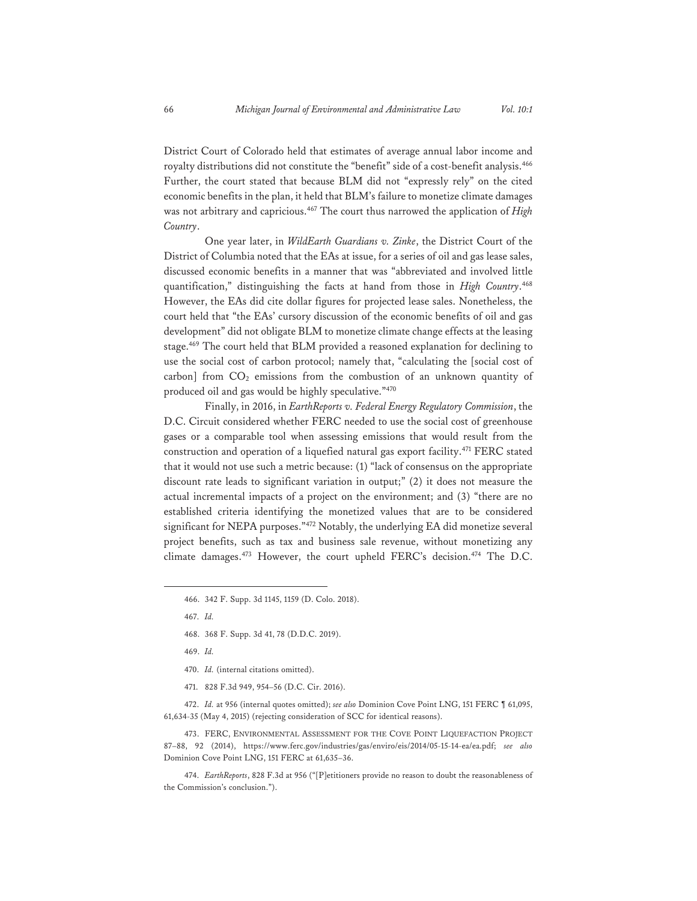District Court of Colorado held that estimates of average annual labor income and royalty distributions did not constitute the "benefit" side of a cost-benefit analysis.[466] Further, the court stated that because BLM did not "expressly rely" on the cited economic benefits in the plan, it held that BLM's failure to monetize climate damages was not arbitrary and capricious.[467] The court thus narrowed the application of *High Country*.

One year later, in *WildEarth Guardians v. Zinke*, the District Court of the District of Columbia noted that the EAs at issue, for a series of oil and gas lease sales, discussed economic benefits in a manner that was "abbreviated and involved little quantification," distinguishing the facts at hand from those in *High Country*.[468] However, the EAs did cite dollar figures for projected lease sales. Nonetheless, the court held that "the EAs' cursory discussion of the economic benefits of oil and gas development" did not obligate BLM to monetize climate change effects at the leasing stage.[469] The court held that BLM provided a reasoned explanation for declining to use the social cost of carbon protocol; namely that, "calculating the [social cost of carbon] from $CO_2$ emissions from the combustion of an unknown quantity of produced oil and gas would be highly speculative."[470]

Finally, in 2016, in *EarthReports v. Federal Energy Regulatory Commission*, the D.C. Circuit considered whether FERC needed to use the social cost of greenhouse gases or a comparable tool when assessing emissions that would result from the construction and operation of a liquefied natural gas export facility.[471] FERC stated that it would not use such a metric because: (1) "lack of consensus on the appropriate discount rate leads to significant variation in output;" (2) it does not measure the actual incremental impacts of a project on the environment; and (3) "there are no established criteria identifying the monetized values that are to be considered significant for NEPA purposes."[472] Notably, the underlying EA did monetize several project benefits, such as tax and business sale revenue, without monetizing any climate damages.[473] However, the court upheld FERC's decision.[474] The D.C.

---

466. 342 F. Supp. 3d 1145, 1159 (D. Colo. 2018).

467. *Id.*

468. 368 F. Supp. 3d 41, 78 (D.D.C. 2019).

469. *Id.*

470. *Id.* (internal citations omitted).

471. 828 F.3d 949, 954–56 (D.C. Cir. 2016).

472. *Id.* at 956 (internal quotes omitted); *see also* Dominion Cove Point LNG, 151 FERC ¶ 61,095, 61,634-35 (May 4, 2015) (rejecting consideration of SCC for identical reasons).

473. FERC, ENVIRONMENTAL ASSESSMENT FOR THE COVE POINT LIQUEFACTION PROJECT 87–88, 92 (2014), https://www.ferc.gov/industries/gas/enviro/eis/2014/05-15-14-ea/ea.pdf; *see also* Dominion Cove Point LNG, 151 FERC at 61,635–36.

474. *EarthReports*, 828 F.3d at 956 ("[P]etitioners provide no reason to doubt the reasonableness of the Commission's conclusion.").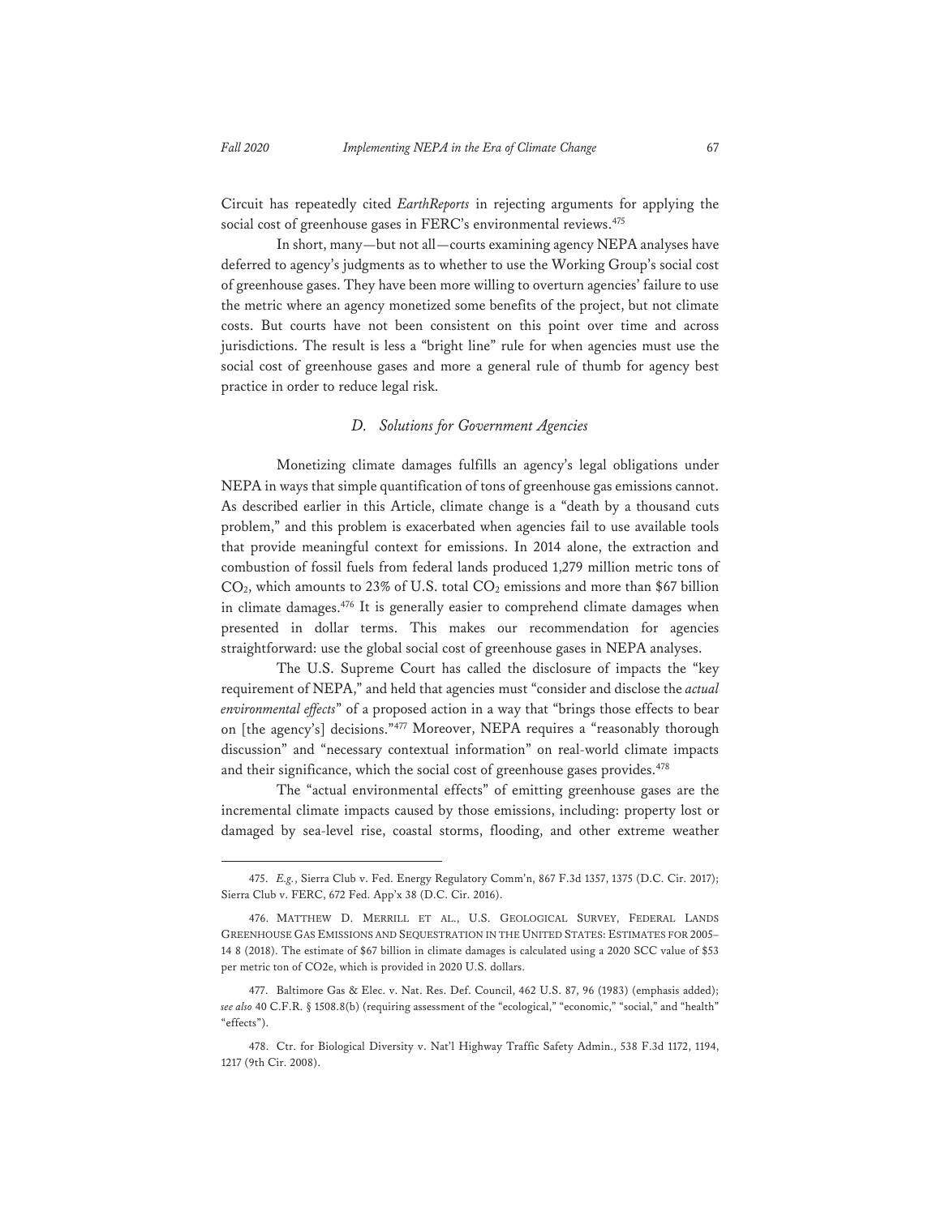Circuit has repeatedly cited *EarthReports* in rejecting arguments for applying the social cost of greenhouse gases in FERC's environmental reviews.[475]

In short, many—but not all—courts examining agency NEPA analyses have deferred to agency's judgments as to whether to use the Working Group's social cost of greenhouse gases. They have been more willing to overturn agencies' failure to use the metric where an agency monetized some benefits of the project, but not climate costs. But courts have not been consistent on this point over time and across jurisdictions. The result is less a "bright line" rule for when agencies must use the social cost of greenhouse gases and more a general rule of thumb for agency best practice in order to reduce legal risk.

### *D. Solutions for Government Agencies*

Monetizing climate damages fulfills an agency's legal obligations under NEPA in ways that simple quantification of tons of greenhouse gas emissions cannot. As described earlier in this Article, climate change is a "death by a thousand cuts problem," and this problem is exacerbated when agencies fail to use available tools that provide meaningful context for emissions. In 2014 alone, the extraction and combustion of fossil fuels from federal lands produced 1,279 million metric tons of $CO_2$, which amounts to 23% of U.S. total $CO_2$ emissions and more than $67 billion in climate damages.[476] It is generally easier to comprehend climate damages when presented in dollar terms. This makes our recommendation for agencies straightforward: use the global social cost of greenhouse gases in NEPA analyses.

The U.S. Supreme Court has called the disclosure of impacts the "key requirement of NEPA," and held that agencies must "consider and disclose the *actual environmental effects*" of a proposed action in a way that "brings those effects to bear on [the agency's] decisions."[477] Moreover, NEPA requires a "reasonably thorough discussion" and "necessary contextual information" on real-world climate impacts and their significance, which the social cost of greenhouse gases provides.[478]

The "actual environmental effects" of emitting greenhouse gases are the incremental climate impacts caused by those emissions, including: property lost or damaged by sea-level rise, coastal storms, flooding, and other extreme weather

---

475. *E.g.*, Sierra Club v. Fed. Energy Regulatory Comm'n, 867 F.3d 1357, 1375 (D.C. Cir. 2017); Sierra Club v. FERC, 672 Fed. App'x 38 (D.C. Cir. 2016).

476. MATTHEW D. MERRILL ET AL., U.S. GEOLOGICAL SURVEY, FEDERAL LANDS GREENHOUSE GAS EMISSIONS AND SEQUESTRATION IN THE UNITED STATES: ESTIMATES FOR 2005–14 8 (2018). The estimate of $67 billion in climate damages is calculated using a 2020 SCC value of $53 per metric ton of CO2e, which is provided in 2020 U.S. dollars.

477. Baltimore Gas & Elec. v. Nat. Res. Def. Council, 462 U.S. 87, 96 (1983) (emphasis added); *see also* 40 C.F.R. § 1508.8(b) (requiring assessment of the "ecological," "economic," "social," and "health" "effects").

478. Ctr. for Biological Diversity v. Nat'l Highway Traffic Safety Admin., 538 F.3d 1172, 1194, 1217 (9th Cir. 2008).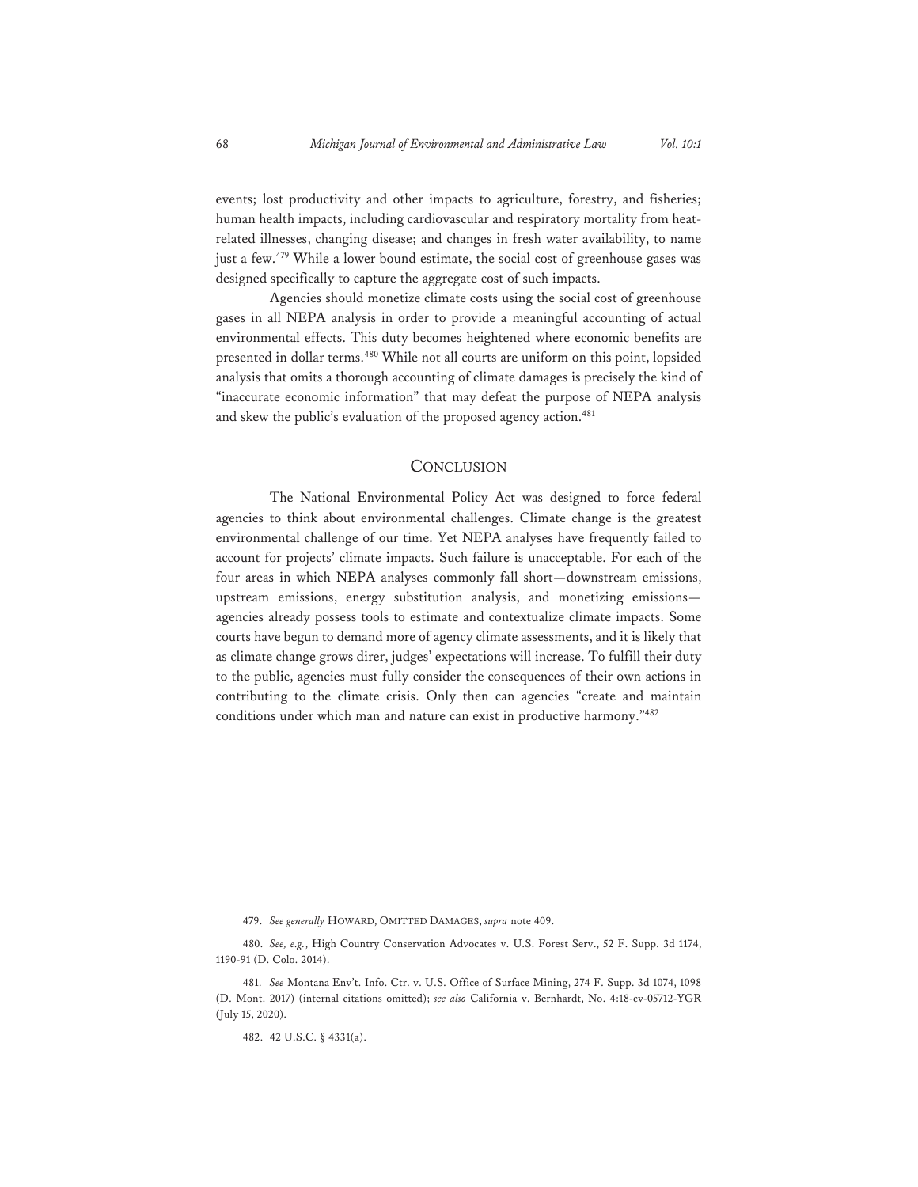events; lost productivity and other impacts to agriculture, forestry, and fisheries; human health impacts, including cardiovascular and respiratory mortality from heat-related illnesses, changing disease; and changes in fresh water availability, to name just a few.[479] While a lower bound estimate, the social cost of greenhouse gases was designed specifically to capture the aggregate cost of such impacts.

Agencies should monetize climate costs using the social cost of greenhouse gases in all NEPA analysis in order to provide a meaningful accounting of actual environmental effects. This duty becomes heightened where economic benefits are presented in dollar terms.[480] While not all courts are uniform on this point, lopsided analysis that omits a thorough accounting of climate damages is precisely the kind of "inaccurate economic information" that may defeat the purpose of NEPA analysis and skew the public's evaluation of the proposed agency action.[481]

## CONCLUSION

The National Environmental Policy Act was designed to force federal agencies to think about environmental challenges. Climate change is the greatest environmental challenge of our time. Yet NEPA analyses have frequently failed to account for projects' climate impacts. Such failure is unacceptable. For each of the four areas in which NEPA analyses commonly fall short—downstream emissions, upstream emissions, energy substitution analysis, and monetizing emissions—agencies already possess tools to estimate and contextualize climate impacts. Some courts have begun to demand more of agency climate assessments, and it is likely that as climate change grows direr, judges' expectations will increase. To fulfill their duty to the public, agencies must fully consider the consequences of their own actions in contributing to the climate crisis. Only then can agencies "create and maintain conditions under which man and nature can exist in productive harmony."[482]

---

479. *See generally* HOWARD, OMITTED DAMAGES, *supra* note 409.

480. *See, e.g.*, High Country Conservation Advocates v. U.S. Forest Serv., 52 F. Supp. 3d 1174, 1190-91 (D. Colo. 2014).

481. *See* Montana Env't. Info. Ctr. v. U.S. Office of Surface Mining, 274 F. Supp. 3d 1074, 1098 (D. Mont. 2017) (internal citations omitted); *see also* California v. Bernhardt, No. 4:18-cv-05712-YGR (July 15, 2020).

482. 42 U.S.C. § 4331(a).